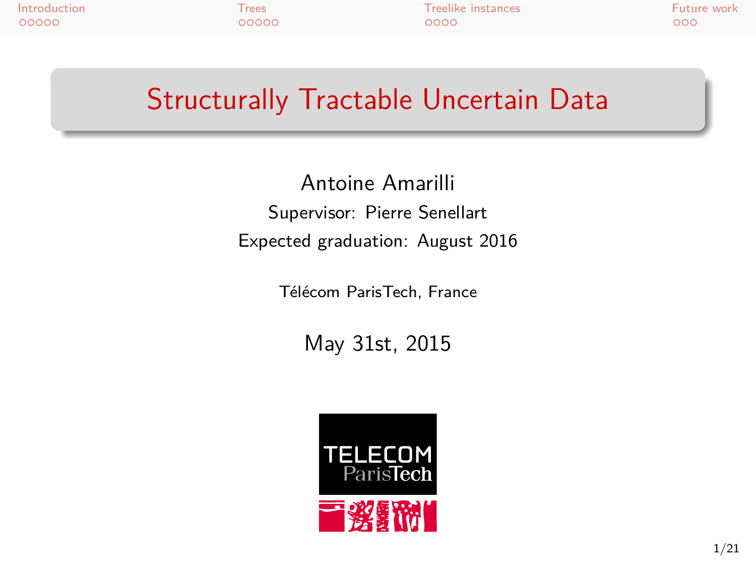# Structurally Tractable Uncertain Data

Antoine Amarilli

Supervisor: Pierre Senellart

Expected graduation: August 2016

Télécom ParisTech, France

May 31st, 2015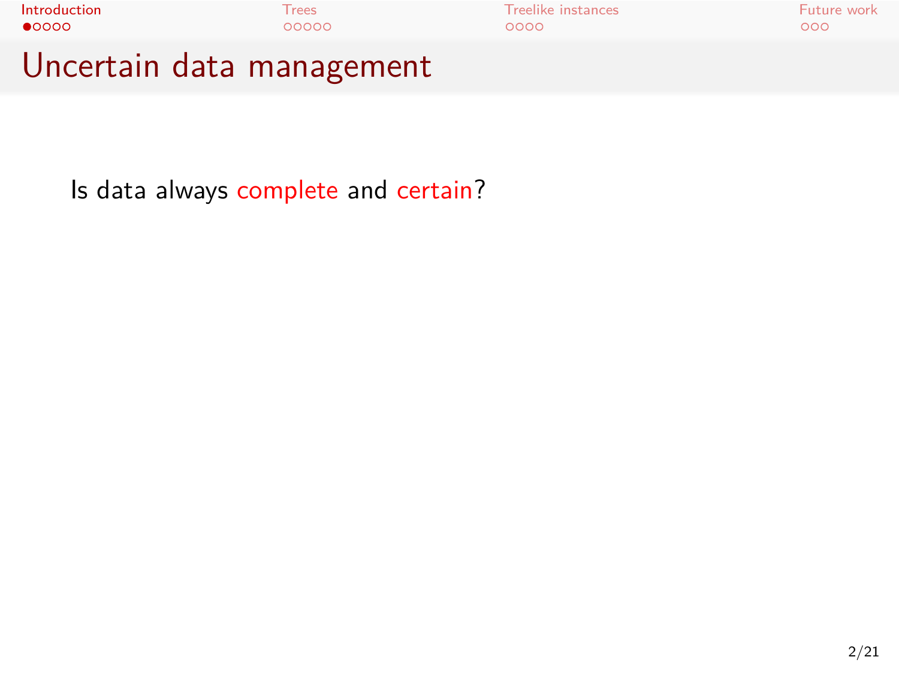# Uncertain data management

Is data always complete and certain?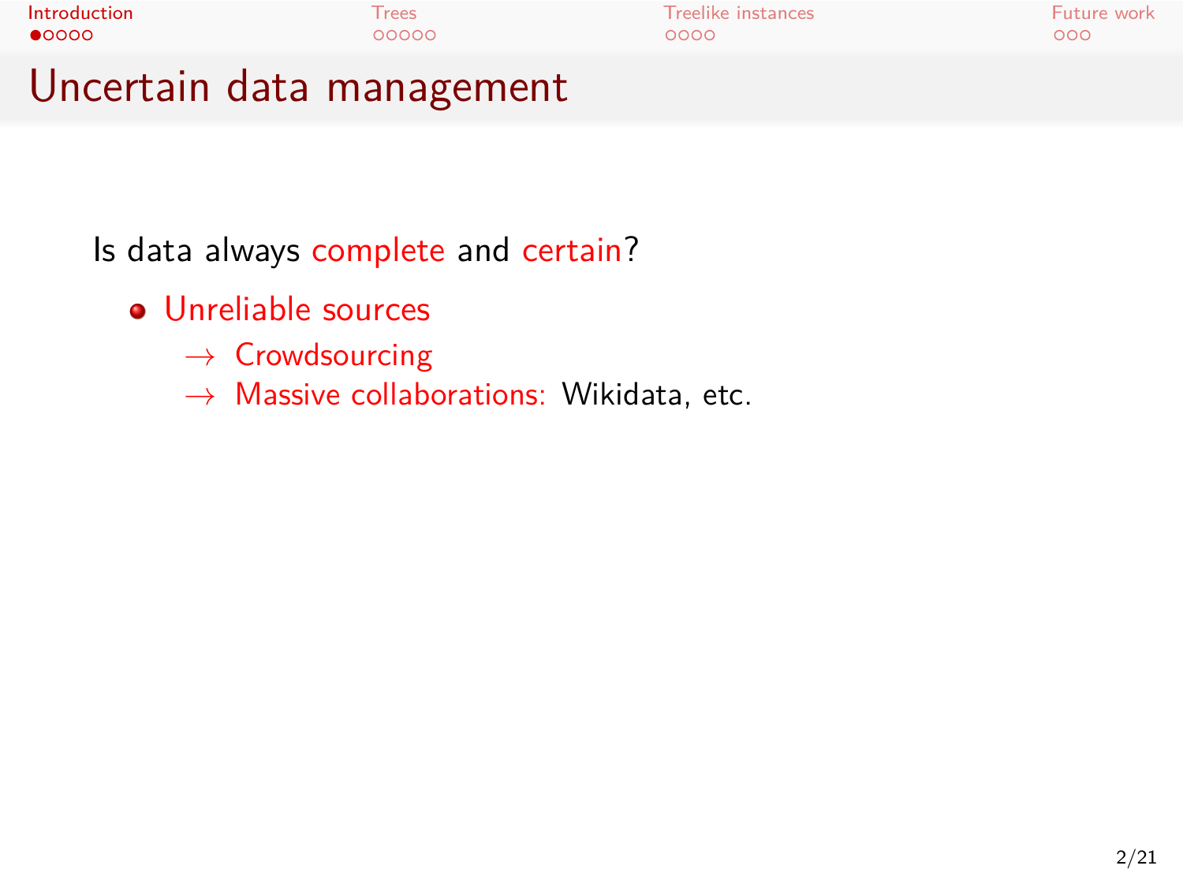# Uncertain data management

Is data always complete and certain?

- Unreliable sources
  - → Crowdsourcing
  - → Massive collaborations: Wikidata, etc.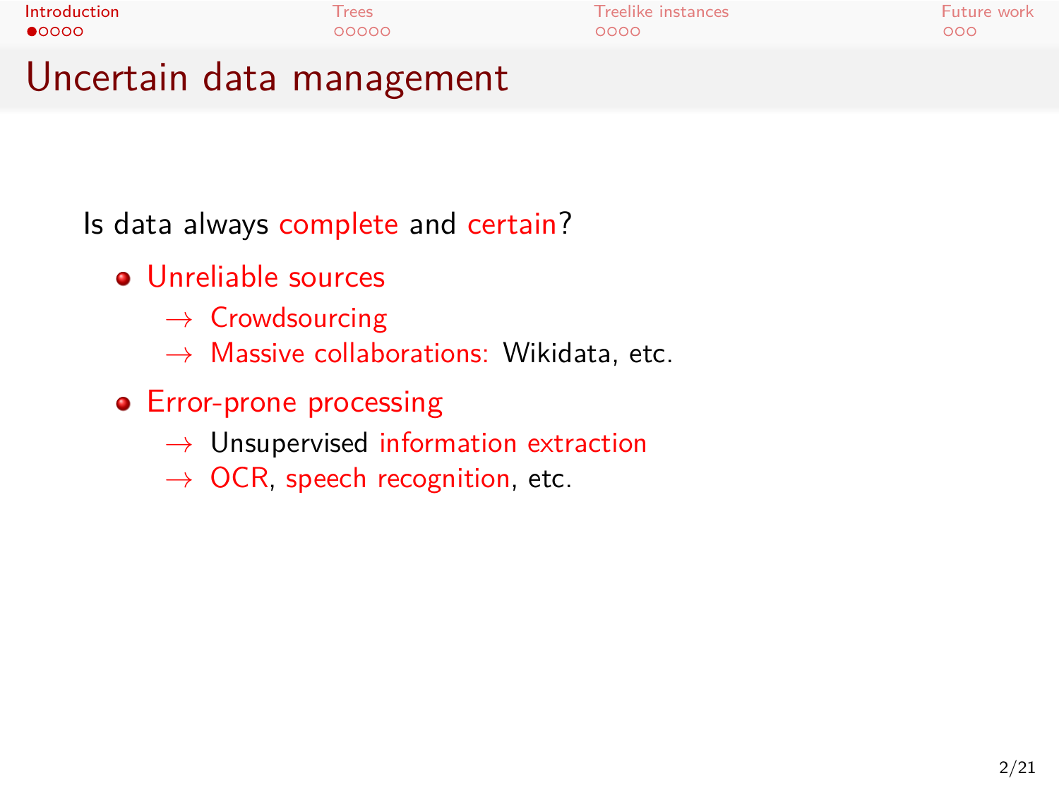# Uncertain data management

Is data always complete and certain?

- Unreliable sources
  - → Crowdsourcing
  - → Massive collaborations: Wikidata, etc.
- Error-prone processing
  - → Unsupervised information extraction
  - → OCR, speech recognition, etc.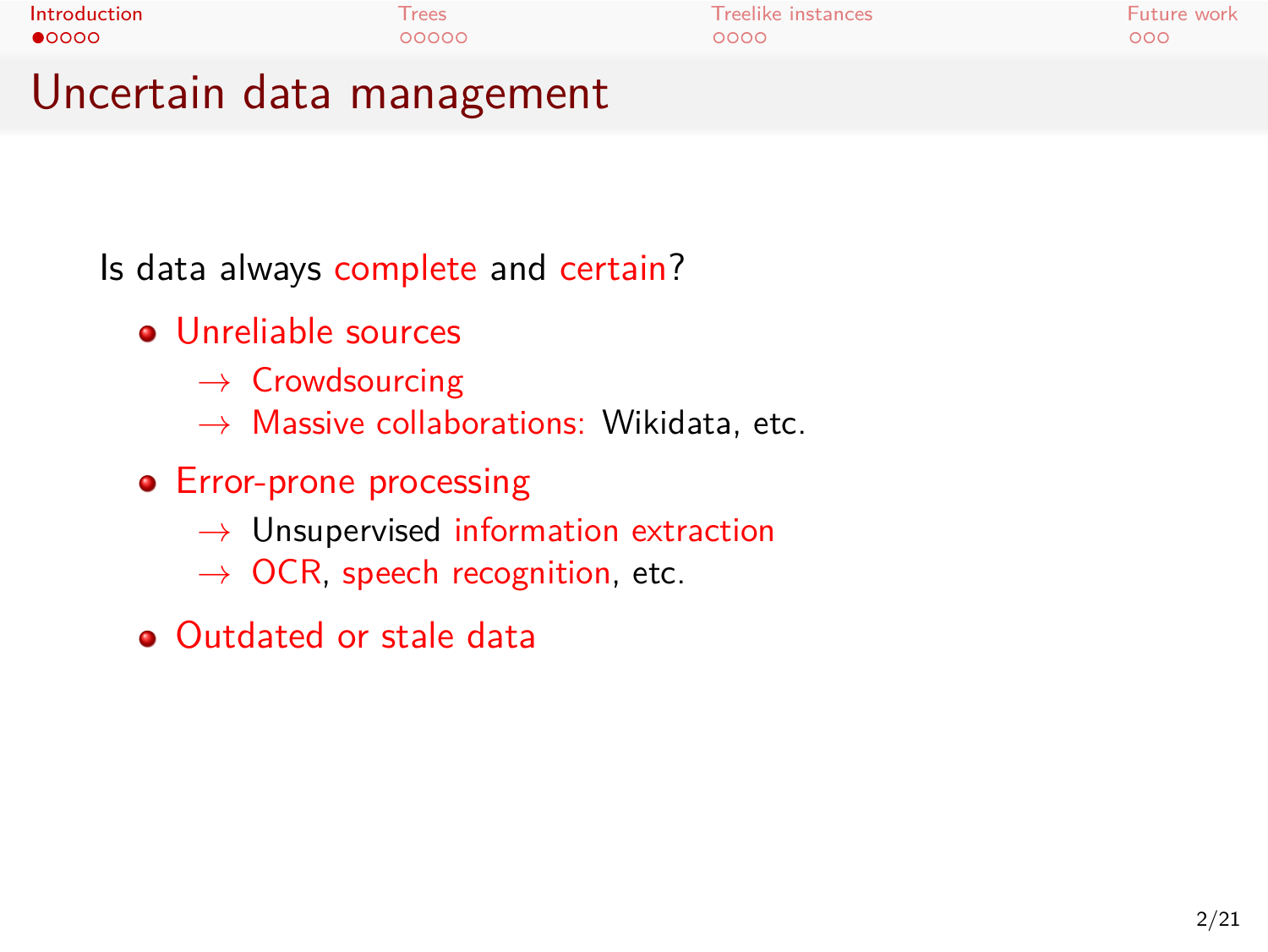# Uncertain data management

Is data always complete and certain?

- Unreliable sources
  - → Crowdsourcing
  - → Massive collaborations: Wikidata, etc.
- Error-prone processing
  - → Unsupervised information extraction
  - → OCR, speech recognition, etc.
- Outdated or stale data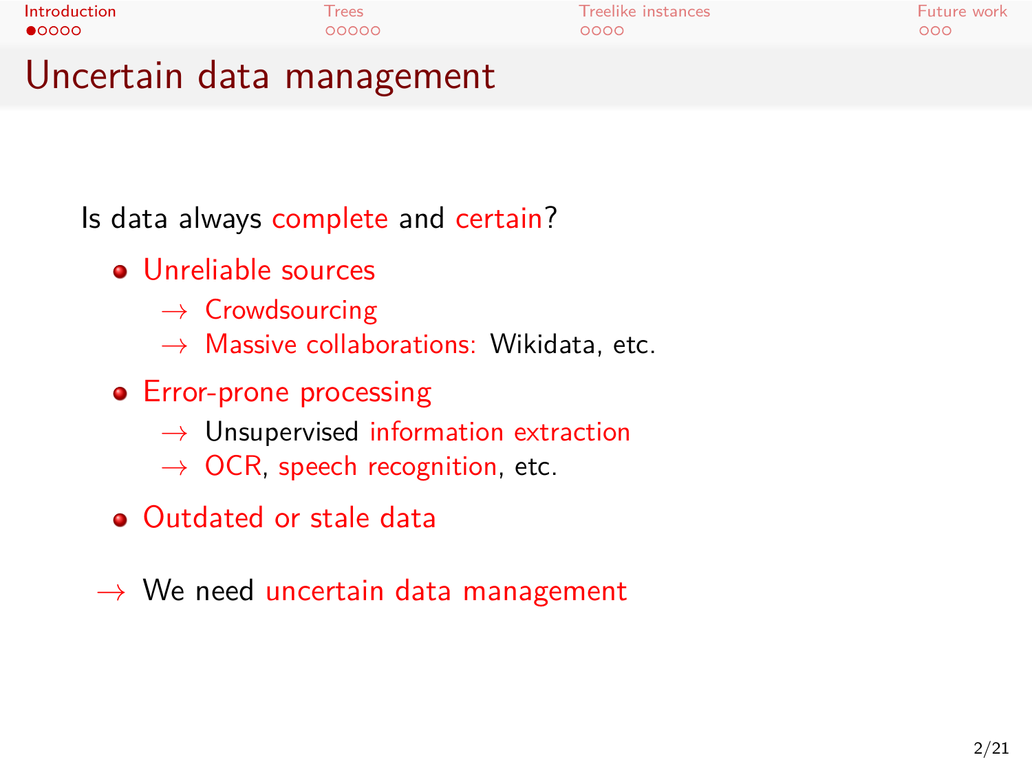# Uncertain data management

Is data always complete and certain?

- Unreliable sources
  - → Crowdsourcing
  - → Massive collaborations: Wikidata, etc.
- Error-prone processing
  - → Unsupervised information extraction
  - → OCR, speech recognition, etc.
- Outdated or stale data

→ We need uncertain data management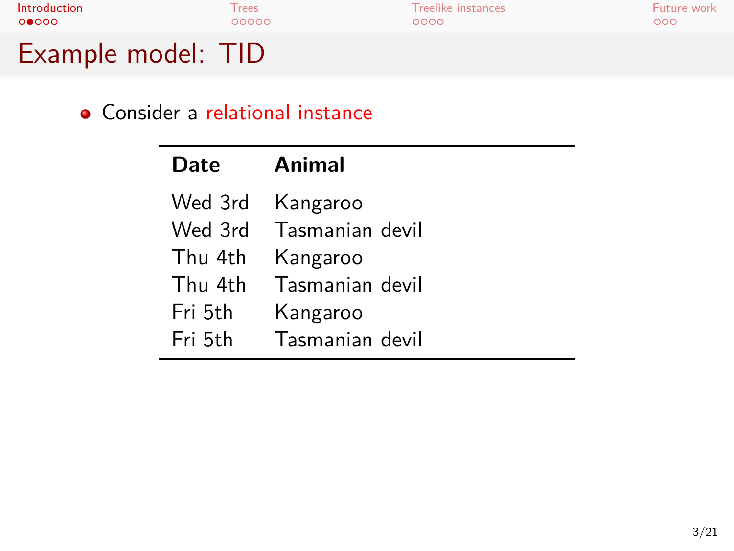# Example model: TID

- Consider a relational instance

| Date | Animal |
|---|---|
| Wed 3rd | Kangaroo |
| Wed 3rd | Tasmanian devil |
| Thu 4th | Kangaroo |
| Thu 4th | Tasmanian devil |
| Fri 5th | Kangaroo |
| Fri 5th | Tasmanian devil |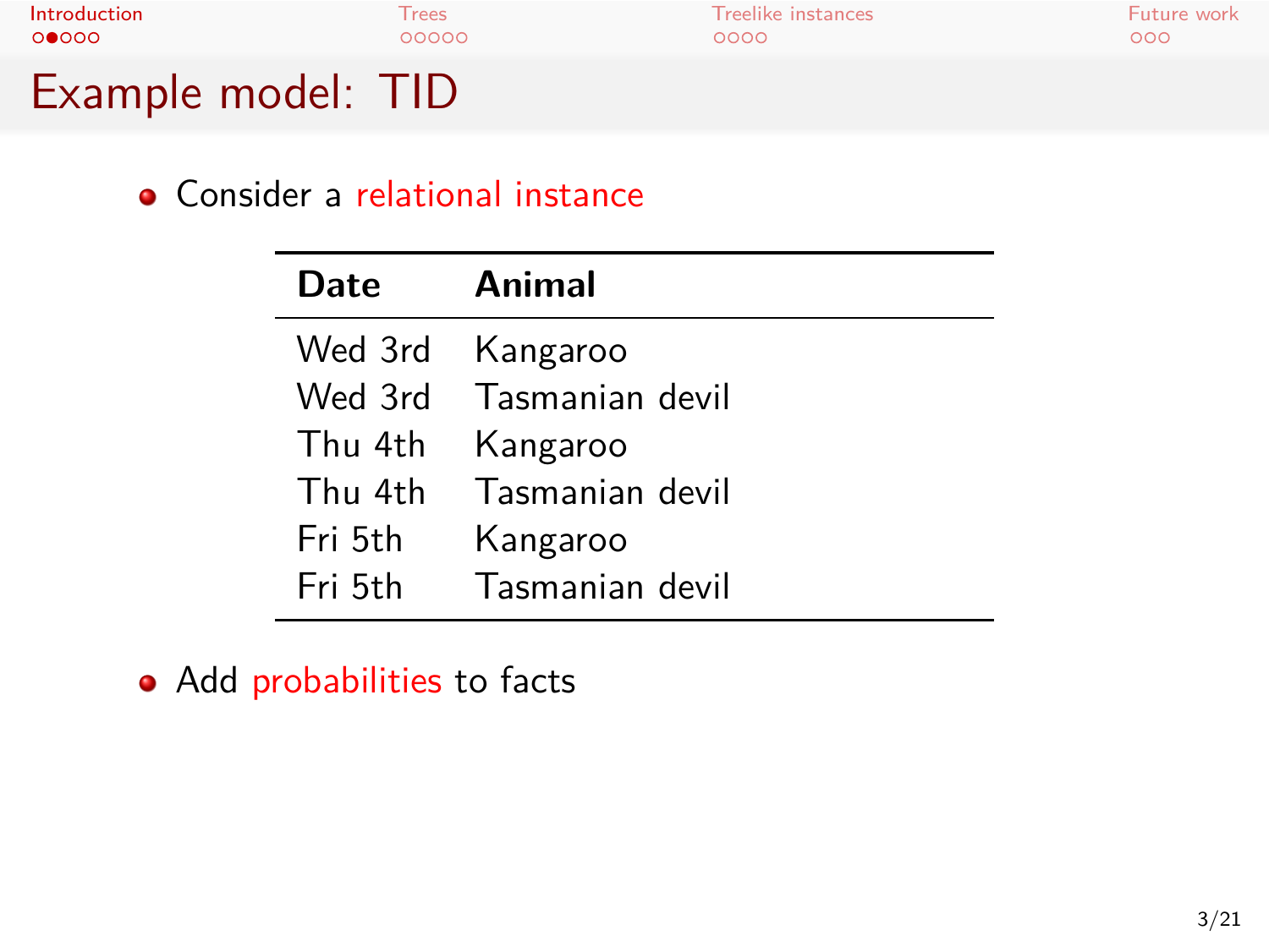# Example model: TID

- Consider a relational instance

| Date | Animal |
|---|---|
| Wed 3rd | Kangaroo |
| Wed 3rd | Tasmanian devil |
| Thu 4th | Kangaroo |
| Thu 4th | Tasmanian devil |
| Fri 5th | Kangaroo |
| Fri 5th | Tasmanian devil |

- Add probabilities to facts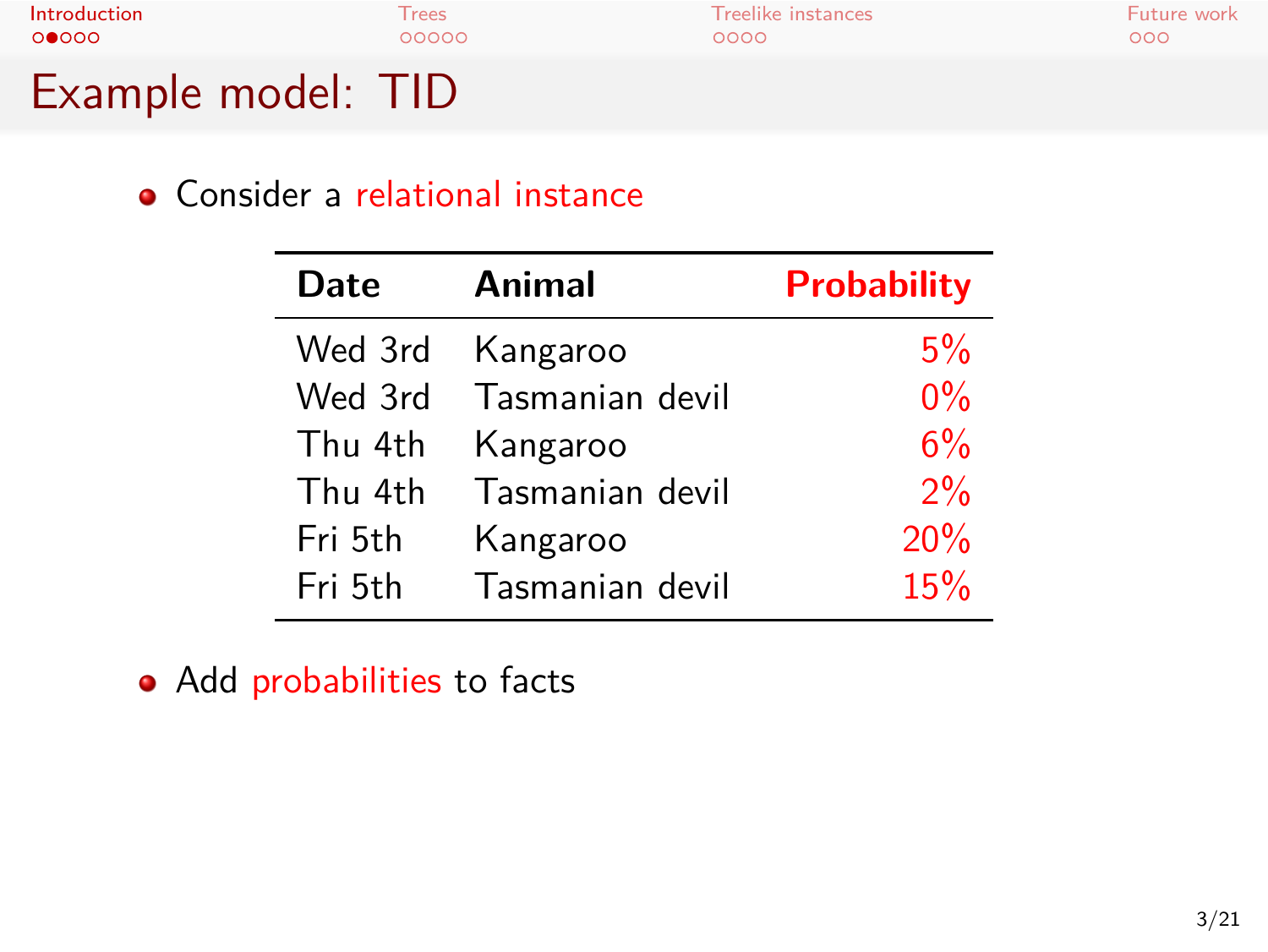# Example model: TID

- Consider a relational instance

| Date | Animal | Probability |
|---|---|---|
| Wed 3rd | Kangaroo | 5% |
| Wed 3rd | Tasmanian devil | 0% |
| Thu 4th | Kangaroo | 6% |
| Thu 4th | Tasmanian devil | 2% |
| Fri 5th | Kangaroo | 20% |
| Fri 5th | Tasmanian devil | 15% |

- Add probabilities to facts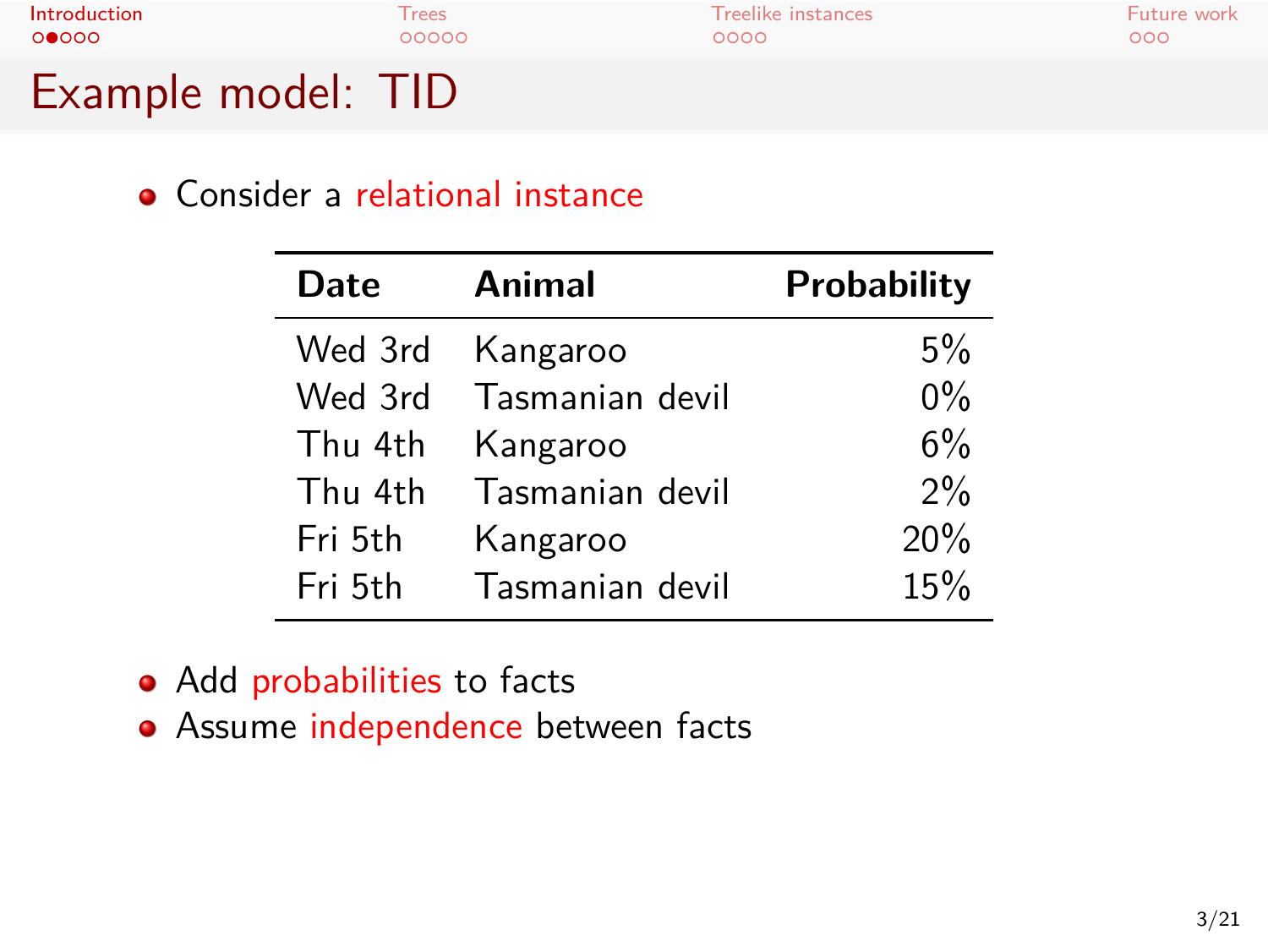# Example model: TID

- Consider a relational instance

| Date | Animal | Probability |
|---|---|---:|
| Wed 3rd | Kangaroo | 5% |
| Wed 3rd | Tasmanian devil | 0% |
| Thu 4th | Kangaroo | 6% |
| Thu 4th | Tasmanian devil | 2% |
| Fri 5th | Kangaroo | 20% |
| Fri 5th | Tasmanian devil | 15% |

- Add probabilities to facts
- Assume independence between facts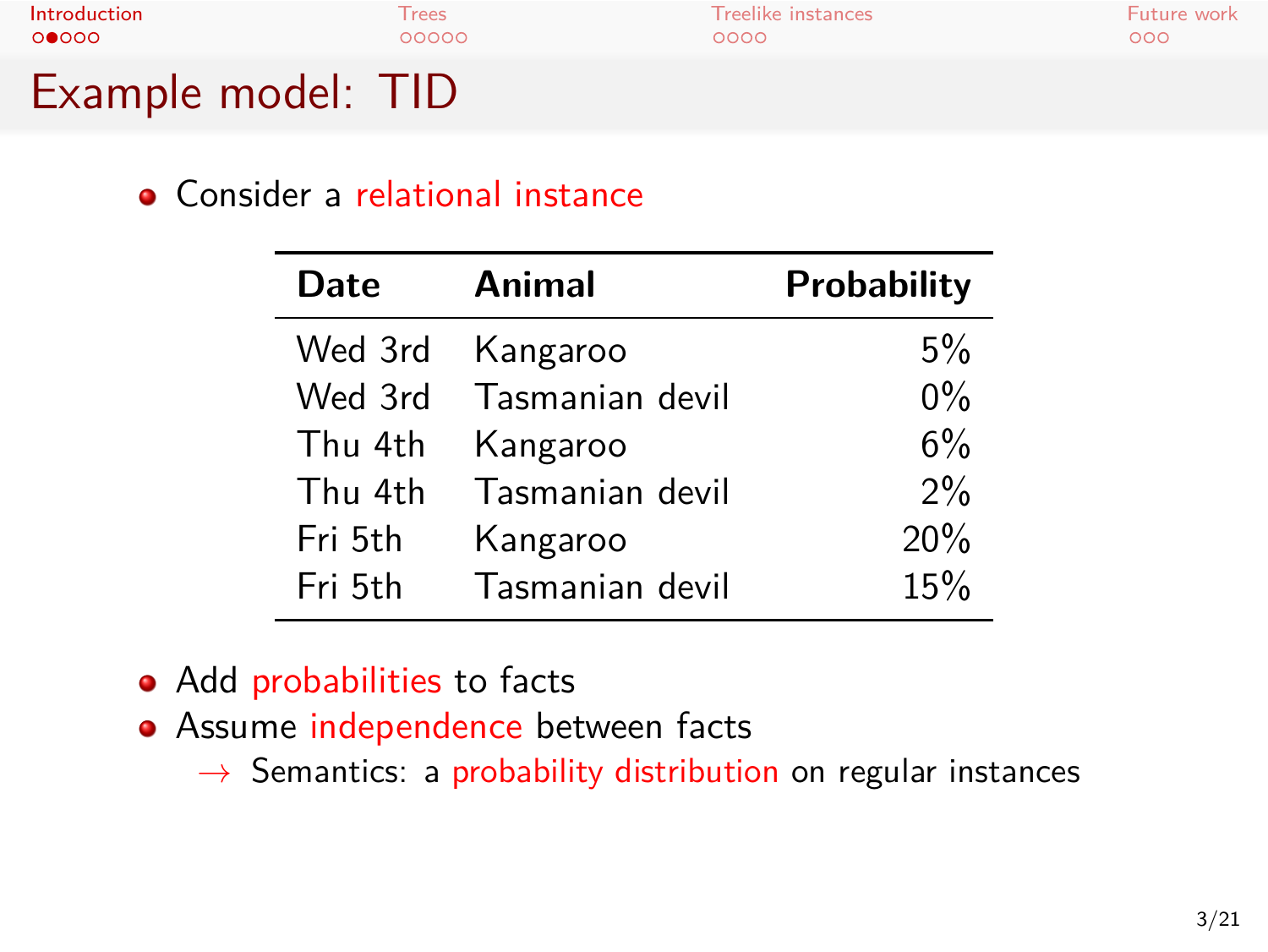# Example model: TID

- Consider a relational instance

| Date | Animal | Probability |
|---|---|---|
| Wed 3rd | Kangaroo | 5% |
| Wed 3rd | Tasmanian devil | 0% |
| Thu 4th | Kangaroo | 6% |
| Thu 4th | Tasmanian devil | 2% |
| Fri 5th | Kangaroo | 20% |
| Fri 5th | Tasmanian devil | 15% |

- Add probabilities to facts
- Assume independence between facts
  - → Semantics: a probability distribution on regular instances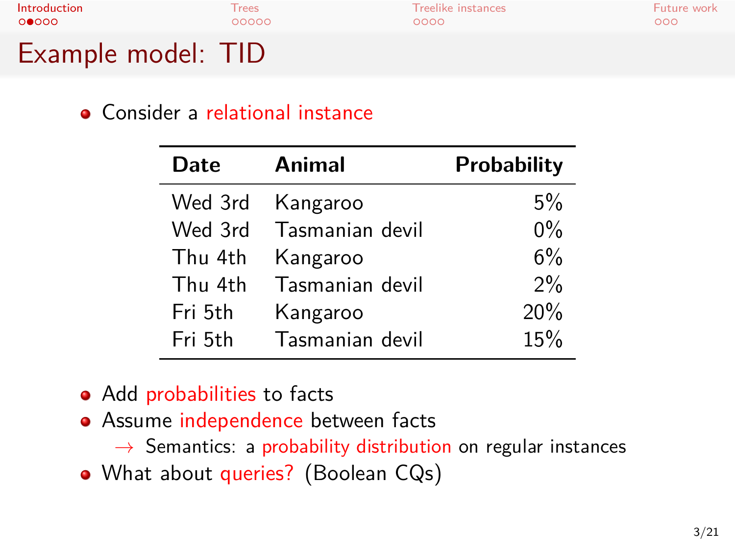# Example model: TID

- Consider a relational instance

| Date | Animal | Probability |
|---|---|---|
| Wed 3rd | Kangaroo | 5% |
| Wed 3rd | Tasmanian devil | 0% |
| Thu 4th | Kangaroo | 6% |
| Thu 4th | Tasmanian devil | 2% |
| Fri 5th | Kangaroo | 20% |
| Fri 5th | Tasmanian devil | 15% |

- Add probabilities to facts
- Assume independence between facts
  - $\rightarrow$ Semantics: a probability distribution on regular instances
- What about queries? (Boolean CQs)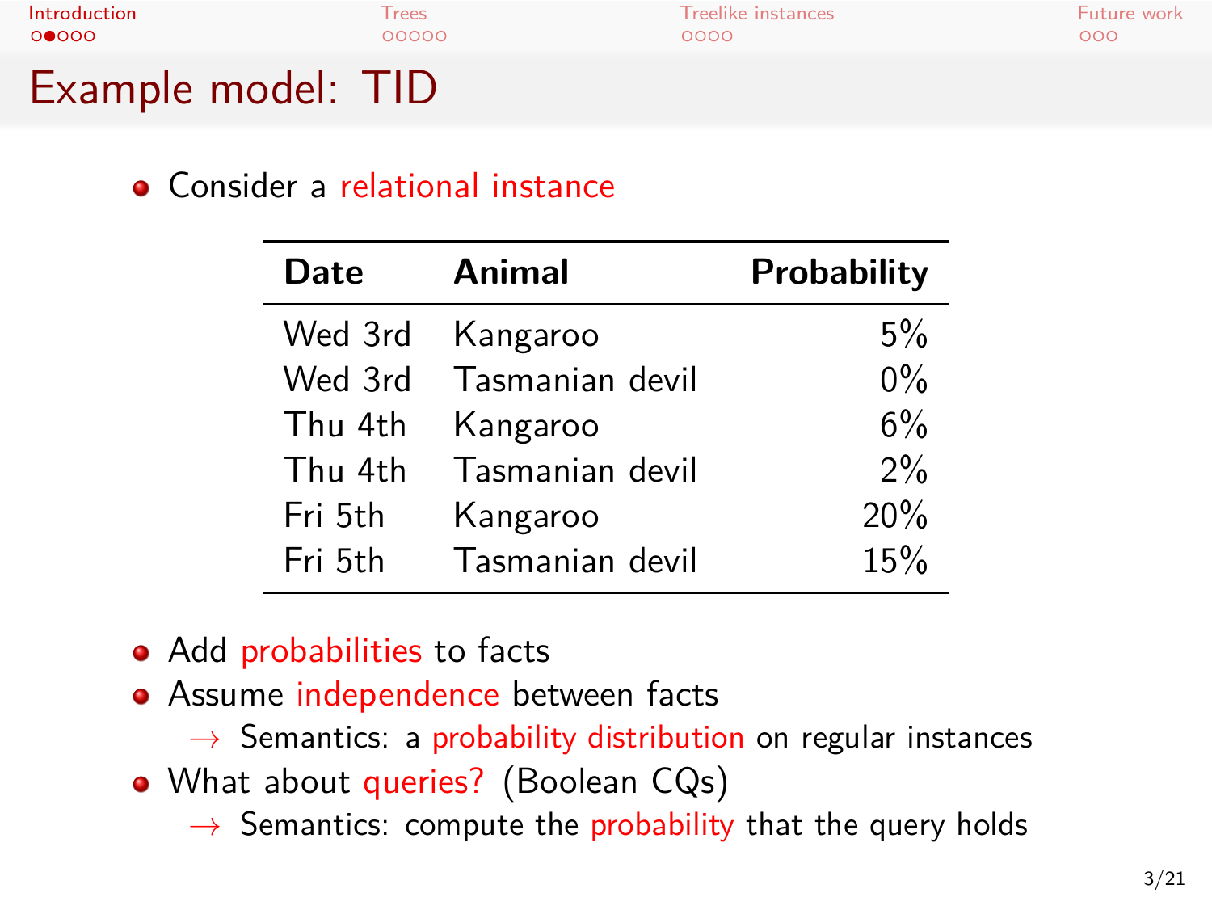# Example model: TID

- Consider a relational instance

| Date | Animal | Probability |
|---|---|---|
| Wed 3rd | Kangaroo | 5% |
| Wed 3rd | Tasmanian devil | 0% |
| Thu 4th | Kangaroo | 6% |
| Thu 4th | Tasmanian devil | 2% |
| Fri 5th | Kangaroo | 20% |
| Fri 5th | Tasmanian devil | 15% |

- Add probabilities to facts
- Assume independence between facts
  - → Semantics: a probability distribution on regular instances
- What about queries? (Boolean CQs)
  - → Semantics: compute the probability that the query holds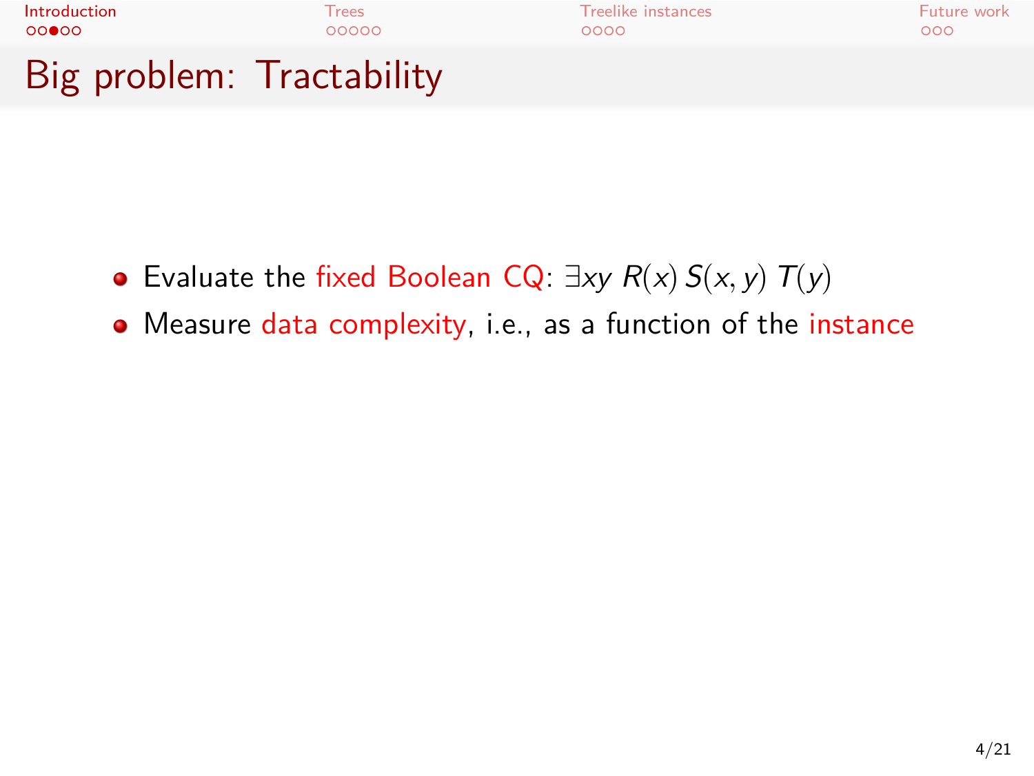# Big problem: Tractability

- Evaluate the fixed Boolean CQ: $\exists xy\ R(x)\, S(x, y)\, T(y)$
- Measure data complexity, i.e., as a function of the instance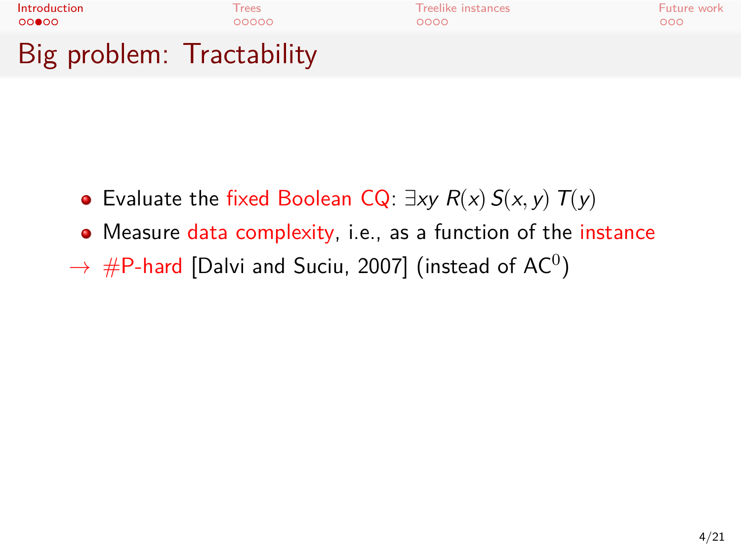# Big problem: Tractability

- Evaluate the fixed Boolean CQ: $\exists xy\ R(x)\, S(x, y)\ T(y)$
- Measure data complexity, i.e., as a function of the instance

$\rightarrow$ #P-hard [Dalvi and Suciu, 2007] (instead of $AC^0$)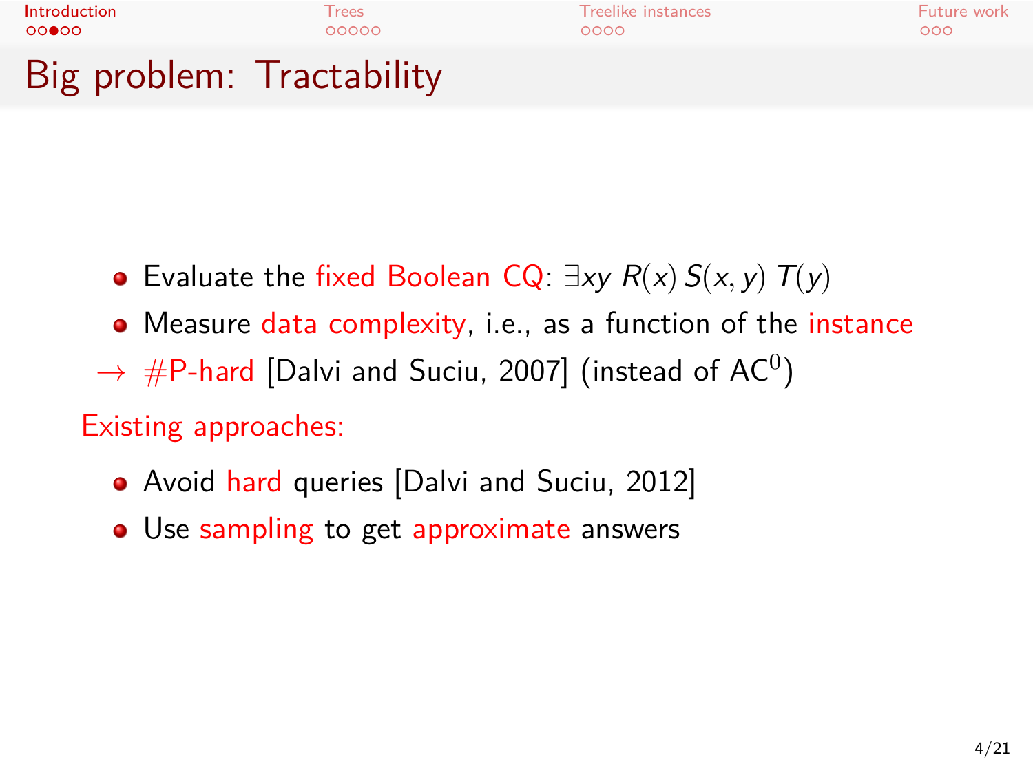# Big problem: Tractability

- Evaluate the fixed Boolean CQ: $\exists xy\ R(x)\ S(x,y)\ T(y)$
- Measure data complexity, i.e., as a function of the instance

$\rightarrow$ #P-hard [Dalvi and Suciu, 2007] (instead of $\mathrm{AC}^0$)

Existing approaches:

- Avoid hard queries [Dalvi and Suciu, 2012]
- Use sampling to get approximate answers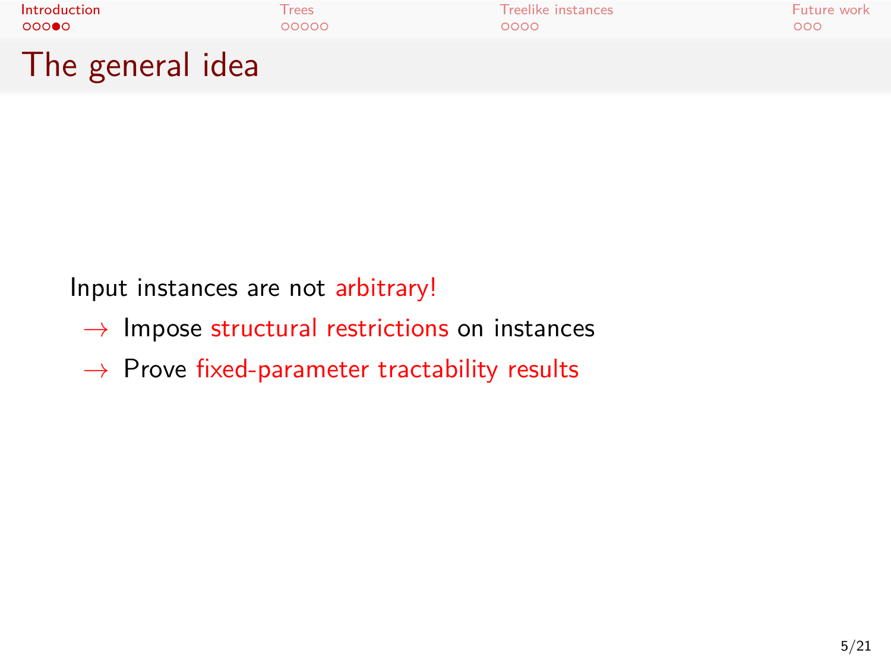# The general idea

Input instances are not arbitrary!

- $\rightarrow$ Impose structural restrictions on instances
- $\rightarrow$ Prove fixed-parameter tractability results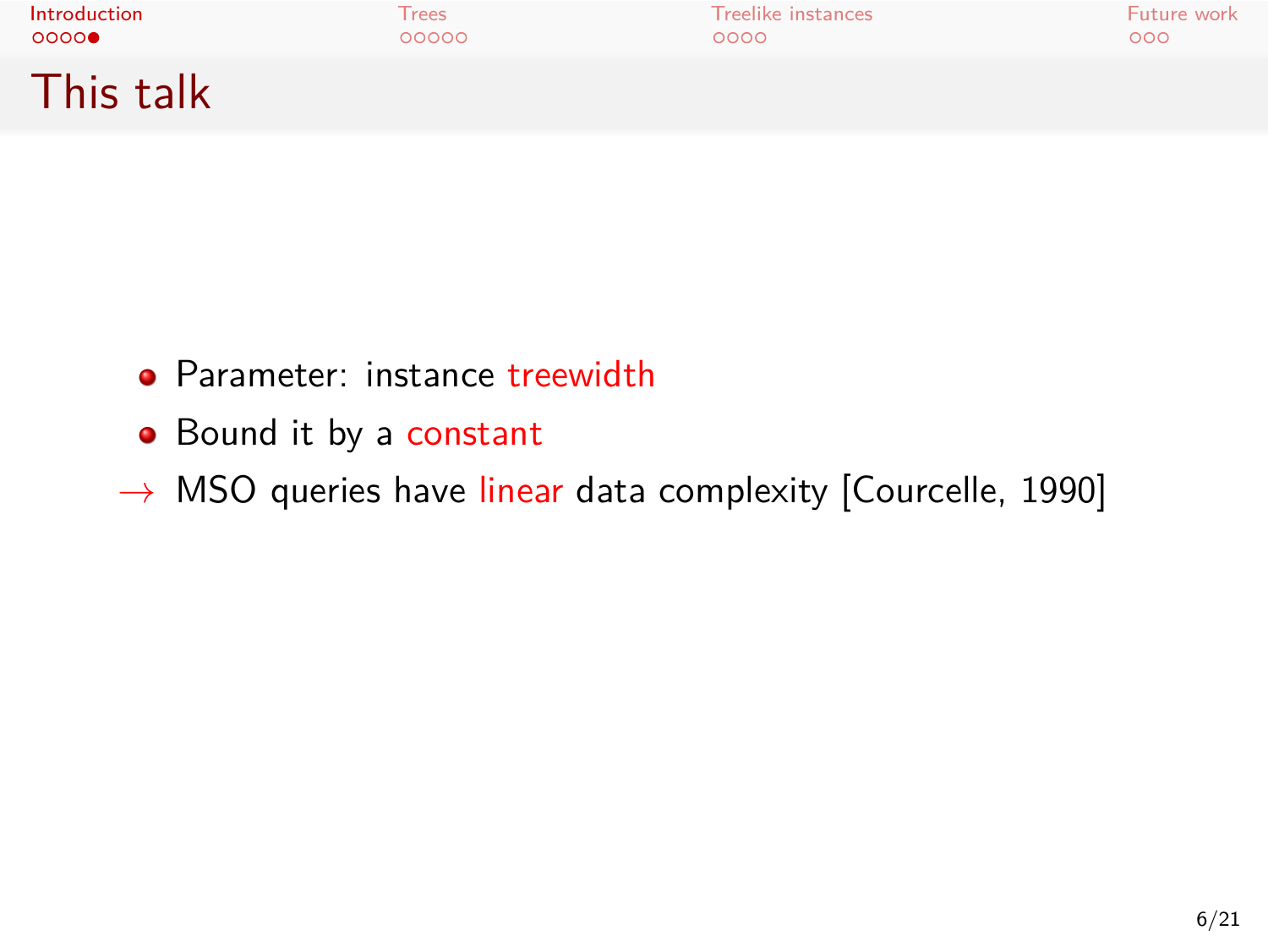# This talk

- Parameter: instance treewidth
- Bound it by a constant

→ MSO queries have linear data complexity [Courcelle, 1990]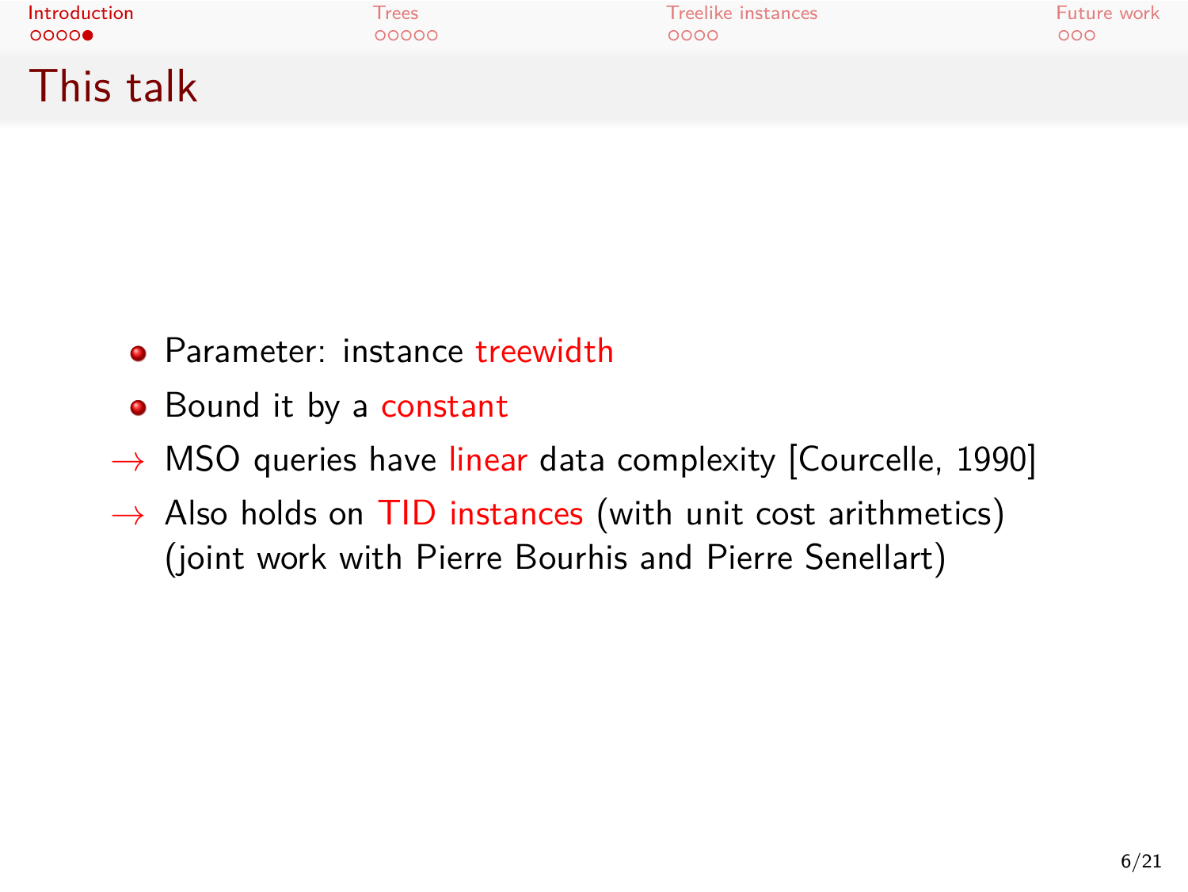# This talk

- Parameter: instance treewidth
- Bound it by a constant

→ MSO queries have linear data complexity [Courcelle, 1990]

→ Also holds on TID instances (with unit cost arithmetics) (joint work with Pierre Bourhis and Pierre Senellart)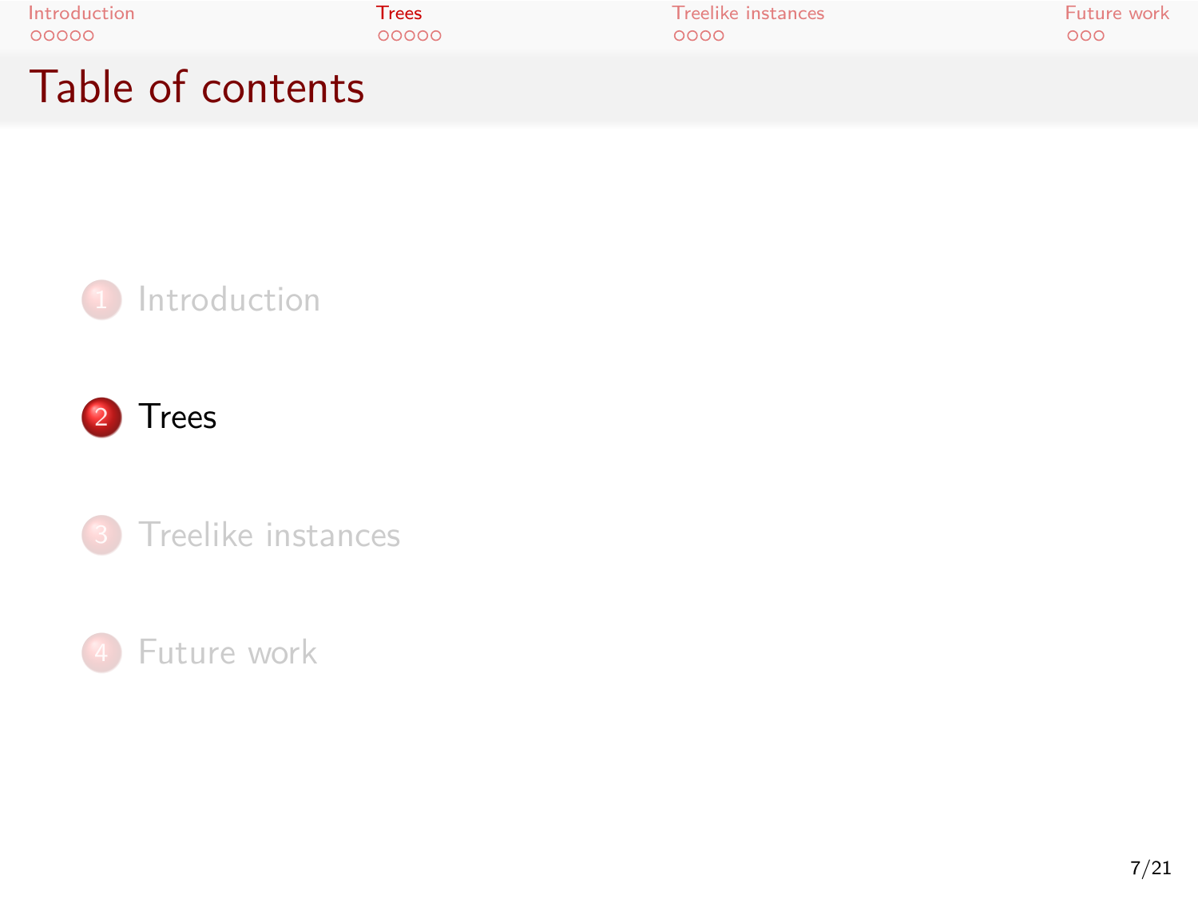# Table of contents

1. Introduction
2. **Trees**
3. Treelike instances
4. Future work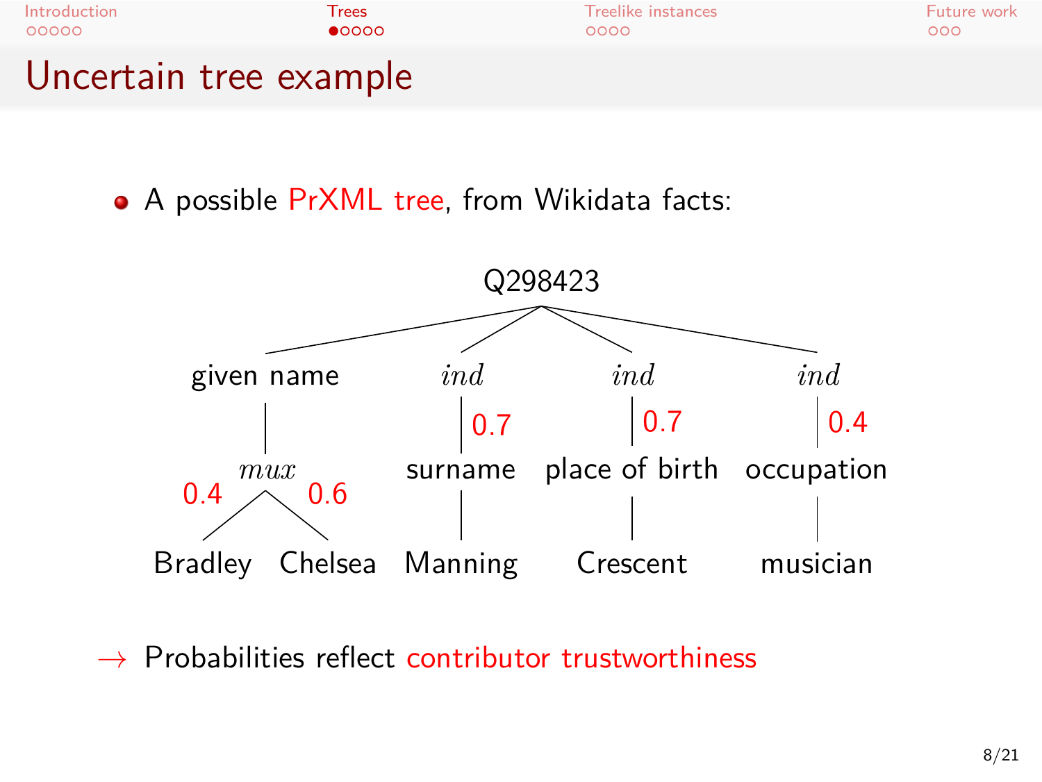# Uncertain tree example

- A possible PrXML tree, from Wikidata facts:

```
                          Q298423
          /            /          \            \
   given name        ind          ind           ind
        |             | 0.7        | 0.7          | 0.4
       mux         surname    place of birth   occupation
   0.4 /  \ 0.6       |             |              |
 Bradley  Chelsea  Manning      Crescent        musician
```

→ Probabilities reflect contributor trustworthiness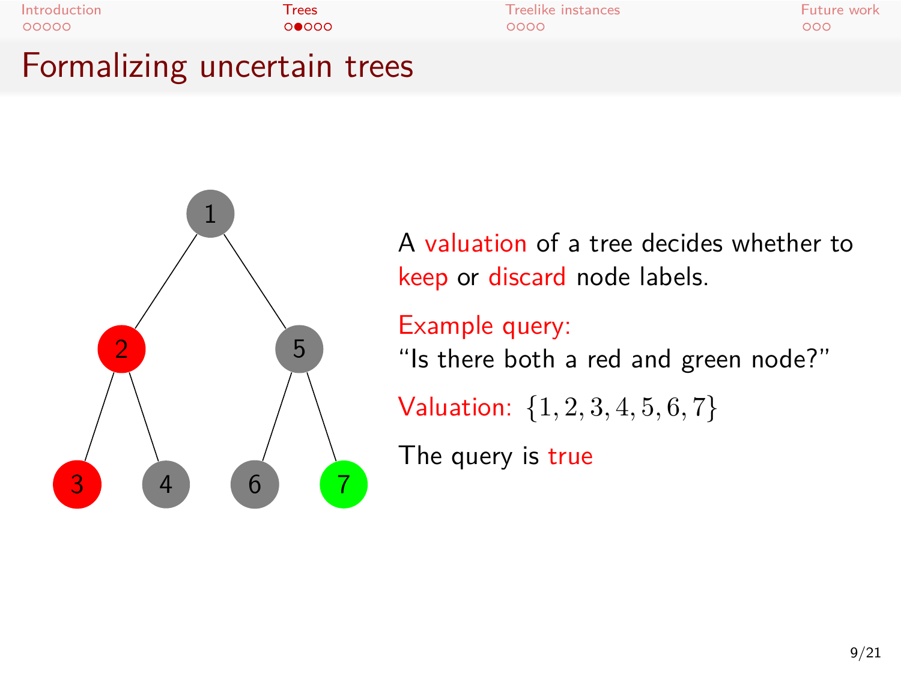# Formalizing uncertain trees

A valuation of a tree decides whether to keep or discard node labels.

Example query:
"Is there both a red and green node?"

Valuation: $\{1, 2, 3, 4, 5, 6, 7\}$

The query is true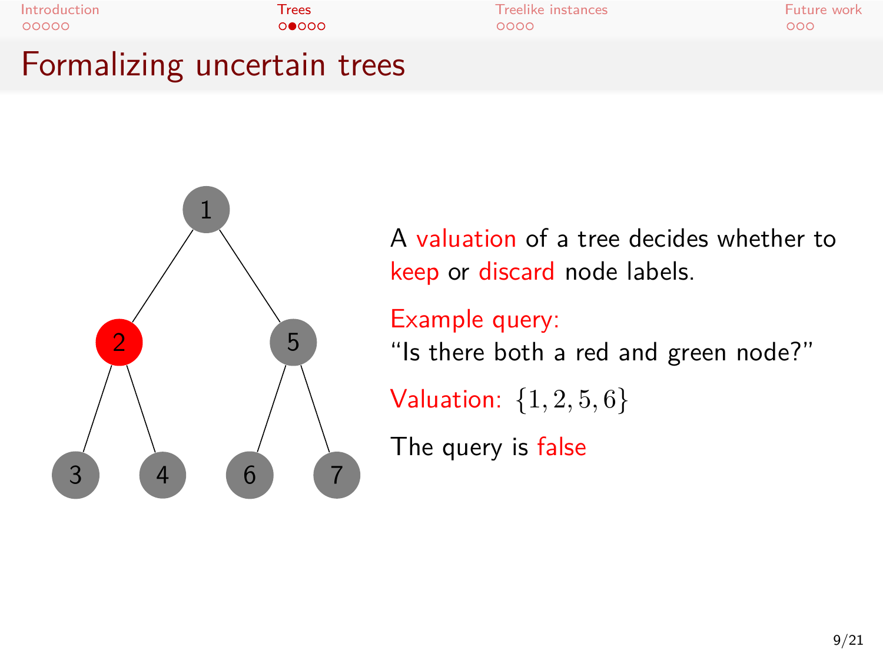# Formalizing uncertain trees

A valuation of a tree decides whether to keep or discard node labels.

Example query:
"Is there both a red and green node?"

Valuation: $\{1, 2, 5, 6\}$

The query is false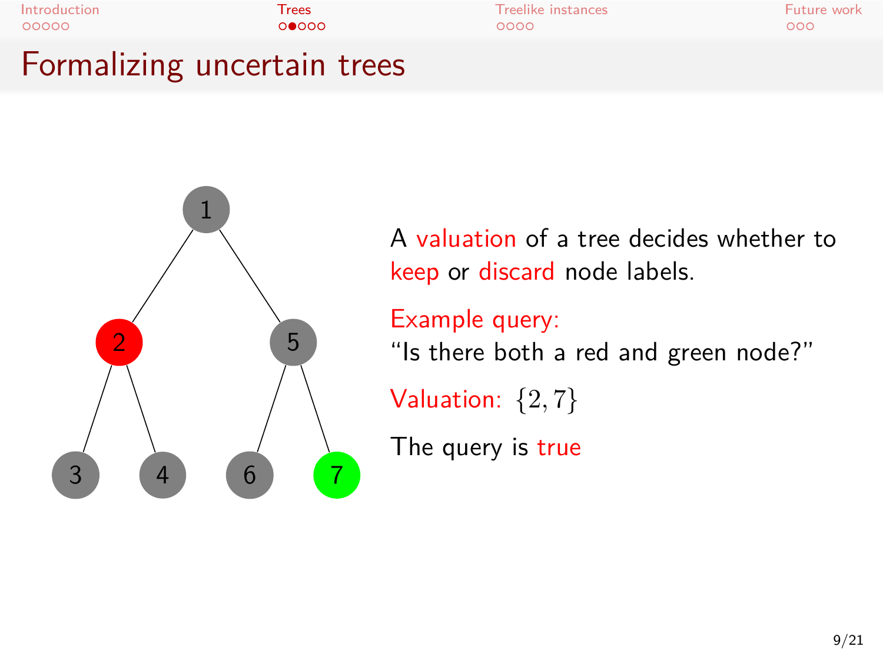# Formalizing uncertain trees

A valuation of a tree decides whether to keep or discard node labels.

Example query:
"Is there both a red and green node?"

Valuation: $\{2, 7\}$

The query is true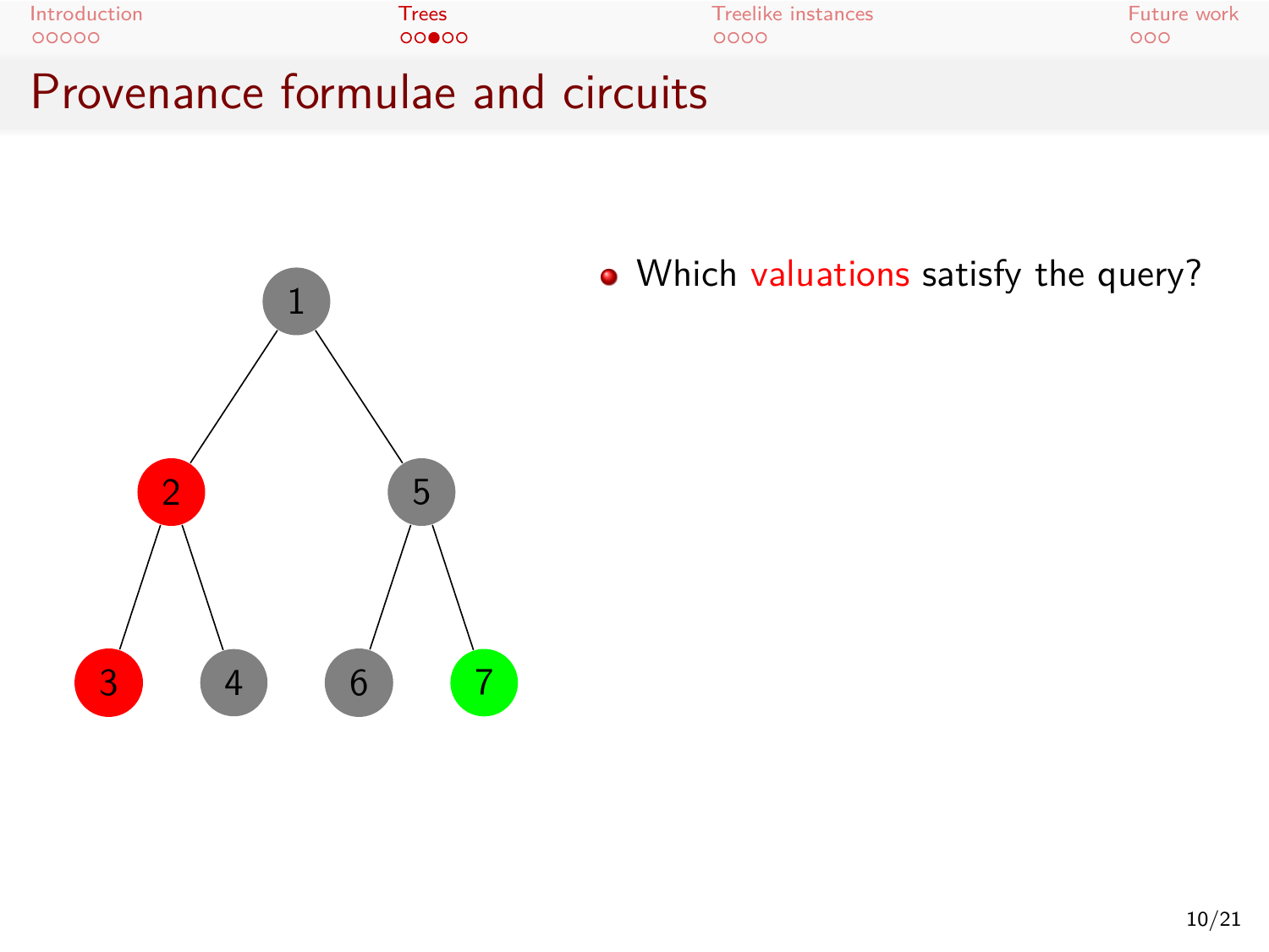# Provenance formulae and circuits

- Which valuations satisfy the query?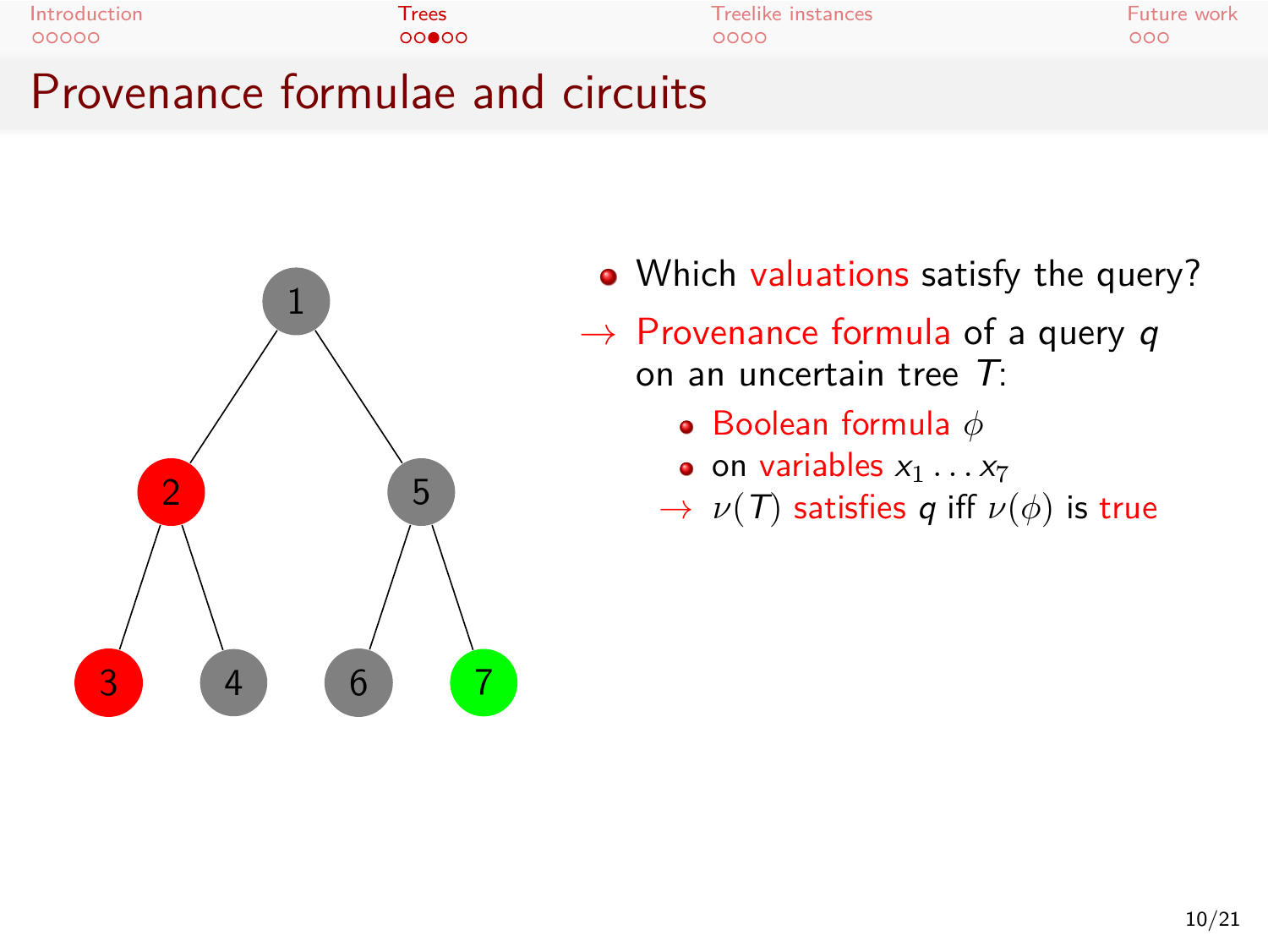# Provenance formulae and circuits

- Which valuations satisfy the query?

→ Provenance formula of a query $q$ on an uncertain tree $T$:

  - Boolean formula $\phi$
  - on variables $x_1 \dots x_7$

  → $\nu(T)$ satisfies $q$ iff $\nu(\phi)$ is true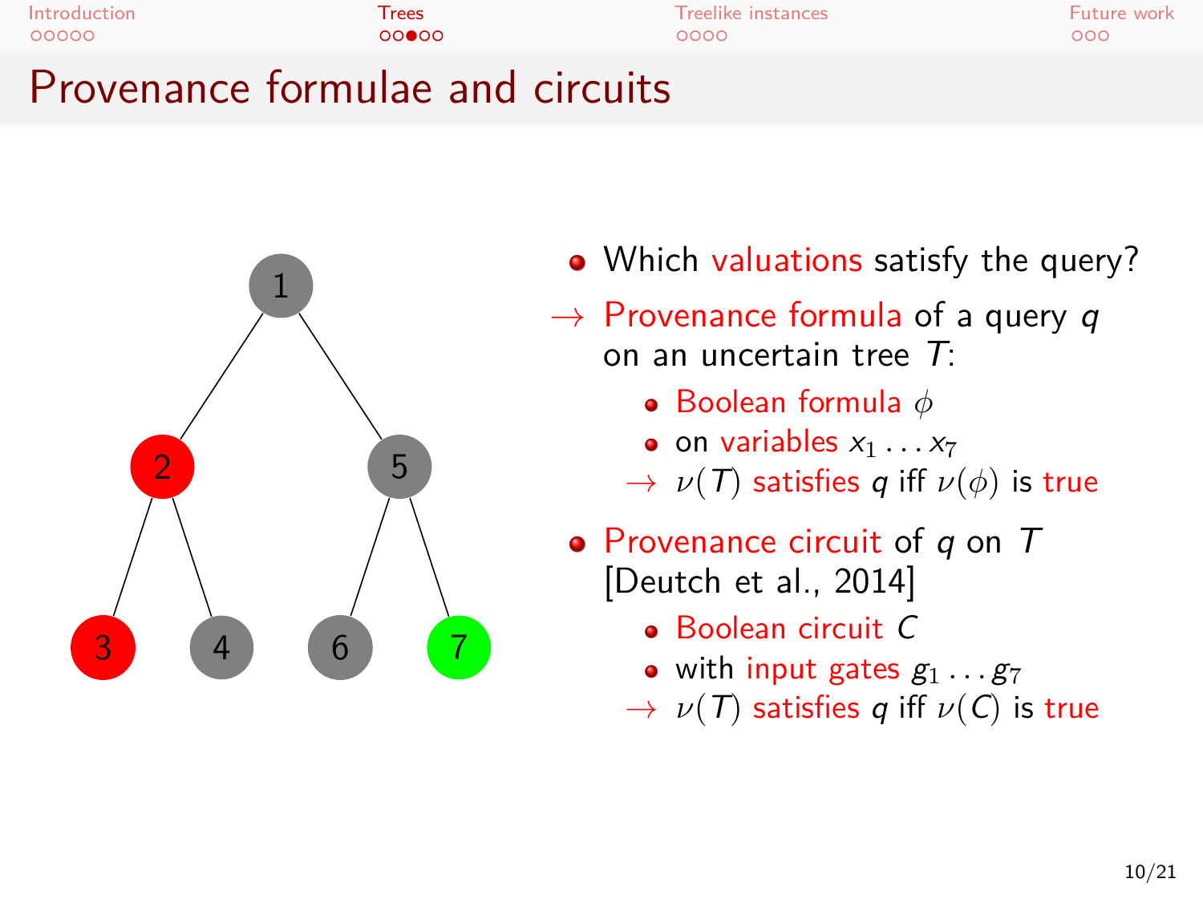# Provenance formulae and circuits

- Which valuations satisfy the query?

→ Provenance formula of a query $q$ on an uncertain tree $T$:
  - Boolean formula $\phi$
  - on variables $x_1 \ldots x_7$
  
  → $\nu(T)$ satisfies $q$ iff $\nu(\phi)$ is true

- Provenance circuit of $q$ on $T$ [Deutch et al., 2014]
  - Boolean circuit $C$
  - with input gates $g_1 \ldots g_7$
  
  → $\nu(T)$ satisfies $q$ iff $\nu(C)$ is true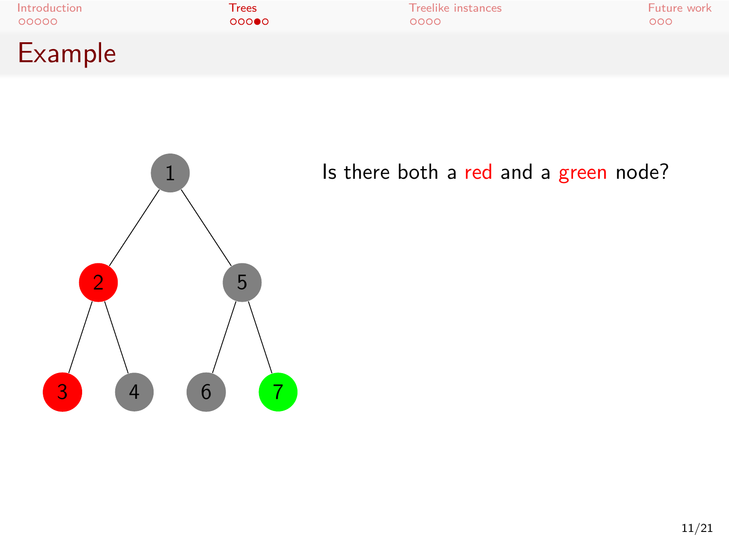# Example

Is there both a red and a green node?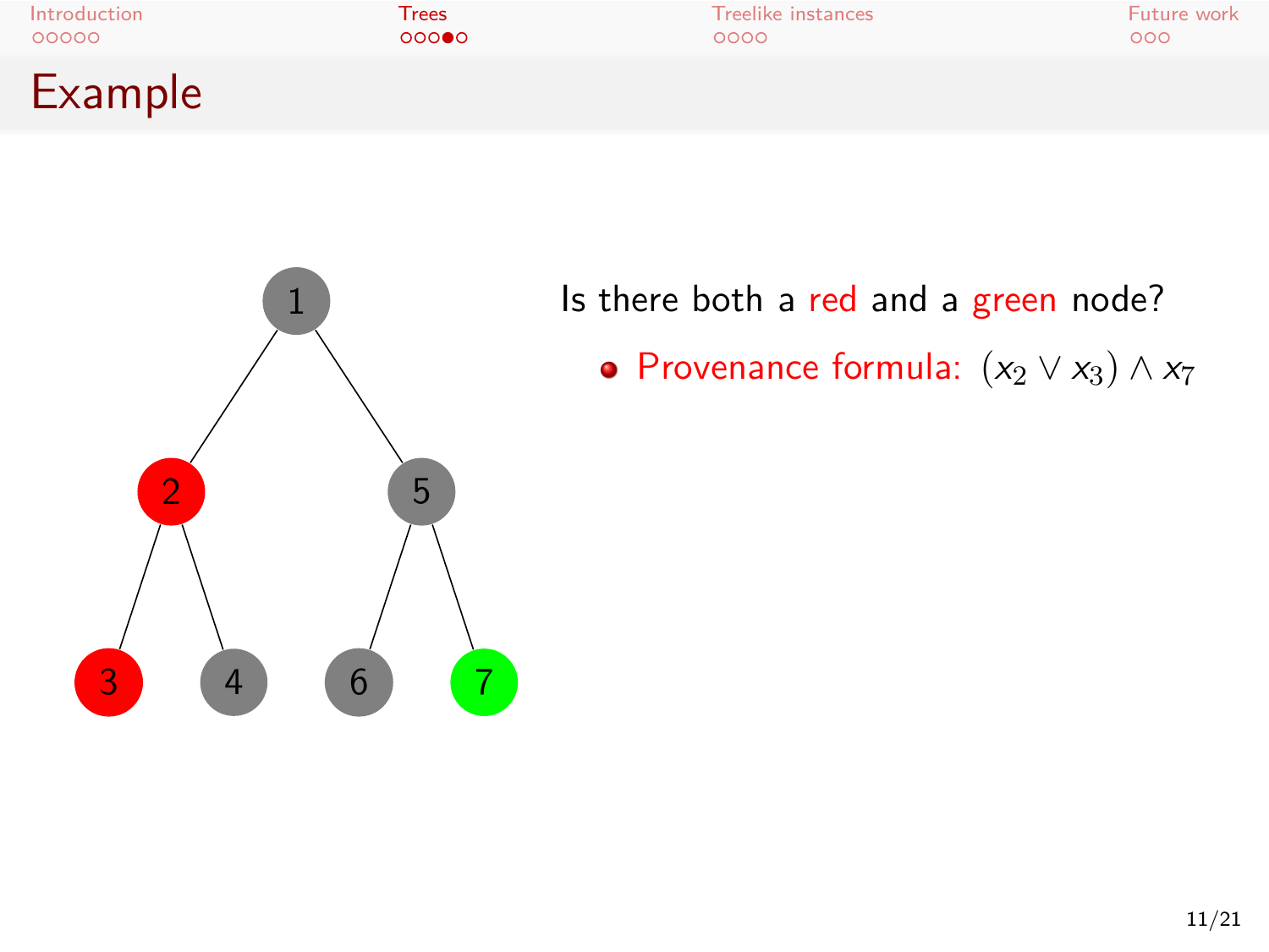# Example

Is there both a red and a green node?

- Provenance formula: $(x_2 \lor x_3) \land x_7$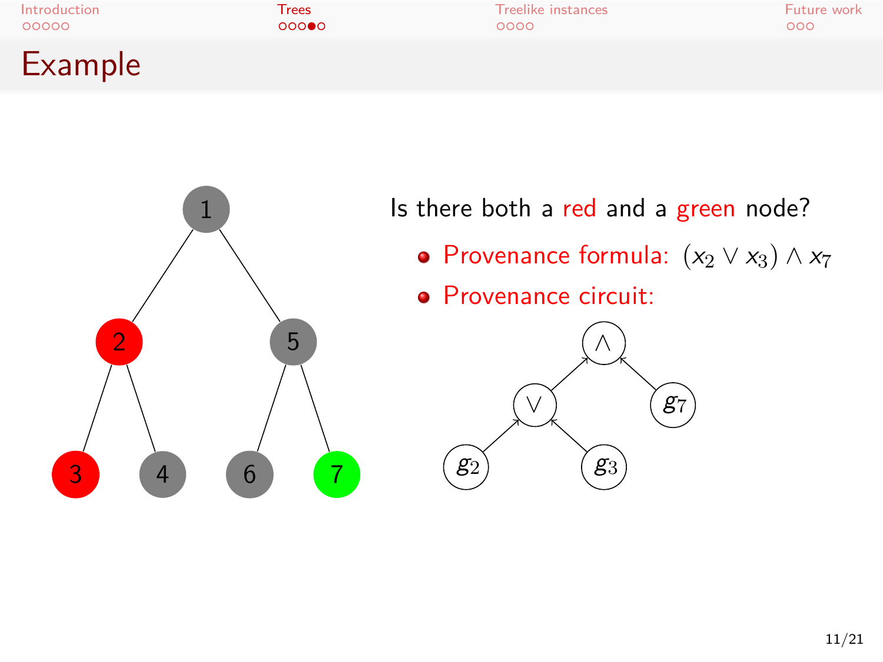# Example

Is there both a red and a green node?

- Provenance formula: $(x_2 \vee x_3) \wedge x_7$
- Provenance circuit: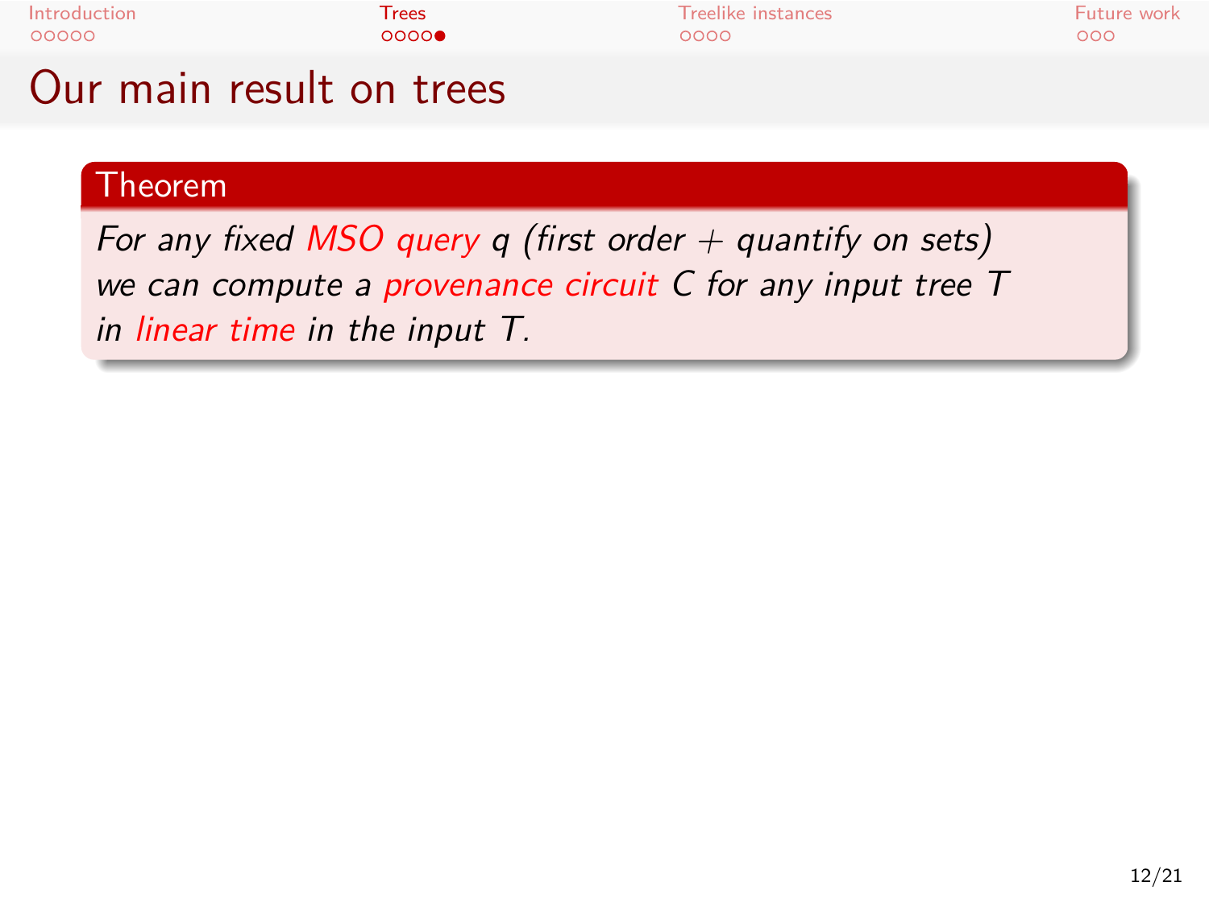# Our main result on trees

**Theorem**

*For any fixed MSO query $q$ (first order + quantify on sets) we can compute a provenance circuit $C$ for any input tree $T$ in linear time in the input $T$.*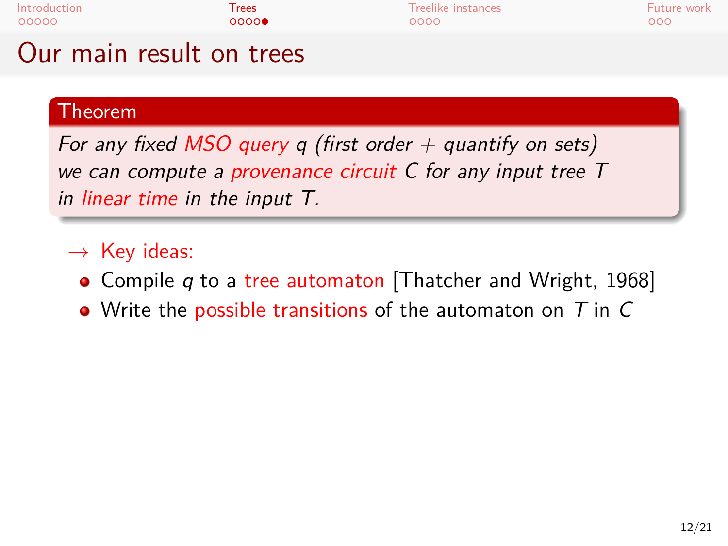# Our main result on trees

**Theorem**

*For any fixed MSO query $q$ (first order + quantify on sets) we can compute a provenance circuit $C$ for any input tree $T$ in linear time in the input $T$.*

$\rightarrow$ Key ideas:

- Compile $q$ to a tree automaton [Thatcher and Wright, 1968]
- Write the possible transitions of the automaton on $T$ in $C$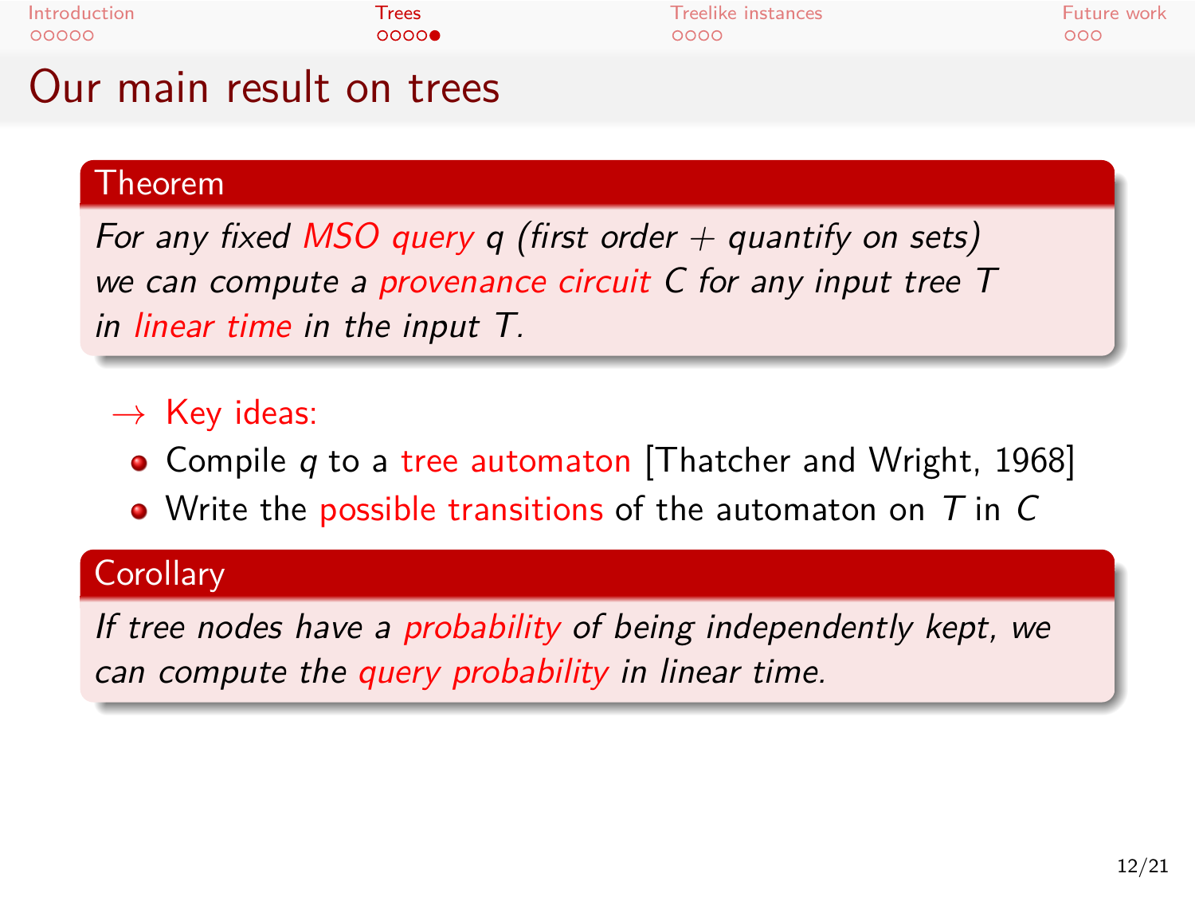# Our main result on trees

**Theorem**

*For any fixed MSO query $q$ (first order + quantify on sets) we can compute a provenance circuit $C$ for any input tree $T$ in linear time in the input $T$.*

→ Key ideas:

- Compile $q$ to a tree automaton [Thatcher and Wright, 1968]
- Write the possible transitions of the automaton on $T$ in $C$

**Corollary**

*If tree nodes have a probability of being independently kept, we can compute the query probability in linear time.*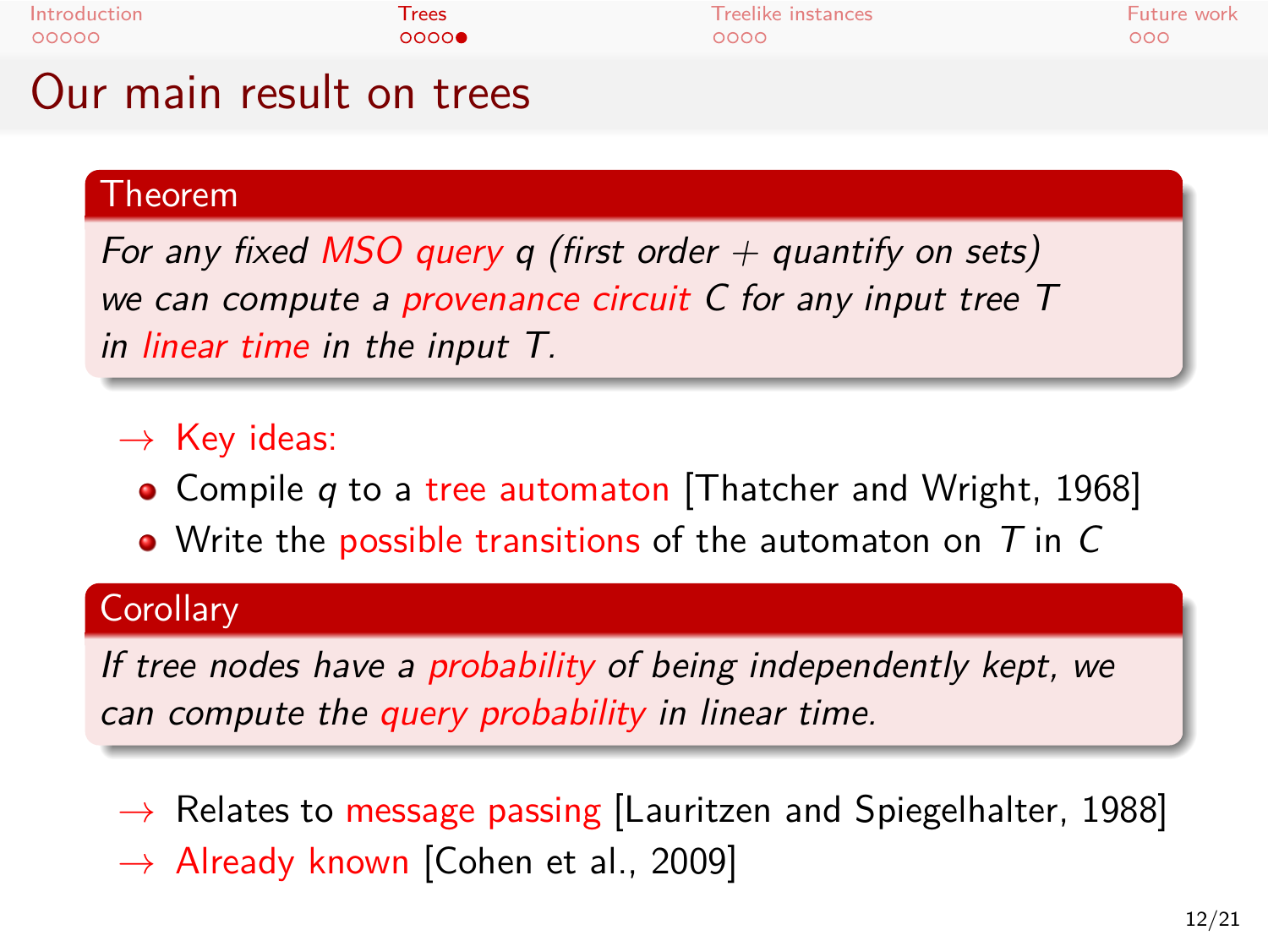# Our main result on trees

**Theorem**

*For any fixed MSO query $q$ (first order + quantify on sets) we can compute a provenance circuit $C$ for any input tree $T$ in linear time in the input $T$.*

→ Key ideas:

- Compile $q$ to a tree automaton [Thatcher and Wright, 1968]
- Write the possible transitions of the automaton on $T$ in $C$

**Corollary**

*If tree nodes have a probability of being independently kept, we can compute the query probability in linear time.*

→ Relates to message passing [Lauritzen and Spiegelhalter, 1988]

→ Already known [Cohen et al., 2009]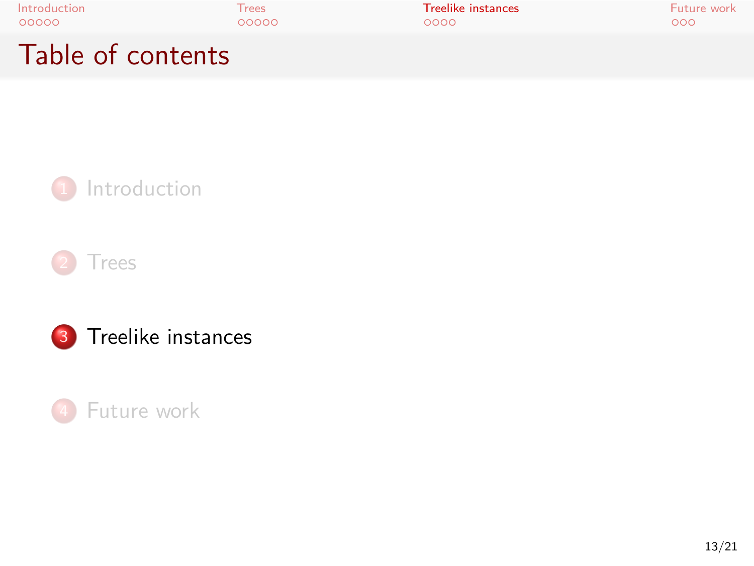# Table of contents

1. Introduction
2. Trees
3. Treelike instances
4. Future work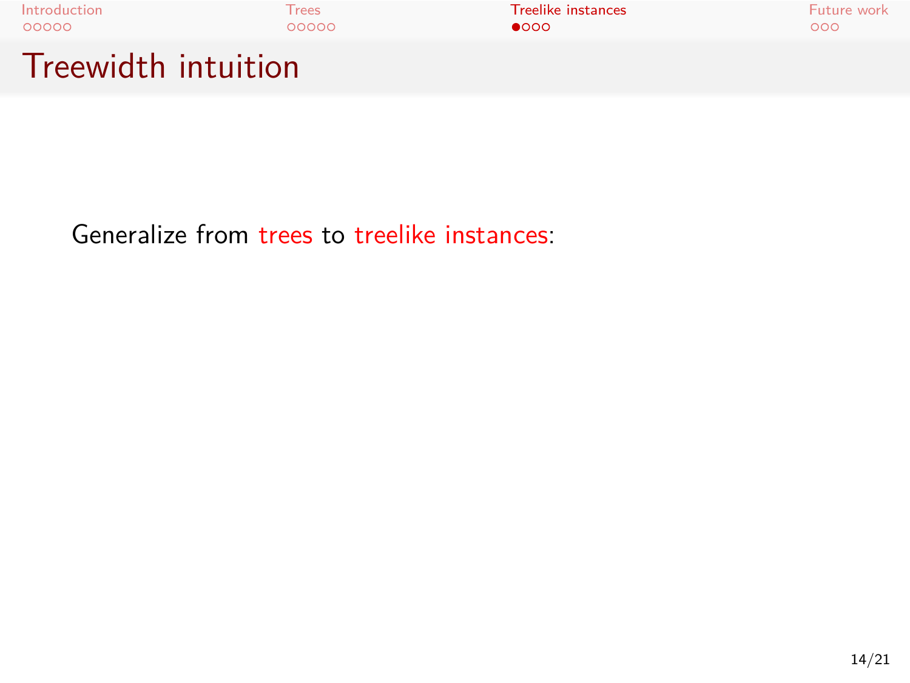# Treewidth intuition

Generalize from trees to treelike instances: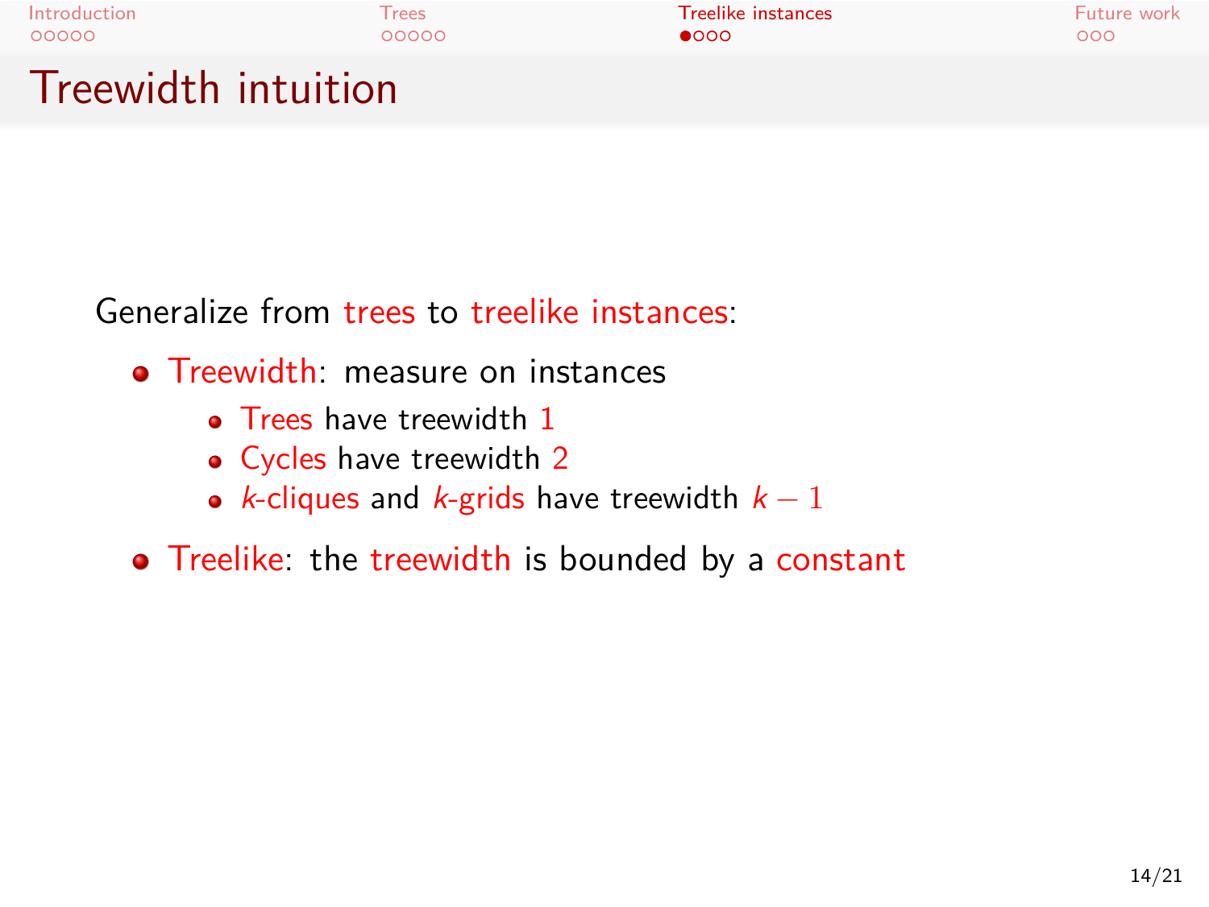# Treewidth intuition

Generalize from trees to treelike instances:

- Treewidth: measure on instances
  - Trees have treewidth 1
  - Cycles have treewidth 2
  - $k$-cliques and $k$-grids have treewidth $k-1$
- Treelike: the treewidth is bounded by a constant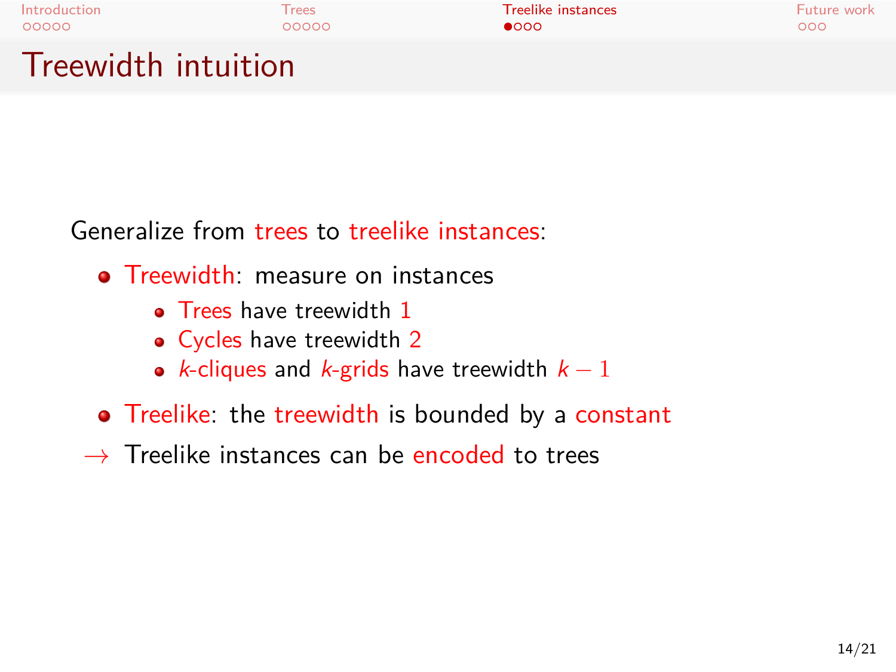# Treewidth intuition

Generalize from trees to treelike instances:

- Treewidth: measure on instances
  - Trees have treewidth 1
  - Cycles have treewidth 2
  - $k$-cliques and $k$-grids have treewidth $k - 1$
- Treelike: the treewidth is bounded by a constant

$\rightarrow$ Treelike instances can be encoded to trees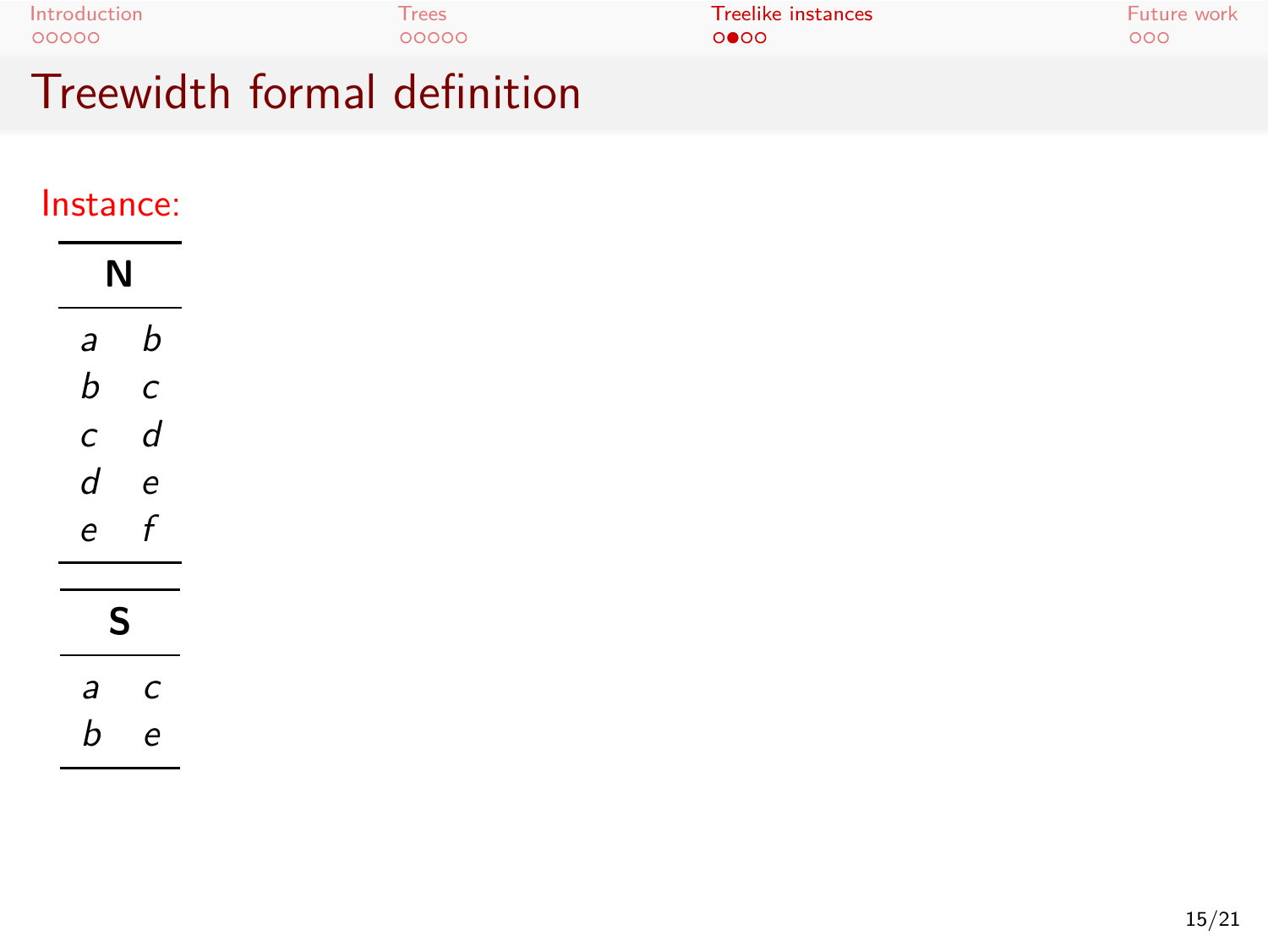# Treewidth formal definition

Instance:

| N | |
|---|---|
| $a$ | $b$ |
| $b$ | $c$ |
| $c$ | $d$ |
| $d$ | $e$ |
| $e$ | $f$ |

| S | |
|---|---|
| $a$ | $c$ |
| $b$ | $e$ |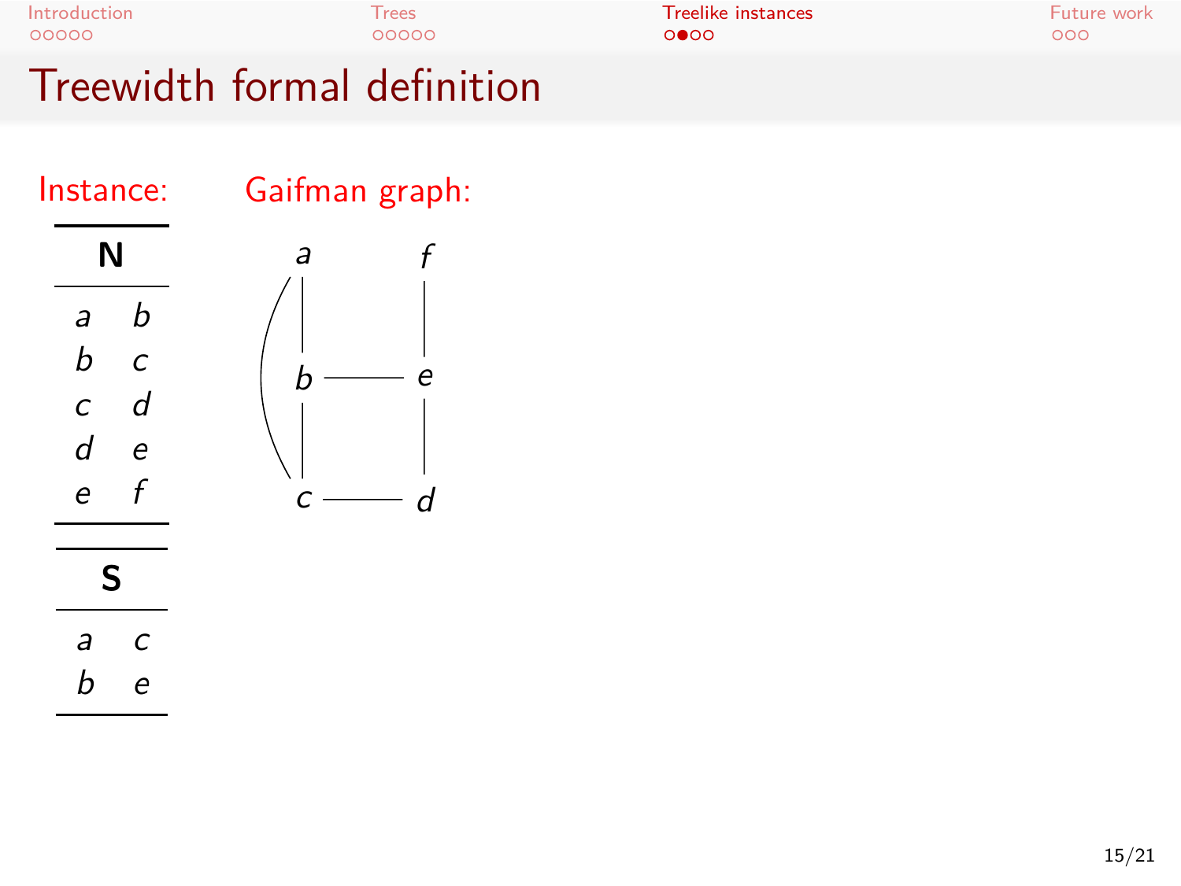# Treewidth formal definition

Instance:

| N | |
|---|---|
| $a$ | $b$ |
| $b$ | $c$ |
| $c$ | $d$ |
| $d$ | $e$ |
| $e$ | $f$ |

| S | |
|---|---|
| $a$ | $c$ |
| $b$ | $e$ |

Gaifman graph: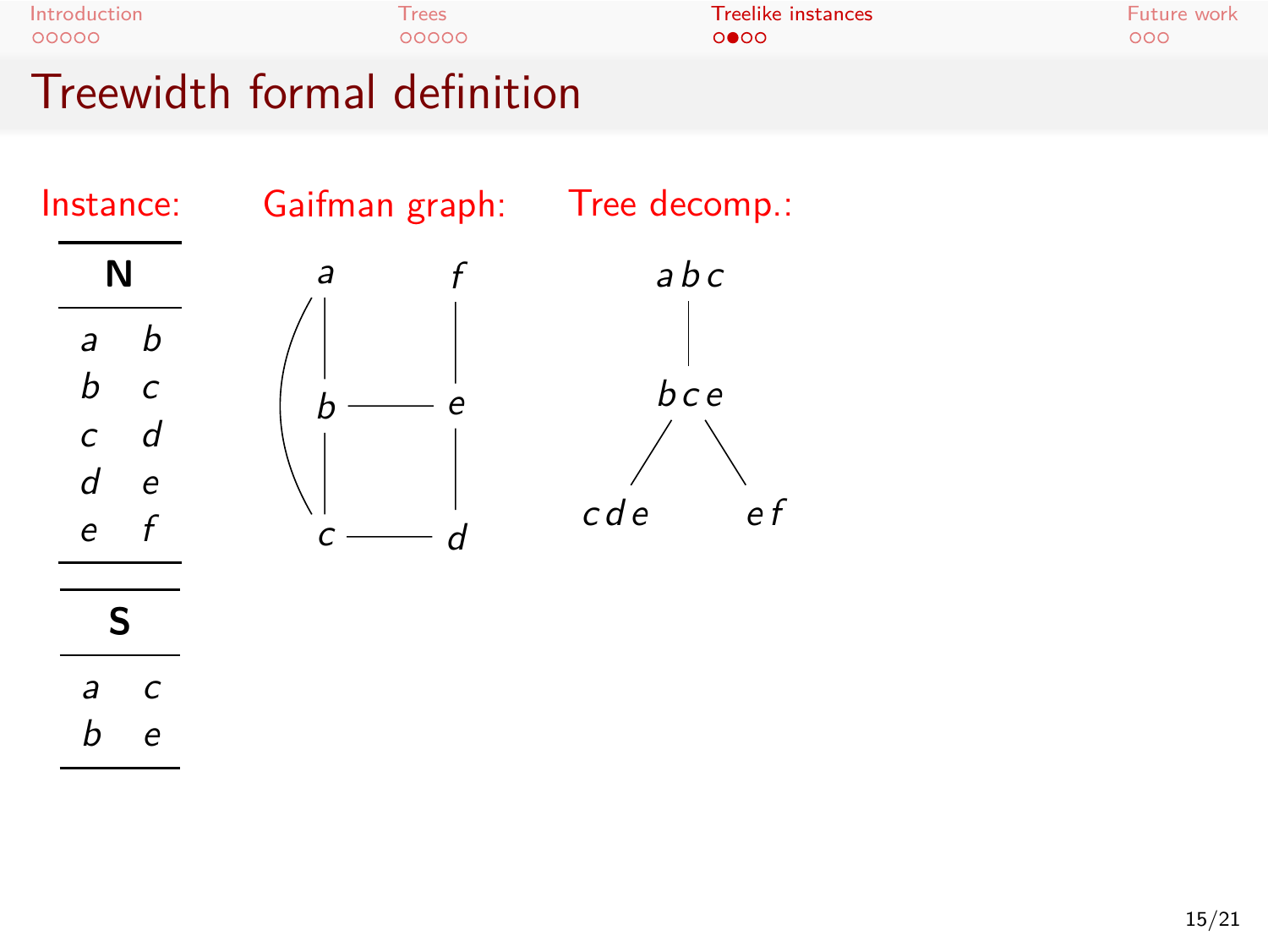# Treewidth formal definition

**Instance:**

| N | |
|---|---|
| $a$ | $b$ |
| $b$ | $c$ |
| $c$ | $d$ |
| $d$ | $e$ |
| $e$ | $f$ |

| S | |
|---|---|
| $a$ | $c$ |
| $b$ | $e$ |

**Gaifman graph:**

**Tree decomp.:**

$a\,b\,c$

$b\,c\,e$

$c\,d\,e$ &nbsp;&nbsp; $e\,f$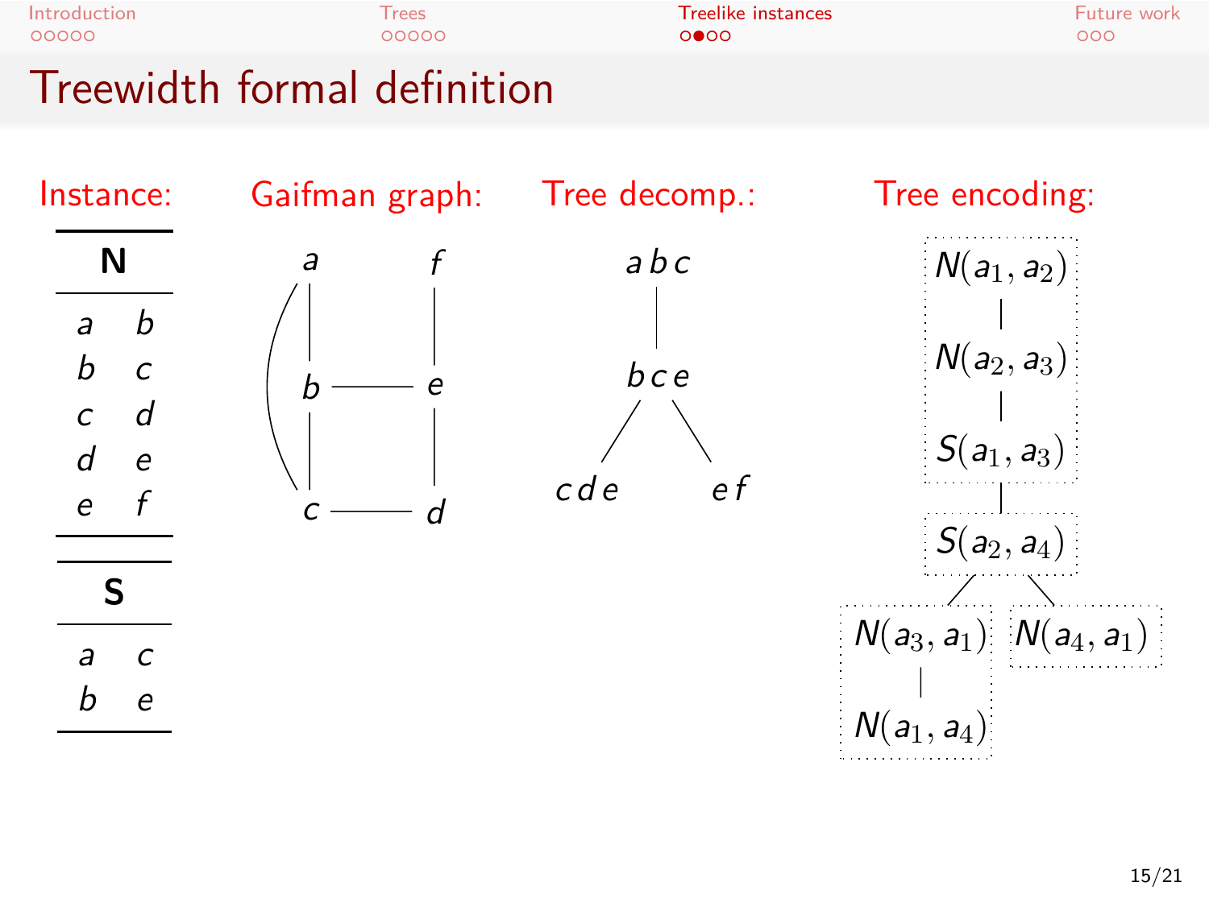# Treewidth formal definition

**Instance:**

| N | |
|---|---|
| $a$ | $b$ |
| $b$ | $c$ |
| $c$ | $d$ |
| $d$ | $e$ |
| $e$ | $f$ |

| S | |
|---|---|
| $a$ | $c$ |
| $b$ | $e$ |

**Gaifman graph:**

Vertices: $a$, $b$, $c$, $d$, $e$, $f$

Edges: $a$ — $b$, $a$ — $c$, $b$ — $c$, $b$ — $e$, $c$ — $d$, $d$ — $e$, $e$ — $f$

**Tree decomp.:**

- $a\,b\,c$
  - $b\,c\,e$
    - $c\,d\,e$
    - $e\,f$

**Tree encoding:**

- $N(a_1, a_2)$
  - $N(a_2, a_3)$
    - $S(a_1, a_3)$
      - $S(a_2, a_4)$
        - $N(a_3, a_1)$
          - $N(a_1, a_4)$
        - $N(a_4, a_1)$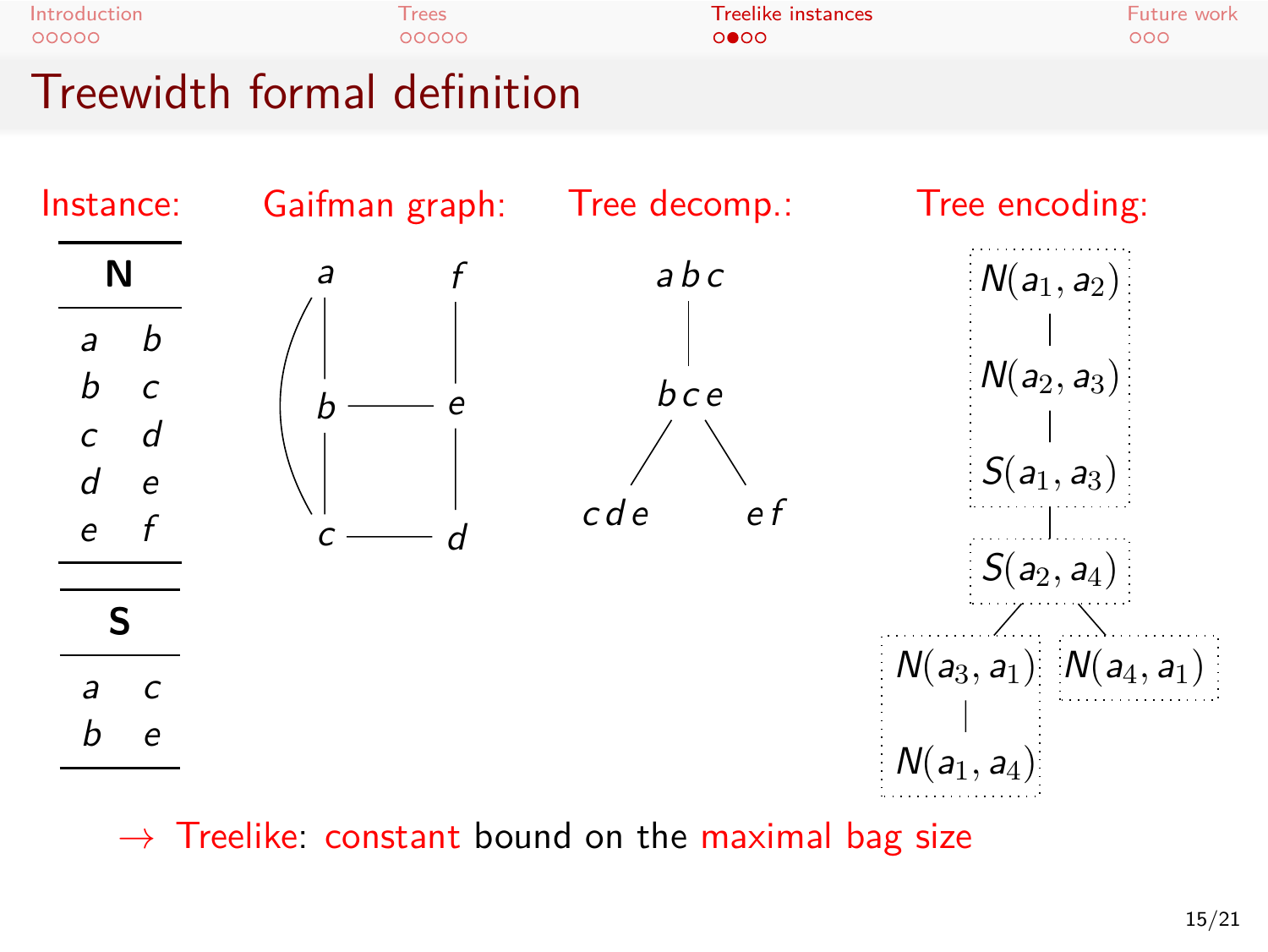# Treewidth formal definition

**Instance:**

| **N** | |
|---|---|
| $a$ | $b$ |
| $b$ | $c$ |
| $c$ | $d$ |
| $d$ | $e$ |
| $e$ | $f$ |

| **S** | |
|---|---|
| $a$ | $c$ |
| $b$ | $e$ |

**Gaifman graph:**

$a$, $b$, $c$, $d$, $e$, $f$

**Tree decomp.:**

$a\,b\,c$

$b\,c\,e$

$c\,d\,e$ $\quad$ $e\,f$

**Tree encoding:**

$N(a_1, a_2)$

$N(a_2, a_3)$

$S(a_1, a_3)$

$S(a_2, a_4)$

$N(a_3, a_1)$ $\quad$ $N(a_4, a_1)$

$N(a_1, a_4)$

$\rightarrow$ Treelike: constant bound on the maximal bag size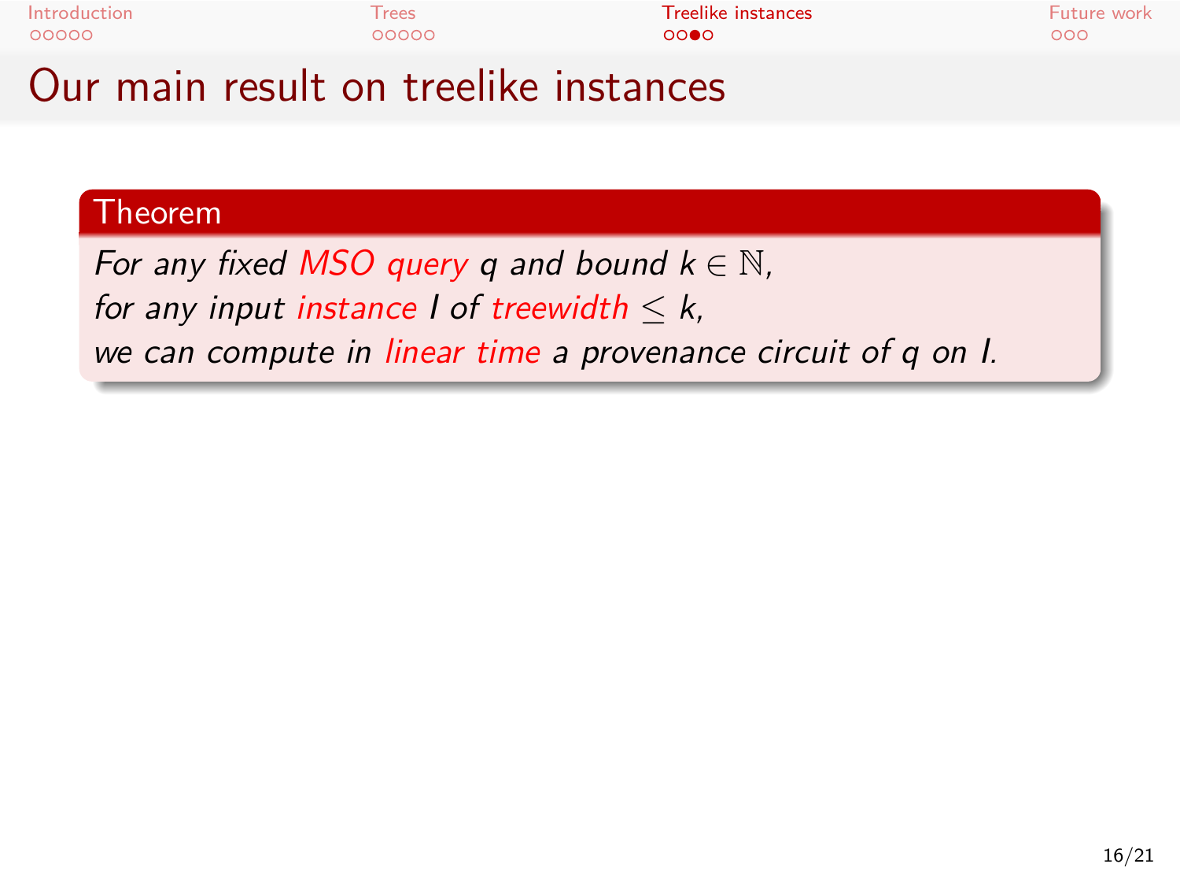# Our main result on treelike instances

**Theorem**

*For any fixed MSO query $q$ and bound $k \in \mathbb{N}$,*
*for any input instance $I$ of treewidth $\leq k$,*
*we can compute in linear time a provenance circuit of $q$ on $I$.*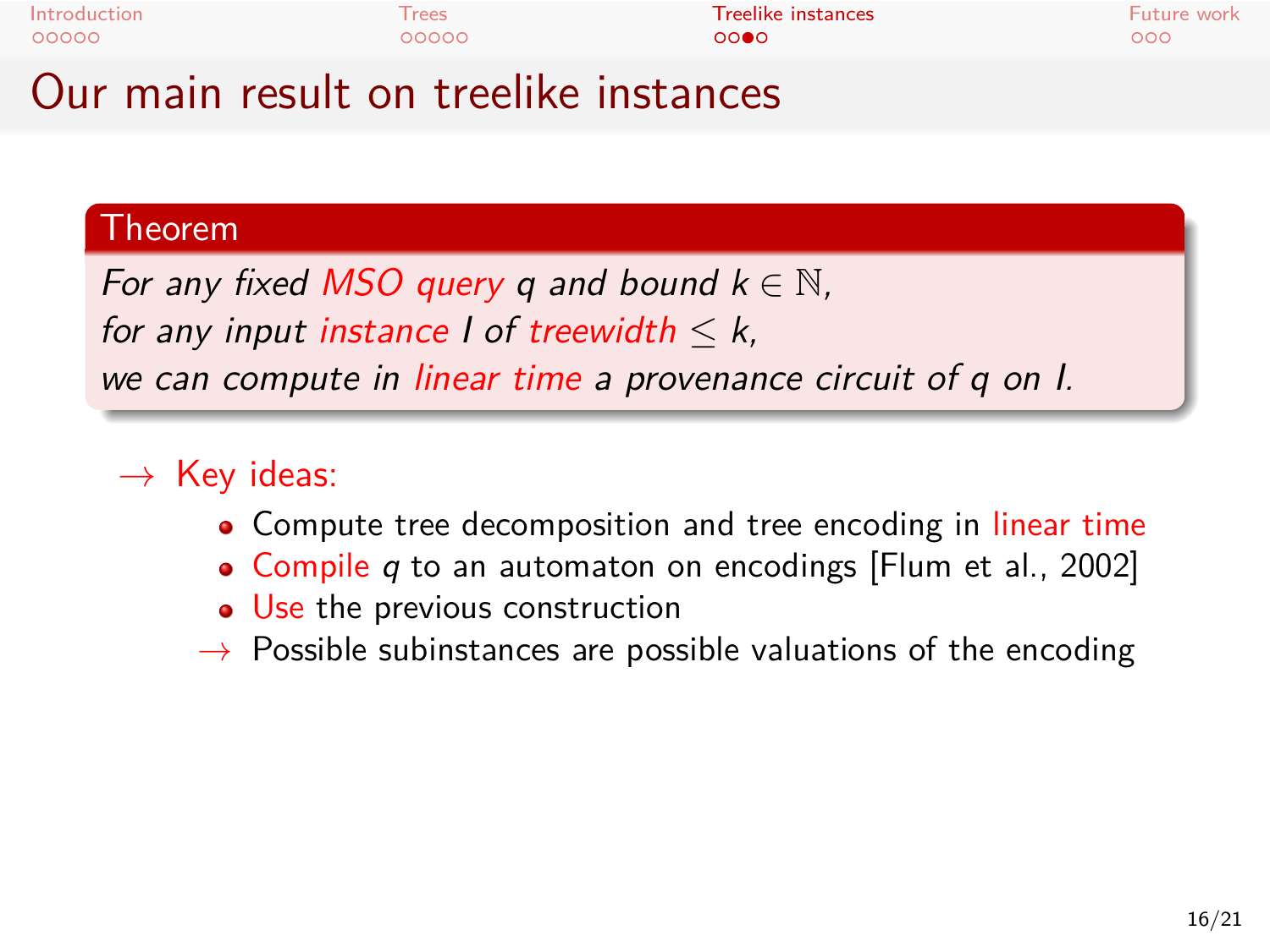# Our main result on treelike instances

**Theorem**

*For any fixed MSO query $q$ and bound $k \in \mathbb{N}$,*
*for any input instance $I$ of treewidth $\leq k$,*
*we can compute in linear time a provenance circuit of $q$ on $I$.*

→ Key ideas:

- Compute tree decomposition and tree encoding in linear time
- Compile $q$ to an automaton on encodings [Flum et al., 2002]
- Use the previous construction

→ Possible subinstances are possible valuations of the encoding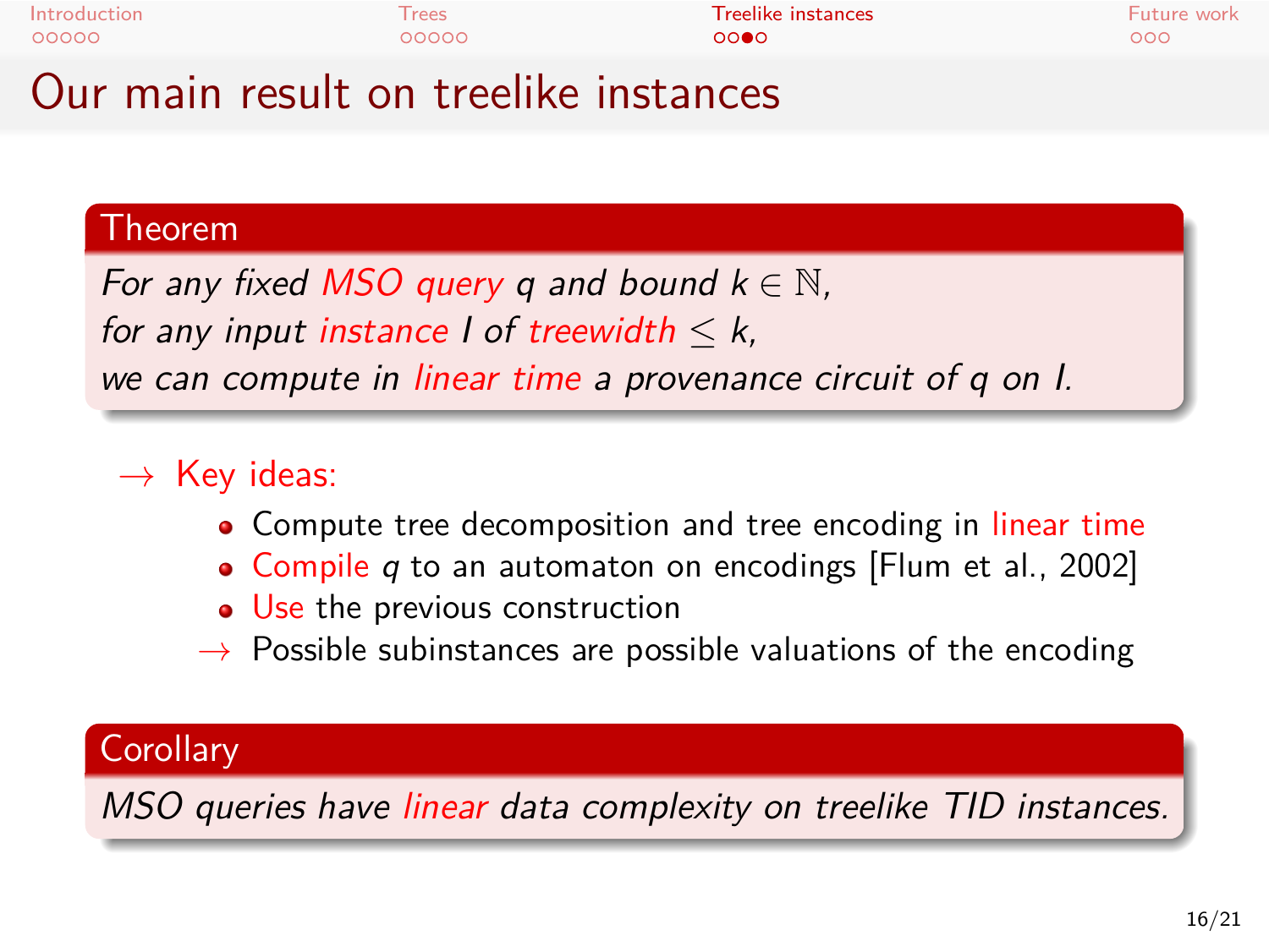# Our main result on treelike instances

**Theorem**

*For any fixed MSO query $q$ and bound $k \in \mathbb{N}$, for any input instance $I$ of treewidth $\leq k$, we can compute in linear time a provenance circuit of $q$ on $I$.*

$\rightarrow$ Key ideas:

- Compute tree decomposition and tree encoding in linear time
- Compile $q$ to an automaton on encodings [Flum et al., 2002]
- Use the previous construction

$\rightarrow$ Possible subinstances are possible valuations of the encoding

**Corollary**

*MSO queries have linear data complexity on treelike TID instances.*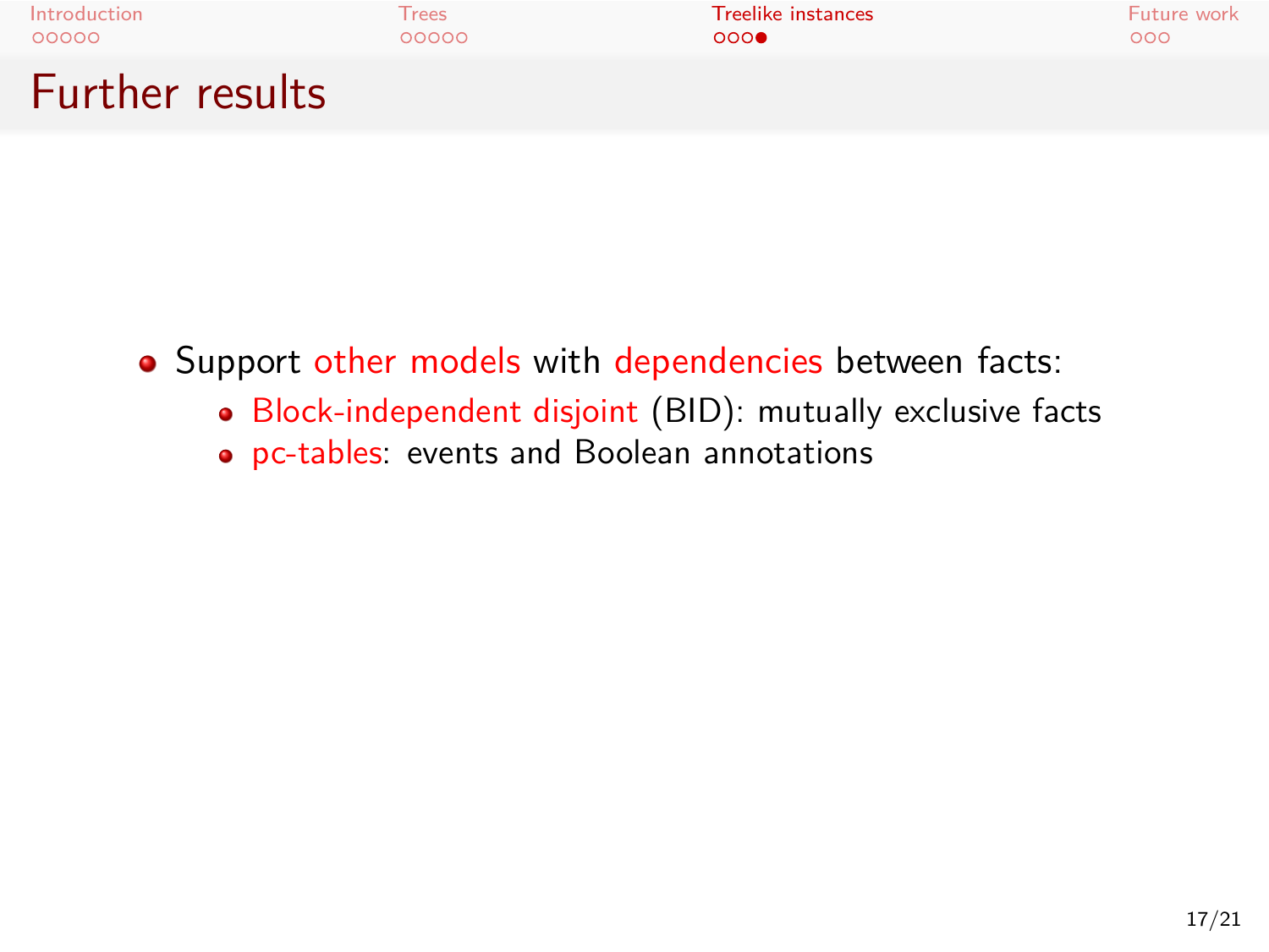# Further results

- Support other models with dependencies between facts:
  - Block-independent disjoint (BID): mutually exclusive facts
  - pc-tables: events and Boolean annotations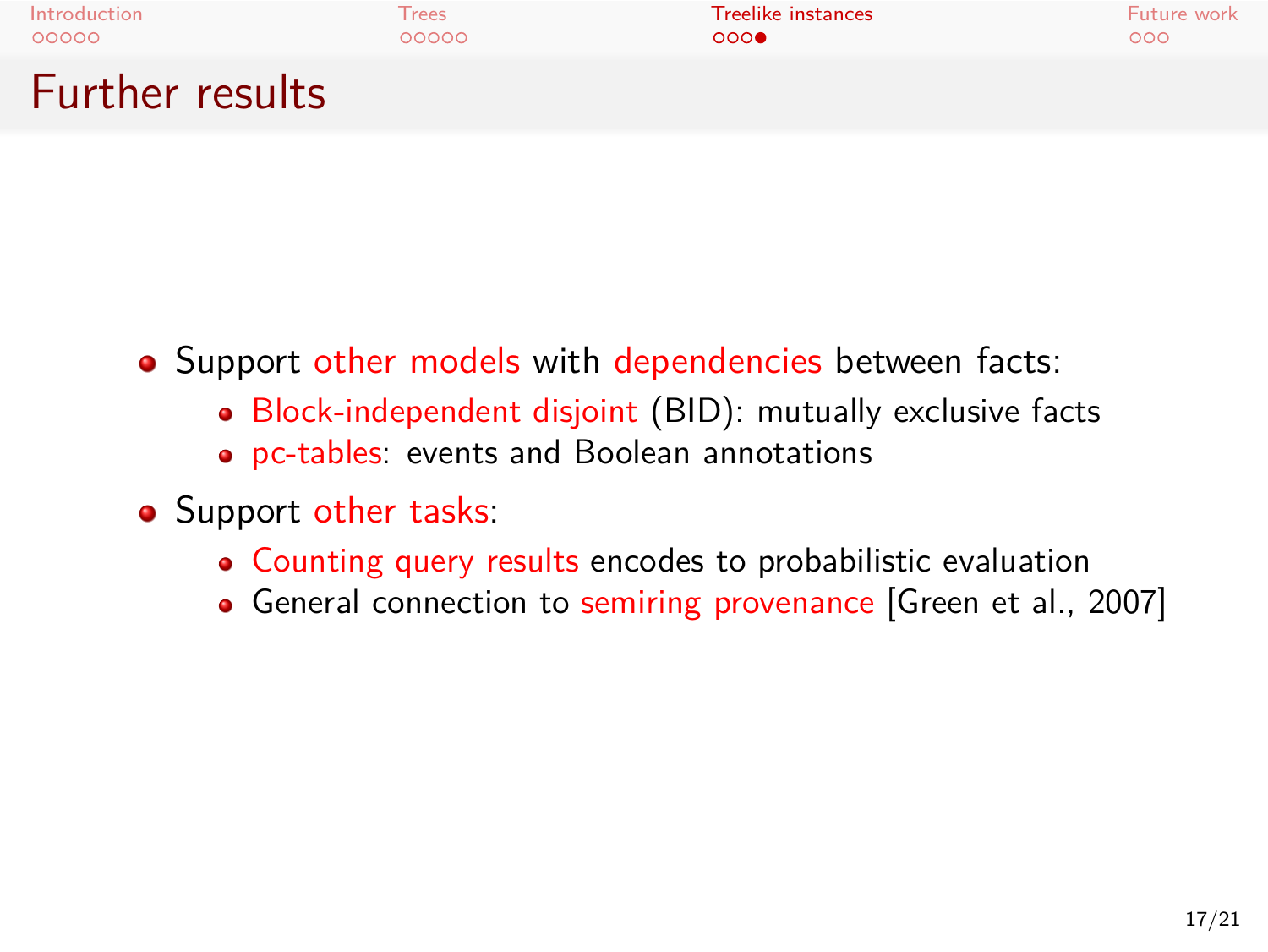# Further results

- Support other models with dependencies between facts:
  - Block-independent disjoint (BID): mutually exclusive facts
  - pc-tables: events and Boolean annotations
- Support other tasks:
  - Counting query results encodes to probabilistic evaluation
  - General connection to semiring provenance [Green et al., 2007]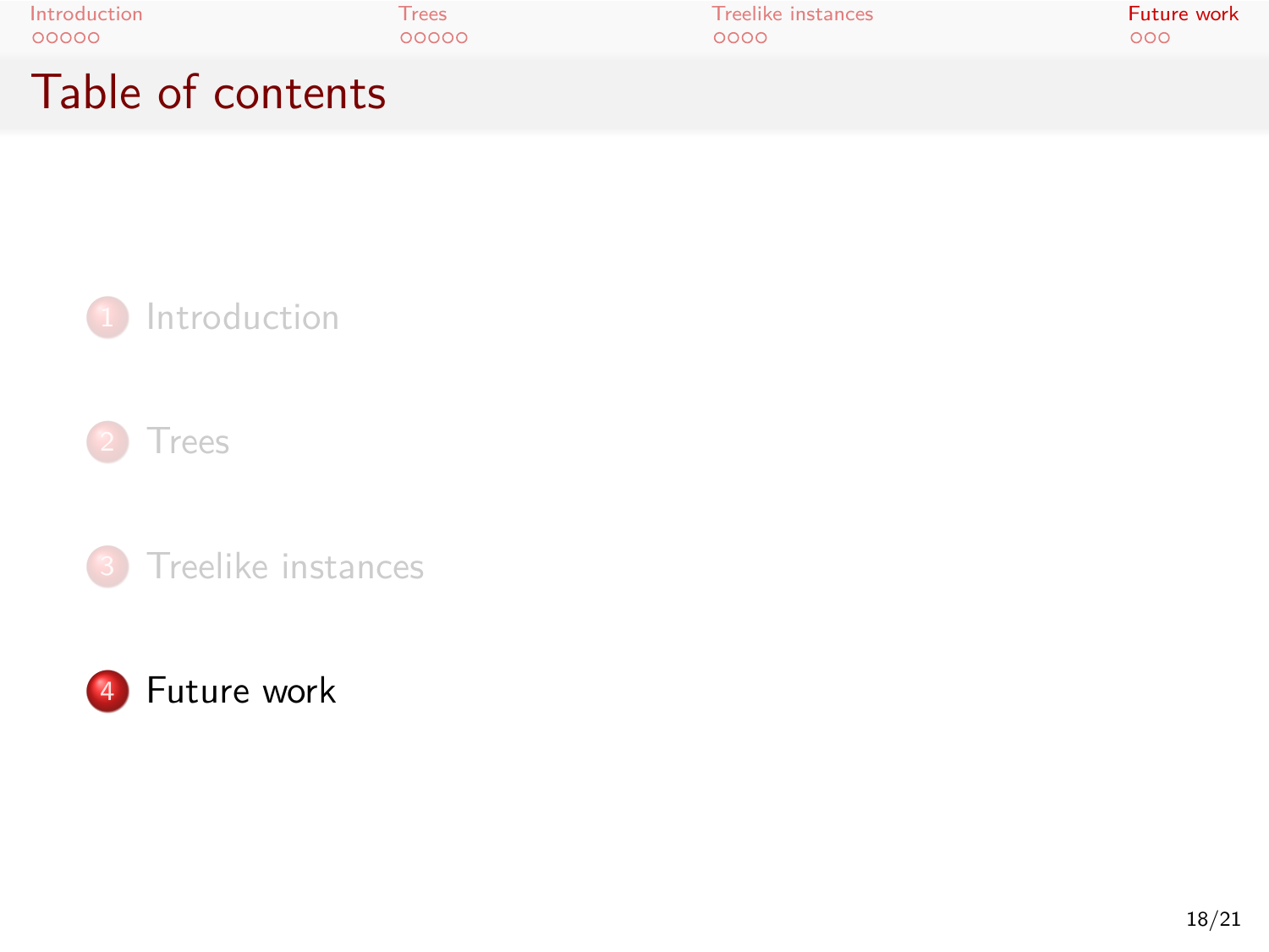# Table of contents

1. Introduction
2. Trees
3. Treelike instances
4. Future work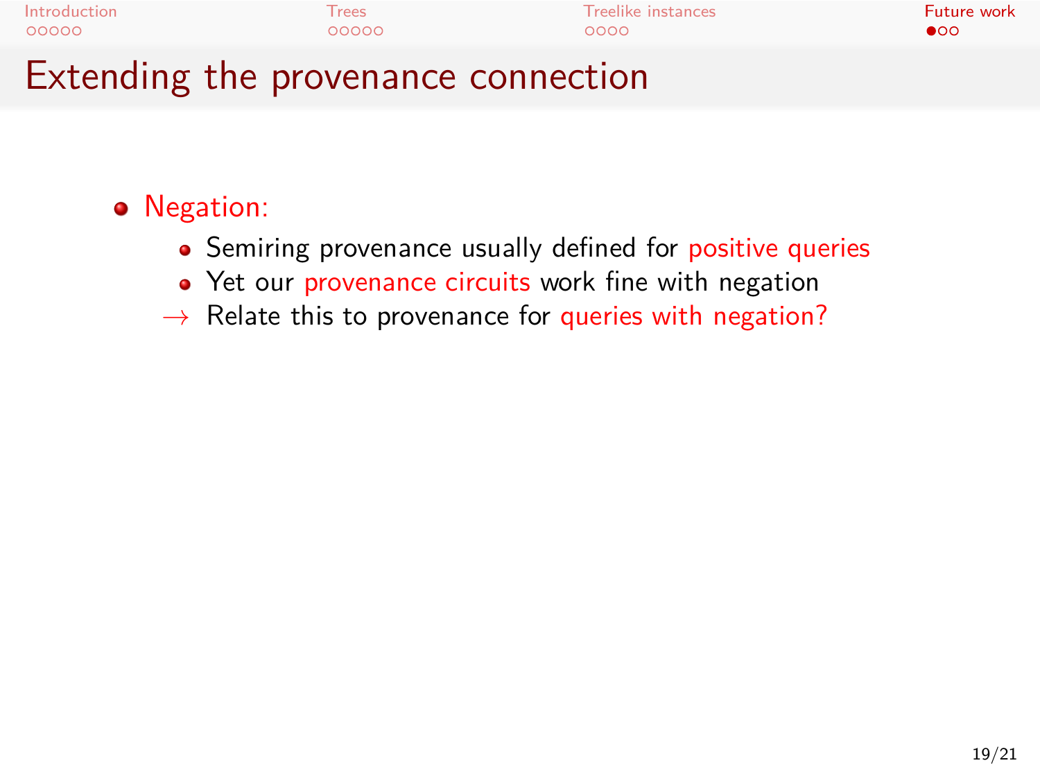# Extending the provenance connection

- Negation:
  - Semiring provenance usually defined for positive queries
  - Yet our provenance circuits work fine with negation
  - → Relate this to provenance for queries with negation?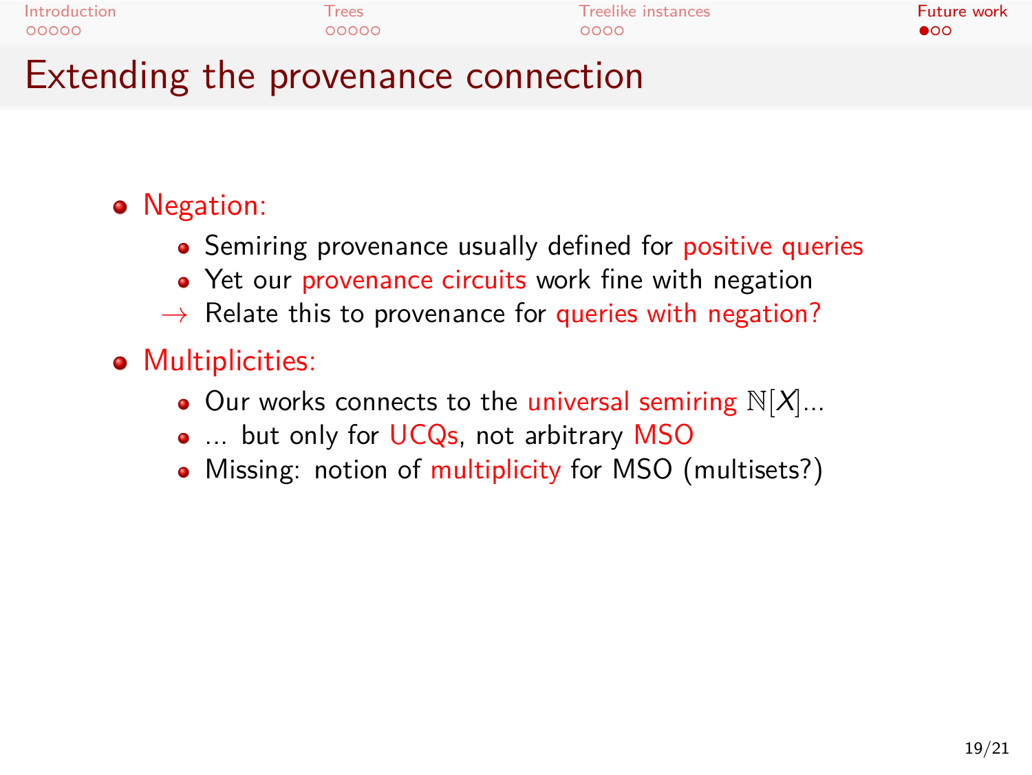# Extending the provenance connection

- Negation:
  - Semiring provenance usually defined for positive queries
  - Yet our provenance circuits work fine with negation
  - → Relate this to provenance for queries with negation?
- Multiplicities:
  - Our works connects to the universal semiring $\mathbb{N}[X]$...
  - ... but only for UCQs, not arbitrary MSO
  - Missing: notion of multiplicity for MSO (multisets?)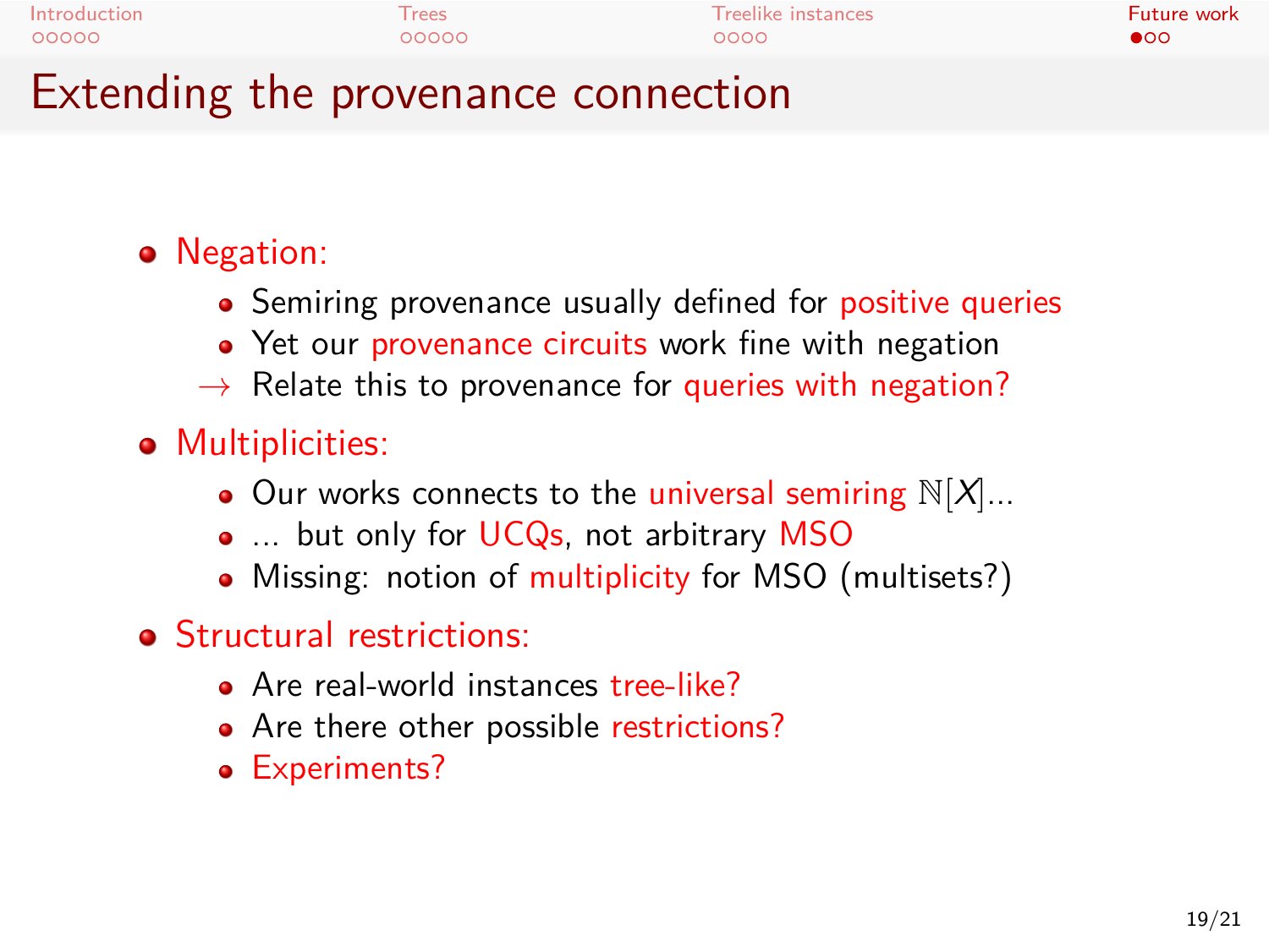# Extending the provenance connection

- Negation:
  - Semiring provenance usually defined for positive queries
  - Yet our provenance circuits work fine with negation
  - → Relate this to provenance for queries with negation?
- Multiplicities:
  - Our works connects to the universal semiring $\mathbb{N}[X]$...
  - ... but only for UCQs, not arbitrary MSO
  - Missing: notion of multiplicity for MSO (multisets?)
- Structural restrictions:
  - Are real-world instances tree-like?
  - Are there other possible restrictions?
  - Experiments?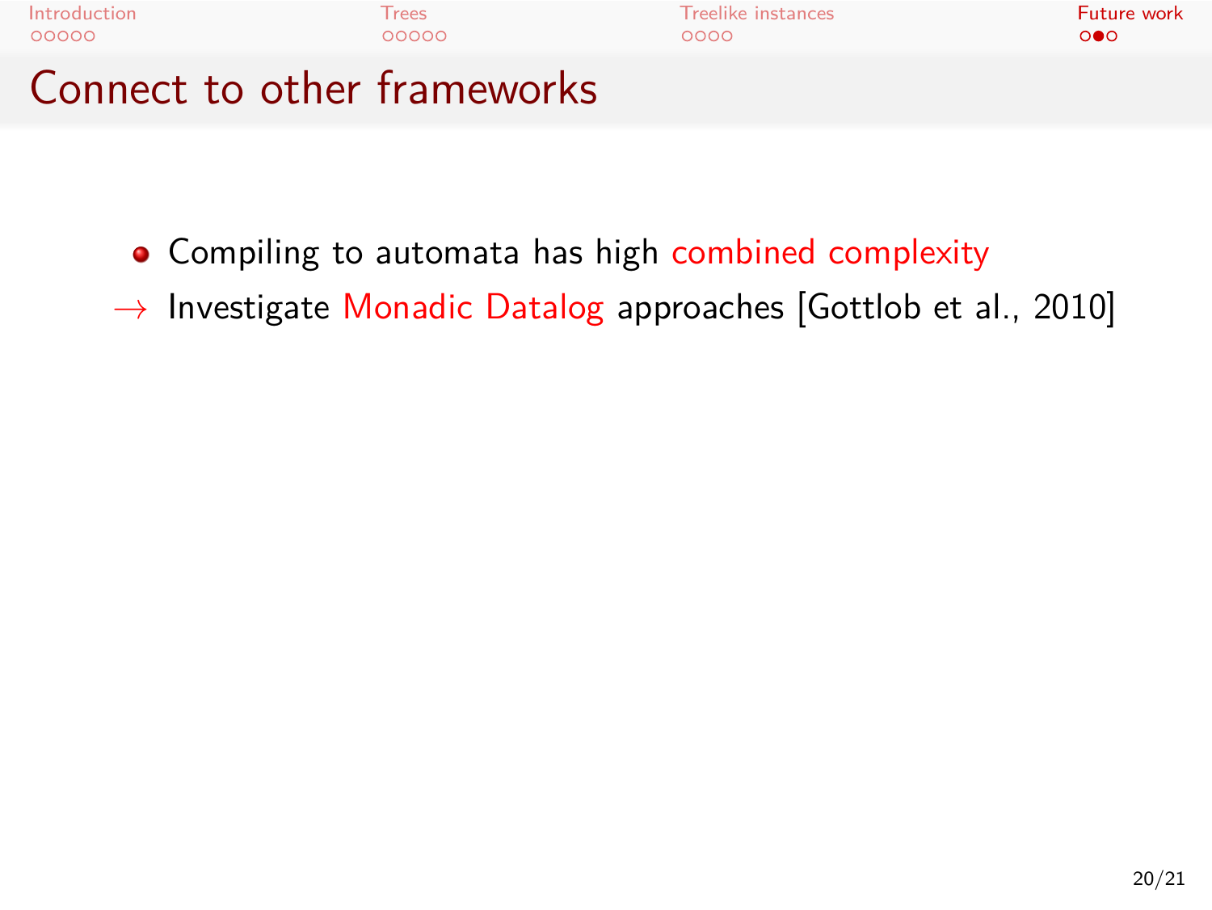# Connect to other frameworks

- Compiling to automata has high combined complexity

→ Investigate Monadic Datalog approaches [Gottlob et al., 2010]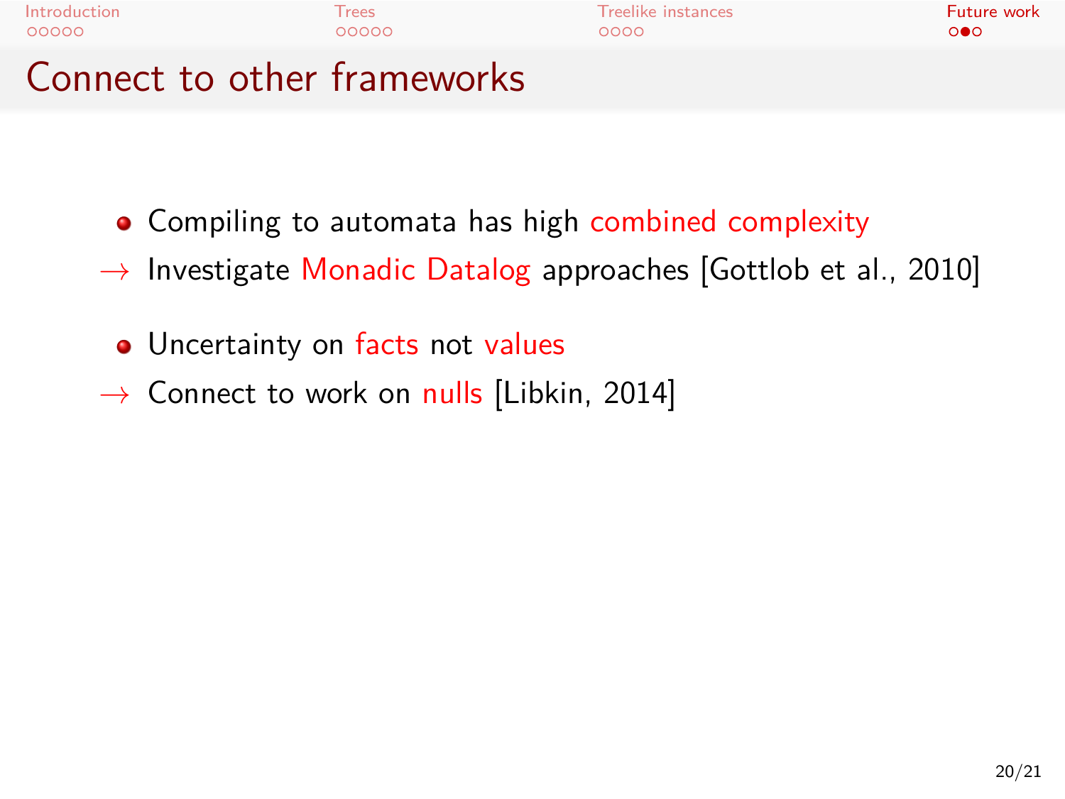## Connect to other frameworks

- Compiling to automata has high combined complexity

→ Investigate Monadic Datalog approaches [Gottlob et al., 2010]

- Uncertainty on facts not values

→ Connect to work on nulls [Libkin, 2014]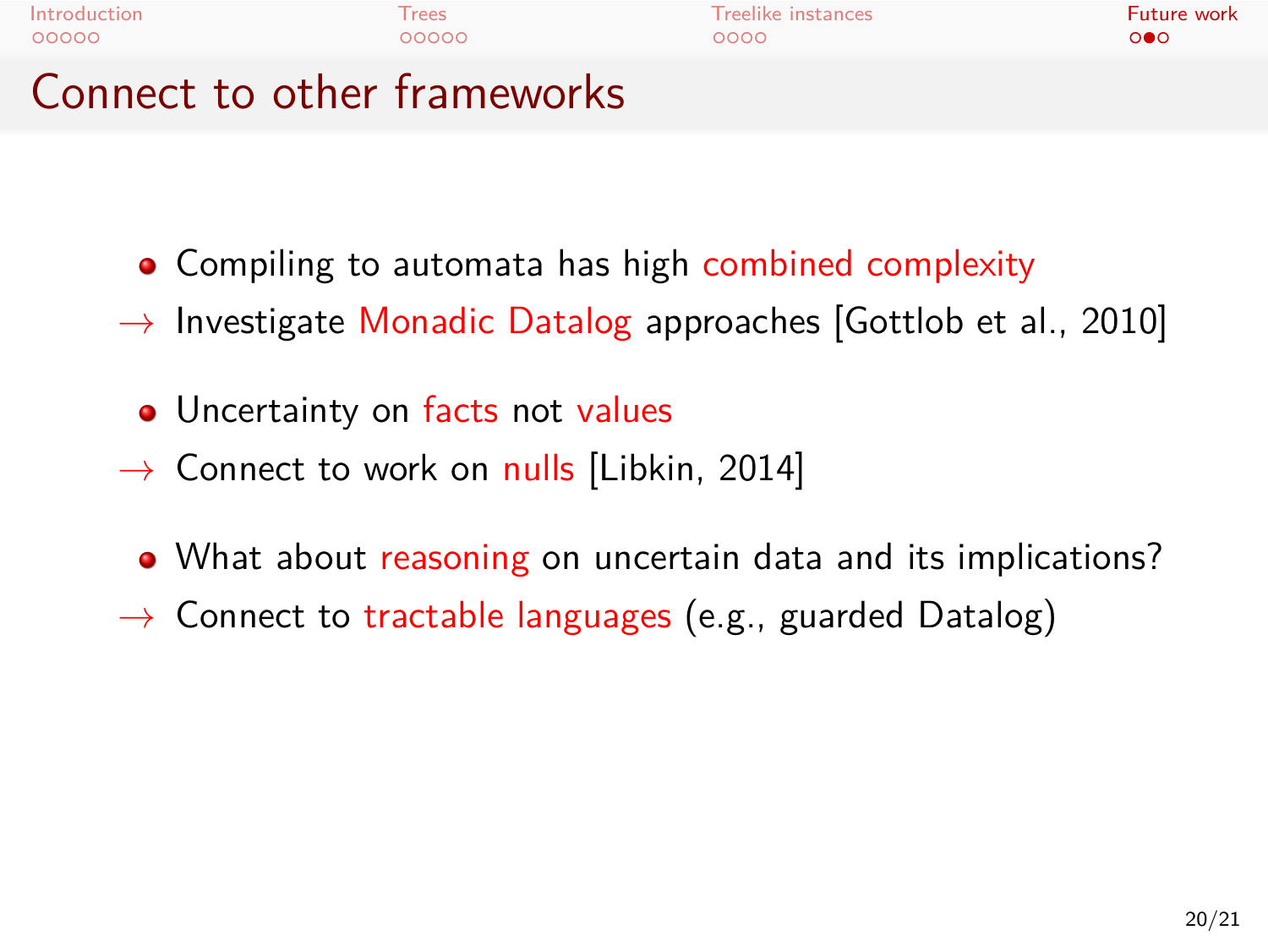# Connect to other frameworks

- Compiling to automata has high combined complexity

→ Investigate Monadic Datalog approaches [Gottlob et al., 2010]

- Uncertainty on facts not values

→ Connect to work on nulls [Libkin, 2014]

- What about reasoning on uncertain data and its implications?

→ Connect to tractable languages (e.g., guarded Datalog)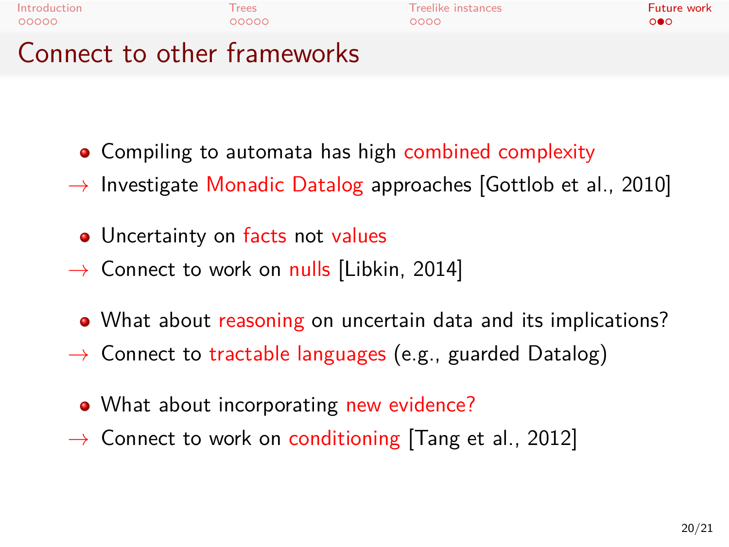# Connect to other frameworks

- Compiling to automata has high combined complexity

→ Investigate Monadic Datalog approaches [Gottlob et al., 2010]

- Uncertainty on facts not values

→ Connect to work on nulls [Libkin, 2014]

- What about reasoning on uncertain data and its implications?

→ Connect to tractable languages (e.g., guarded Datalog)

- What about incorporating new evidence?

→ Connect to work on conditioning [Tang et al., 2012]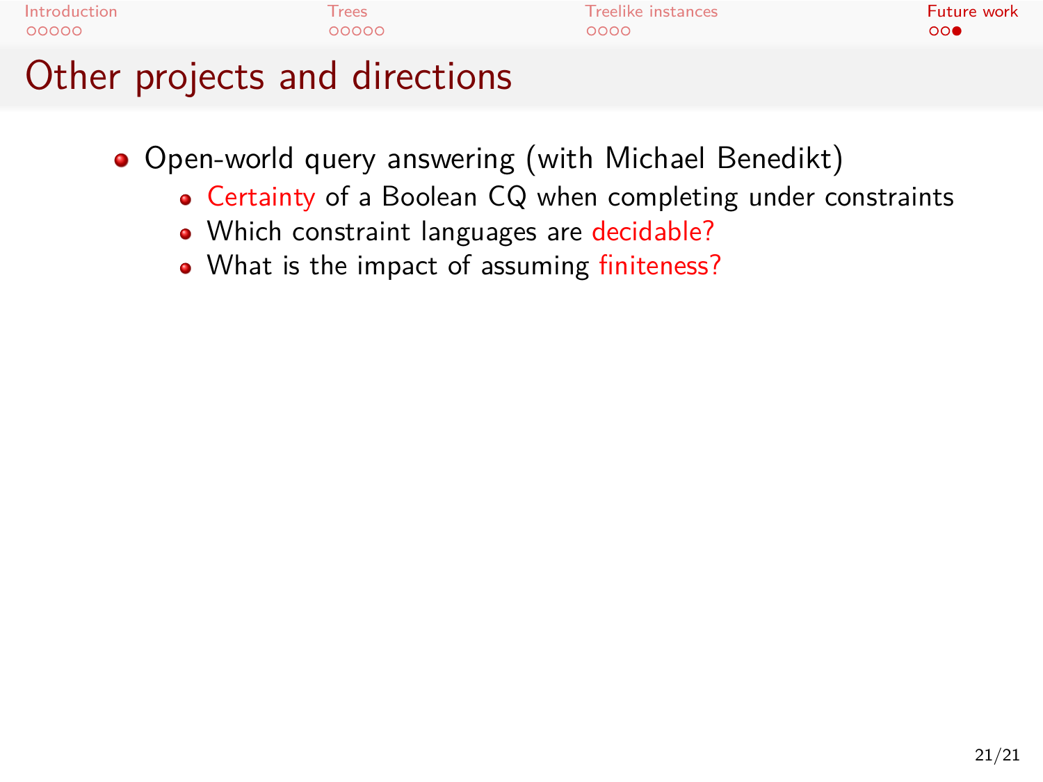# Other projects and directions

- Open-world query answering (with Michael Benedikt)
  - Certainty of a Boolean CQ when completing under constraints
  - Which constraint languages are decidable?
  - What is the impact of assuming finiteness?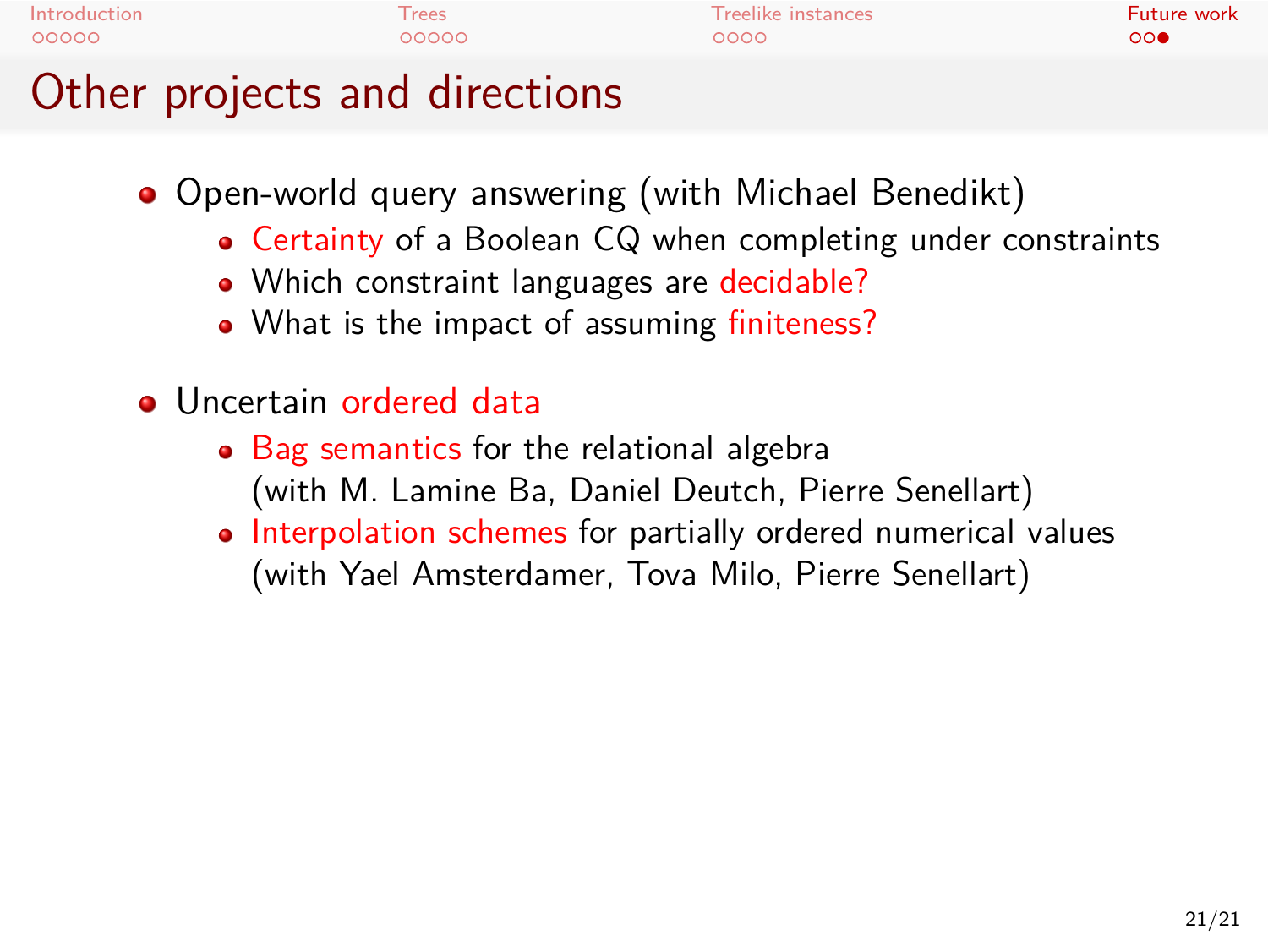## Other projects and directions

- Open-world query answering (with Michael Benedikt)
  - Certainty of a Boolean CQ when completing under constraints
  - Which constraint languages are decidable?
  - What is the impact of assuming finiteness?

- Uncertain ordered data
  - Bag semantics for the relational algebra (with M. Lamine Ba, Daniel Deutch, Pierre Senellart)
  - Interpolation schemes for partially ordered numerical values (with Yael Amsterdamer, Tova Milo, Pierre Senellart)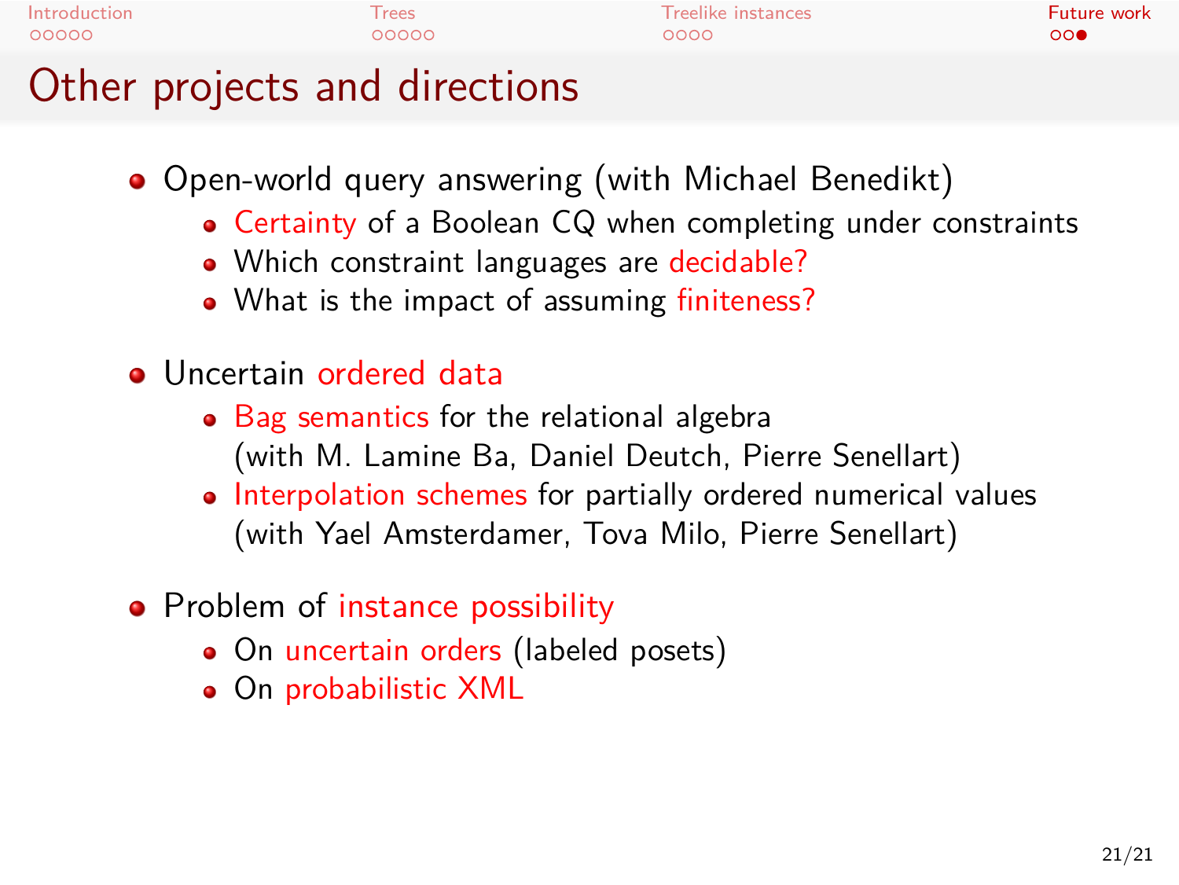# Other projects and directions

- Open-world query answering (with Michael Benedikt)
  - Certainty of a Boolean CQ when completing under constraints
  - Which constraint languages are decidable?
  - What is the impact of assuming finiteness?
- Uncertain ordered data
  - Bag semantics for the relational algebra (with M. Lamine Ba, Daniel Deutch, Pierre Senellart)
  - Interpolation schemes for partially ordered numerical values (with Yael Amsterdamer, Tova Milo, Pierre Senellart)
- Problem of instance possibility
  - On uncertain orders (labeled posets)
  - On probabilistic XML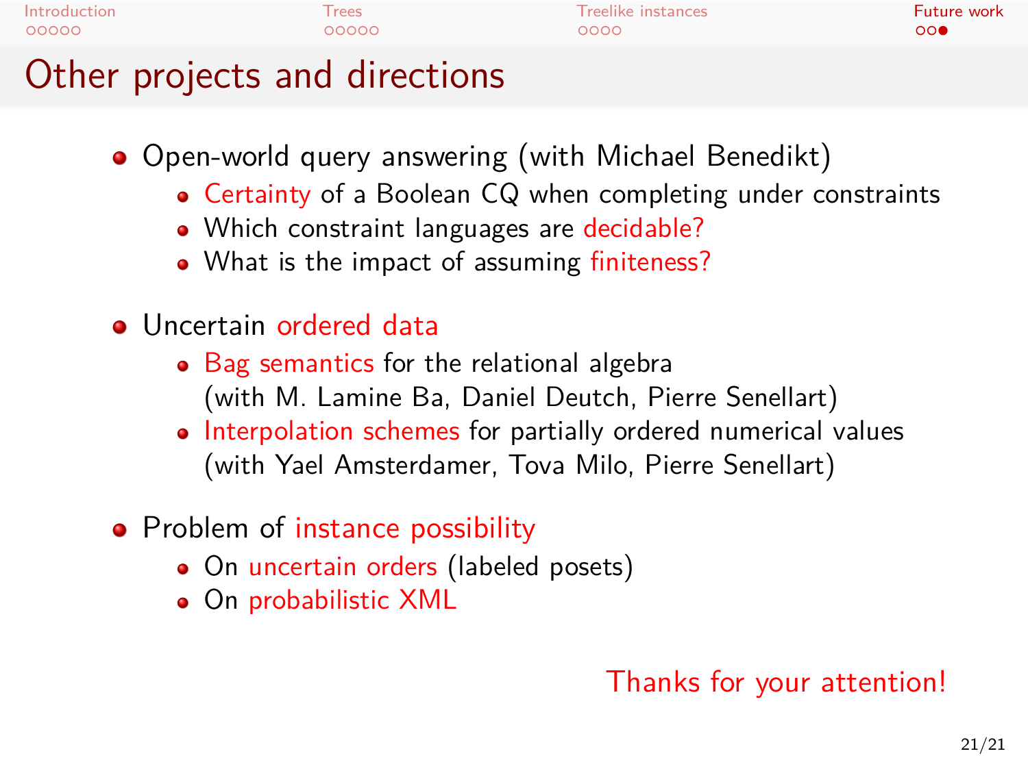# Other projects and directions

- Open-world query answering (with Michael Benedikt)
  - Certainty of a Boolean CQ when completing under constraints
  - Which constraint languages are decidable?
  - What is the impact of assuming finiteness?

- Uncertain ordered data
  - Bag semantics for the relational algebra
    (with M. Lamine Ba, Daniel Deutch, Pierre Senellart)
  - Interpolation schemes for partially ordered numerical values
    (with Yael Amsterdamer, Tova Milo, Pierre Senellart)

- Problem of instance possibility
  - On uncertain orders (labeled posets)
  - On probabilistic XML

Thanks for your attention!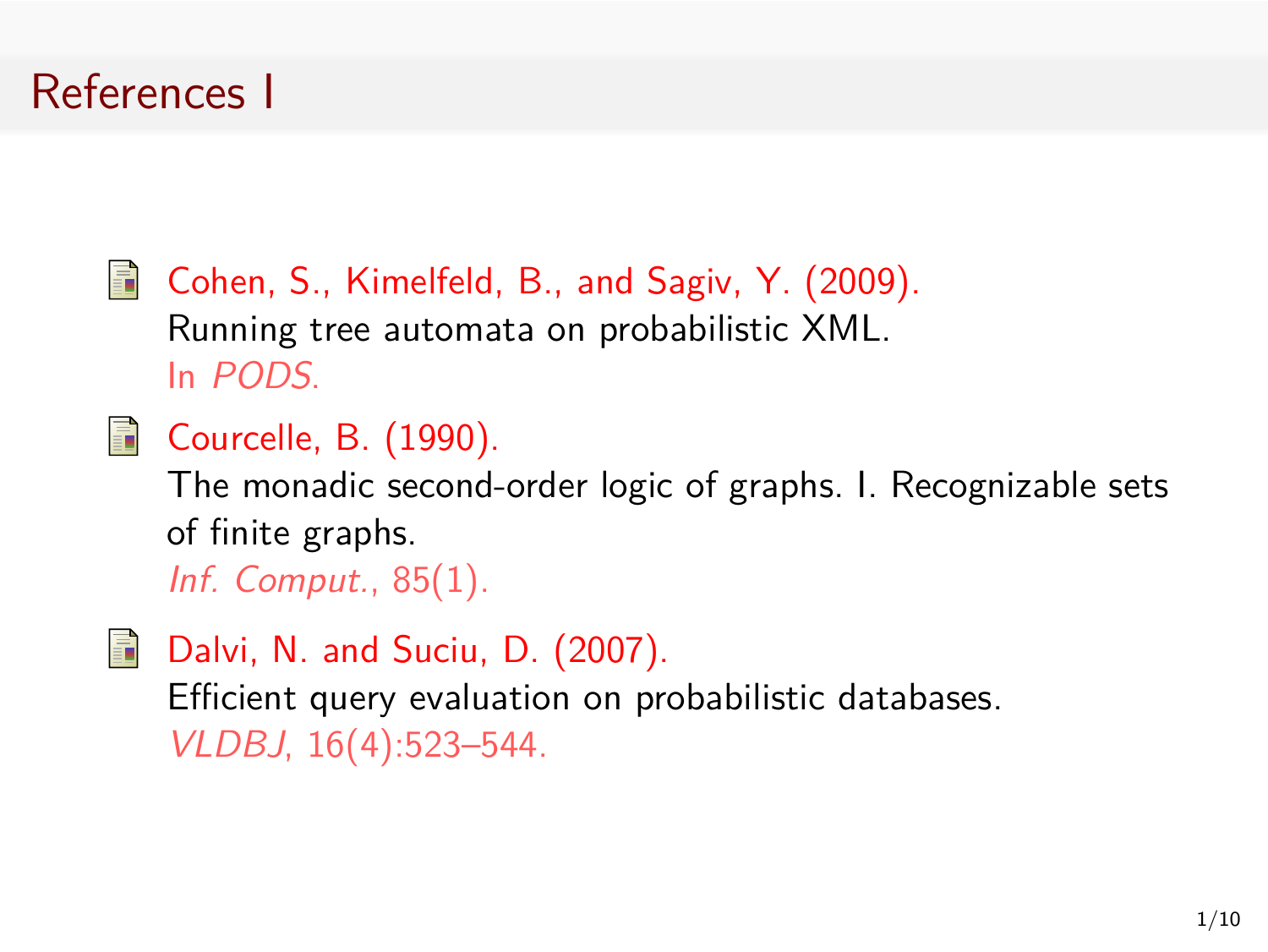# References I

- Cohen, S., Kimelfeld, B., and Sagiv, Y. (2009).
  Running tree automata on probabilistic XML.
  In *PODS*.

- Courcelle, B. (1990).
  The monadic second-order logic of graphs. I. Recognizable sets of finite graphs.
  *Inf. Comput.*, 85(1).

- Dalvi, N. and Suciu, D. (2007).
  Efficient query evaluation on probabilistic databases.
  *VLDBJ*, 16(4):523–544.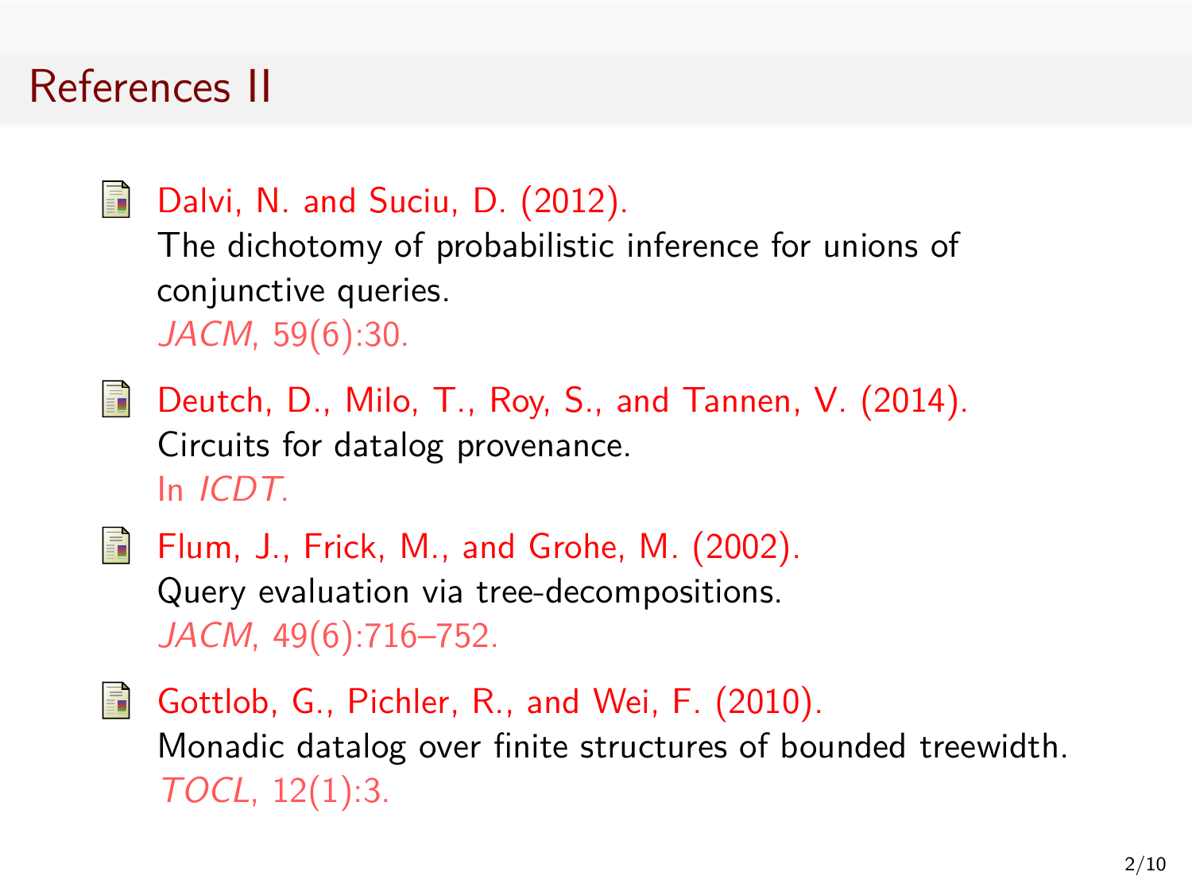# References II

- Dalvi, N. and Suciu, D. (2012).
  The dichotomy of probabilistic inference for unions of conjunctive queries.
  *JACM*, 59(6):30.

- Deutch, D., Milo, T., Roy, S., and Tannen, V. (2014).
  Circuits for datalog provenance.
  In *ICDT*.

- Flum, J., Frick, M., and Grohe, M. (2002).
  Query evaluation via tree-decompositions.
  *JACM*, 49(6):716–752.

- Gottlob, G., Pichler, R., and Wei, F. (2010).
  Monadic datalog over finite structures of bounded treewidth.
  *TOCL*, 12(1):3.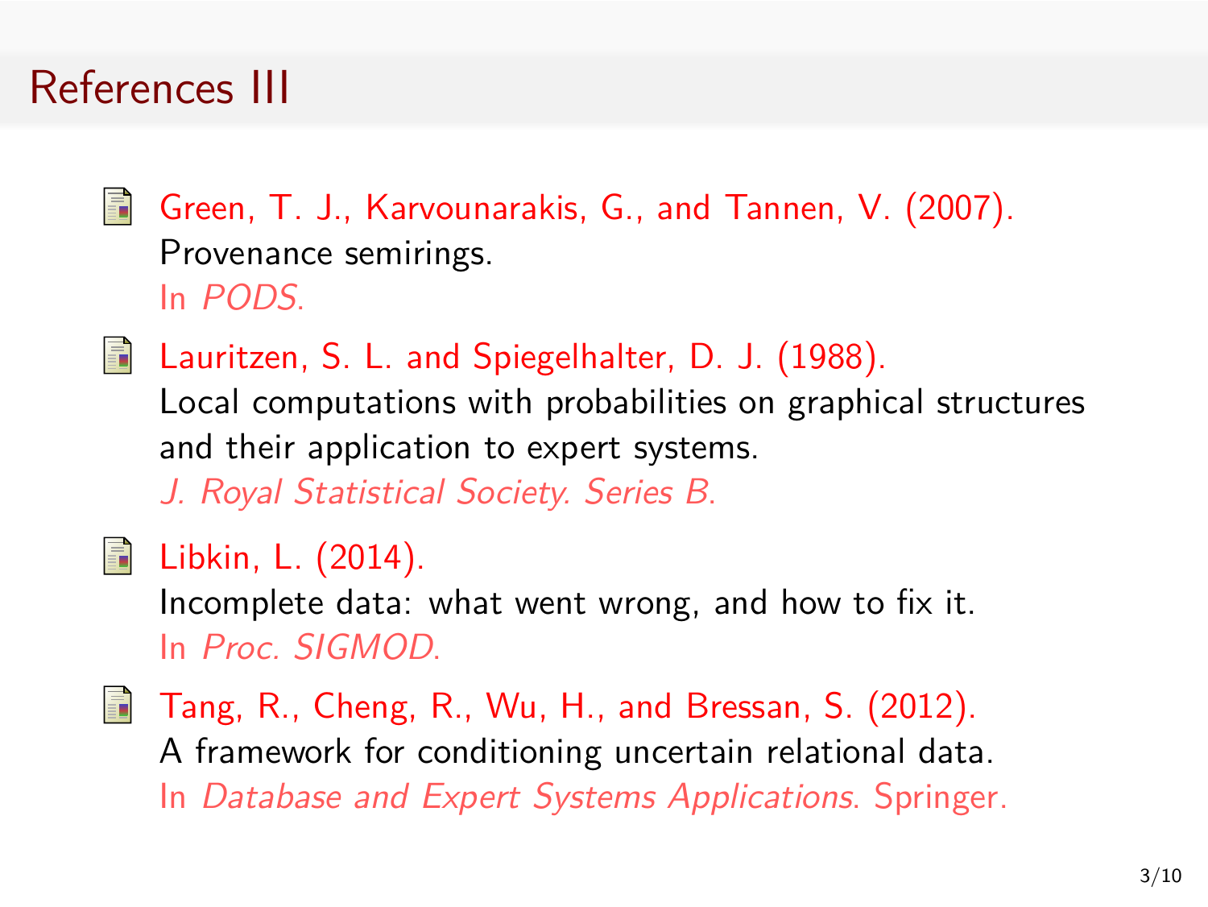# References III

- Green, T. J., Karvounarakis, G., and Tannen, V. (2007).
  Provenance semirings.
  In *PODS*.

- Lauritzen, S. L. and Spiegelhalter, D. J. (1988).
  Local computations with probabilities on graphical structures and their application to expert systems.
  *J. Royal Statistical Society. Series B*.

- Libkin, L. (2014).
  Incomplete data: what went wrong, and how to fix it.
  In *Proc. SIGMOD*.

- Tang, R., Cheng, R., Wu, H., and Bressan, S. (2012).
  A framework for conditioning uncertain relational data.
  In *Database and Expert Systems Applications*. Springer.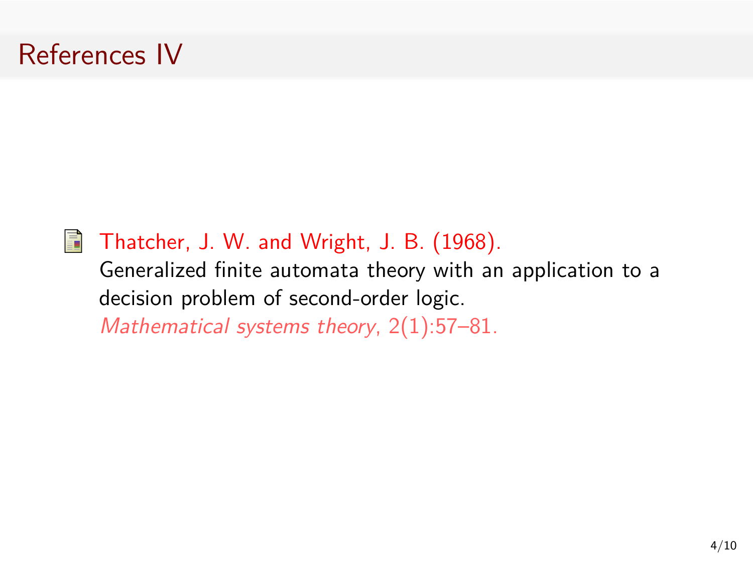# References IV

Thatcher, J. W. and Wright, J. B. (1968).
Generalized finite automata theory with an application to a decision problem of second-order logic.
*Mathematical systems theory*, 2(1):57–81.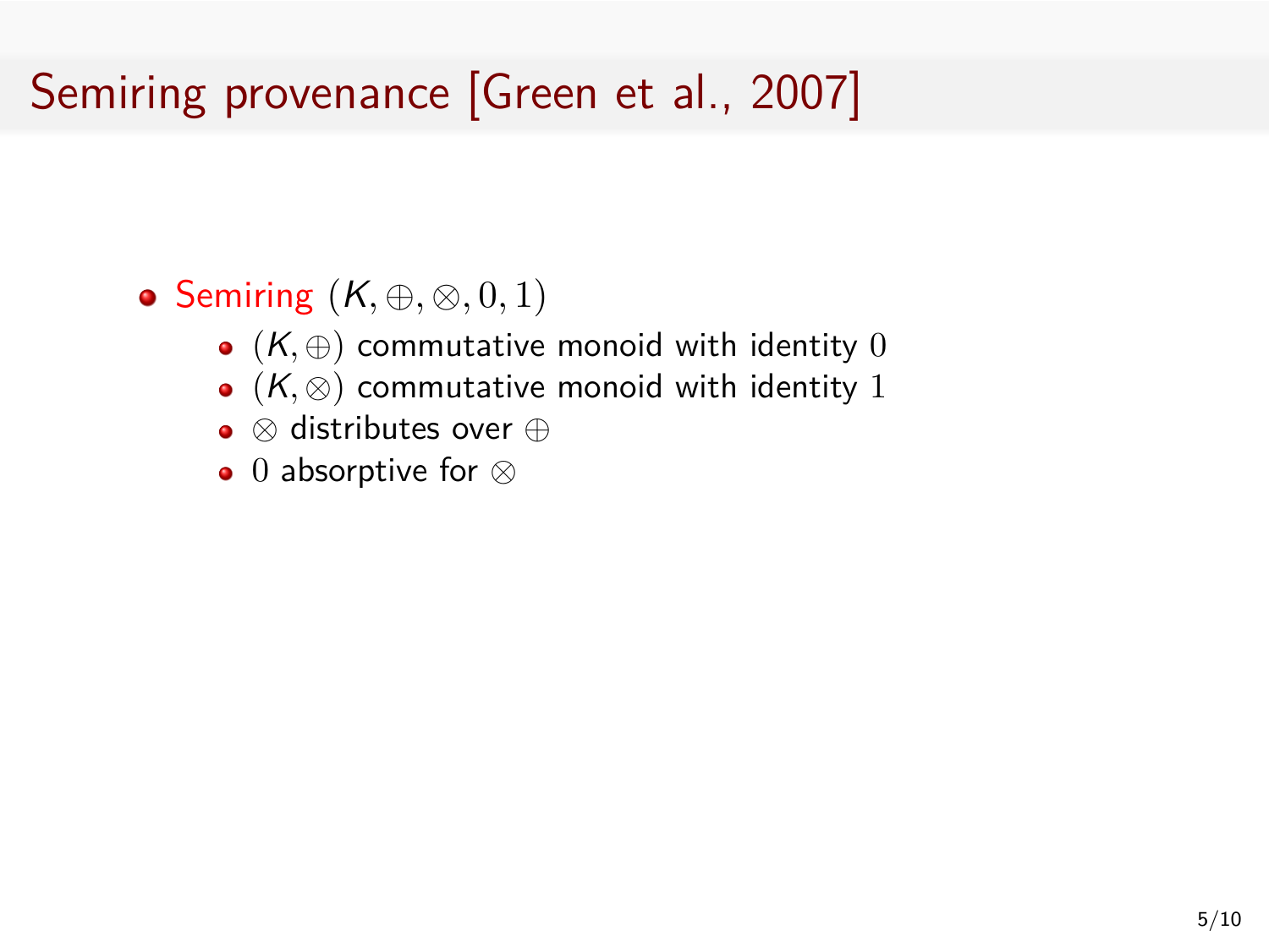# Semiring provenance [Green et al., 2007]

- Semiring $(K, \oplus, \otimes, 0, 1)$
  - $(K, \oplus)$ commutative monoid with identity $0$
  - $(K, \otimes)$ commutative monoid with identity $1$
  - $\otimes$ distributes over $\oplus$
  - $0$ absorptive for $\otimes$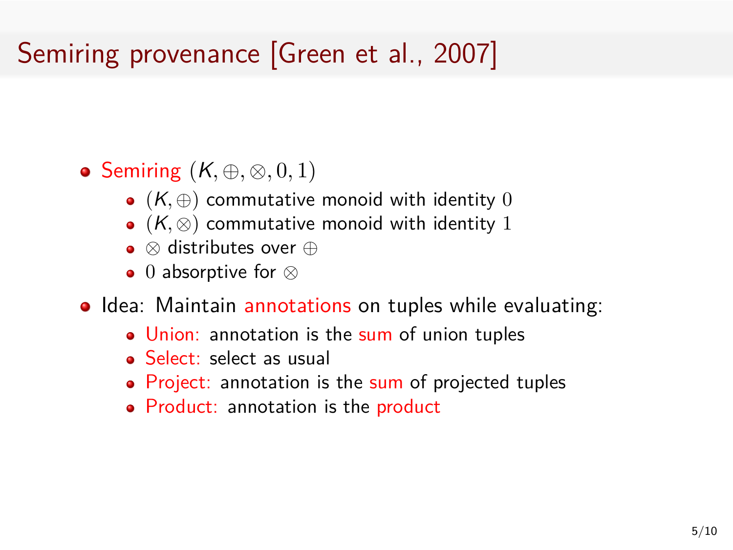# Semiring provenance [Green et al., 2007]

- Semiring $(K, \oplus, \otimes, 0, 1)$
  - $(K, \oplus)$ commutative monoid with identity $0$
  - $(K, \otimes)$ commutative monoid with identity $1$
  - $\otimes$ distributes over $\oplus$
  - $0$ absorptive for $\otimes$
- Idea: Maintain annotations on tuples while evaluating:
  - Union: annotation is the sum of union tuples
  - Select: select as usual
  - Project: annotation is the sum of projected tuples
  - Product: annotation is the product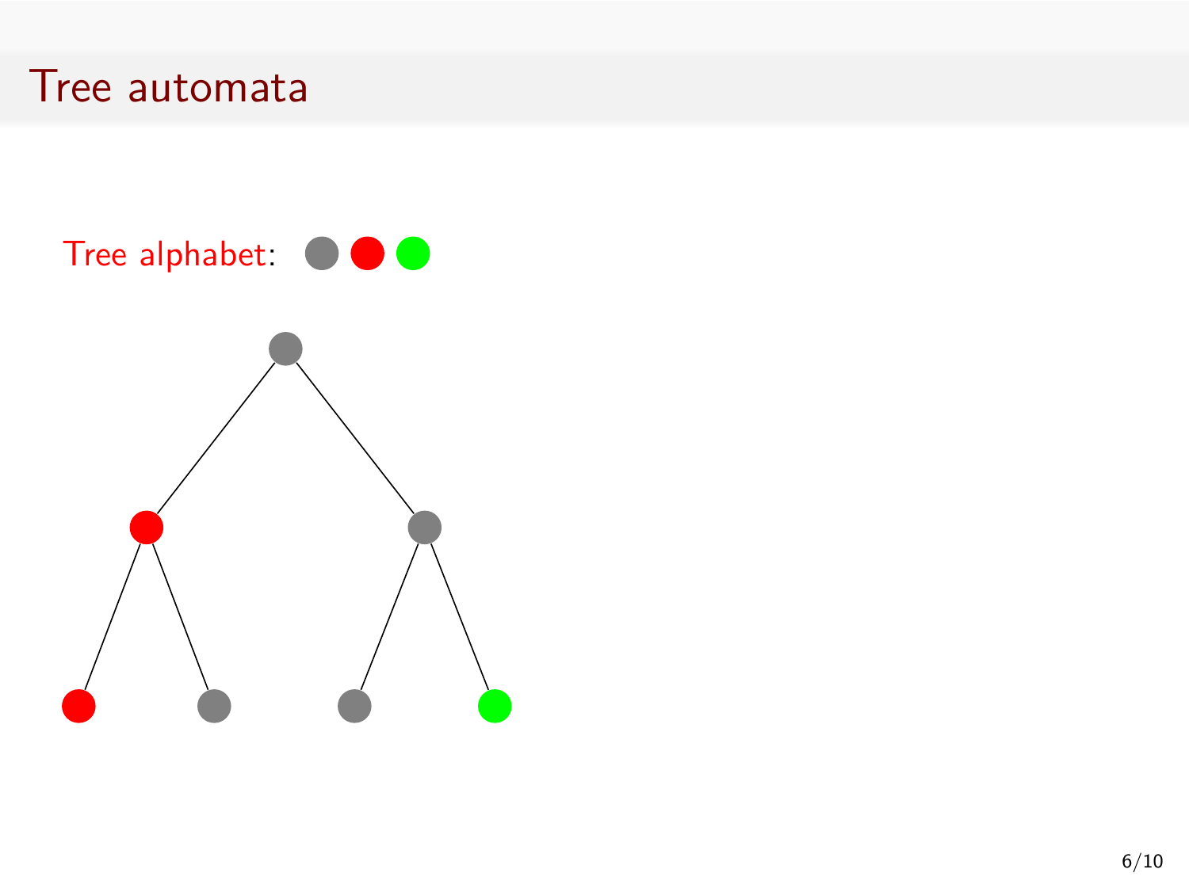# Tree automata

Tree alphabet: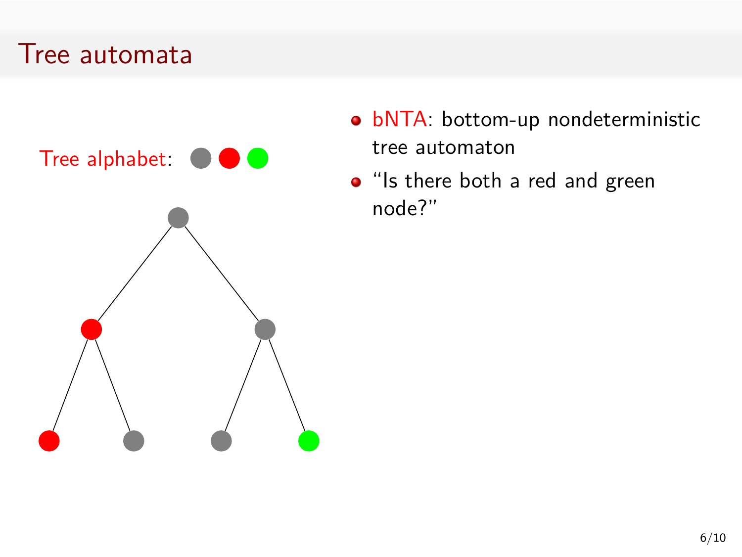# Tree automata

Tree alphabet:

- bNTA: bottom-up nondeterministic tree automaton
- "Is there both a red and green node?"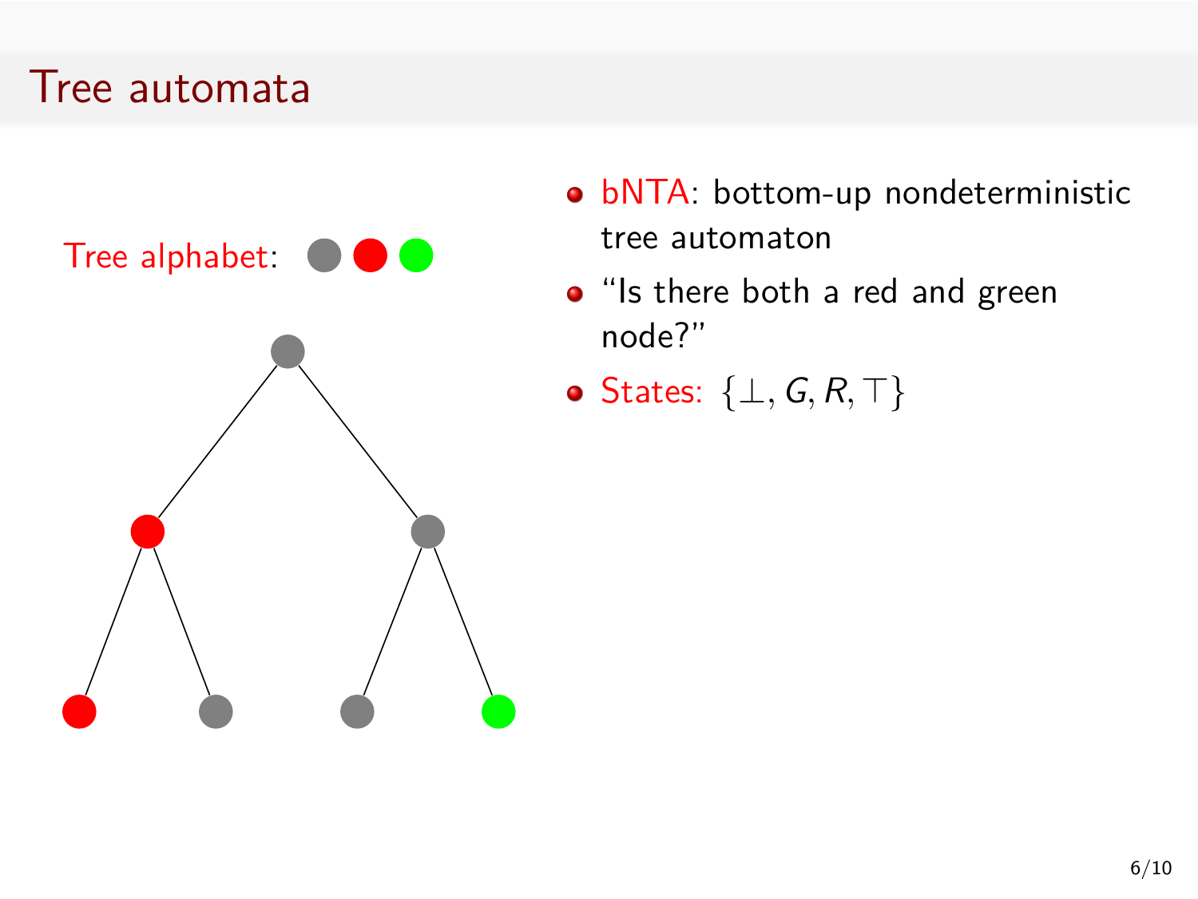# Tree automata

Tree alphabet:

- bNTA: bottom-up nondeterministic tree automaton
- "Is there both a red and green node?"
- States: $\{\bot, G, R, \top\}$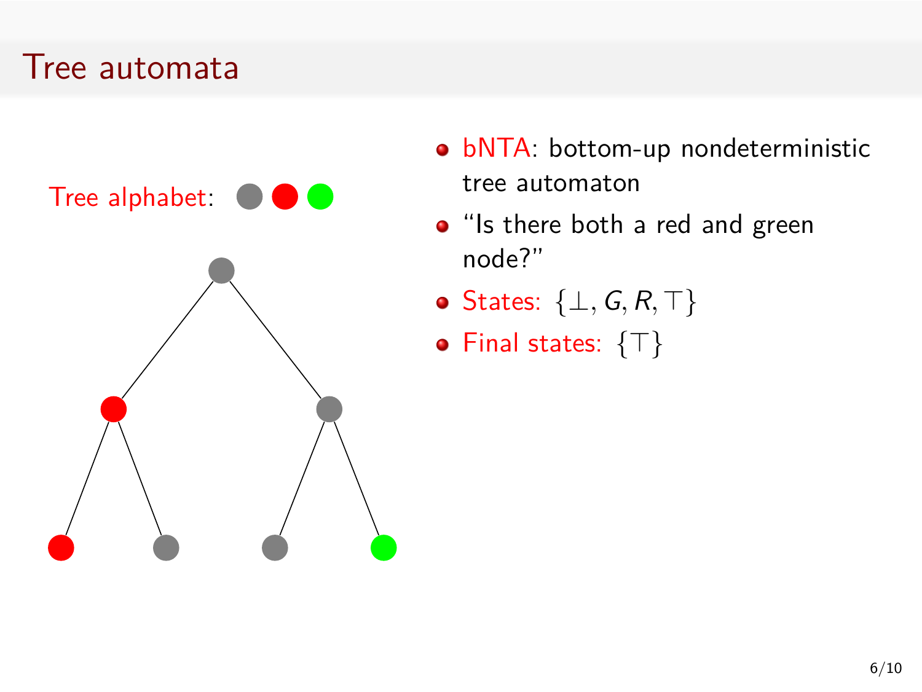# Tree automata

Tree alphabet:

- bNTA: bottom-up nondeterministic tree automaton
- "Is there both a red and green node?"
- States: $\{\bot, G, R, \top\}$
- Final states: $\{\top\}$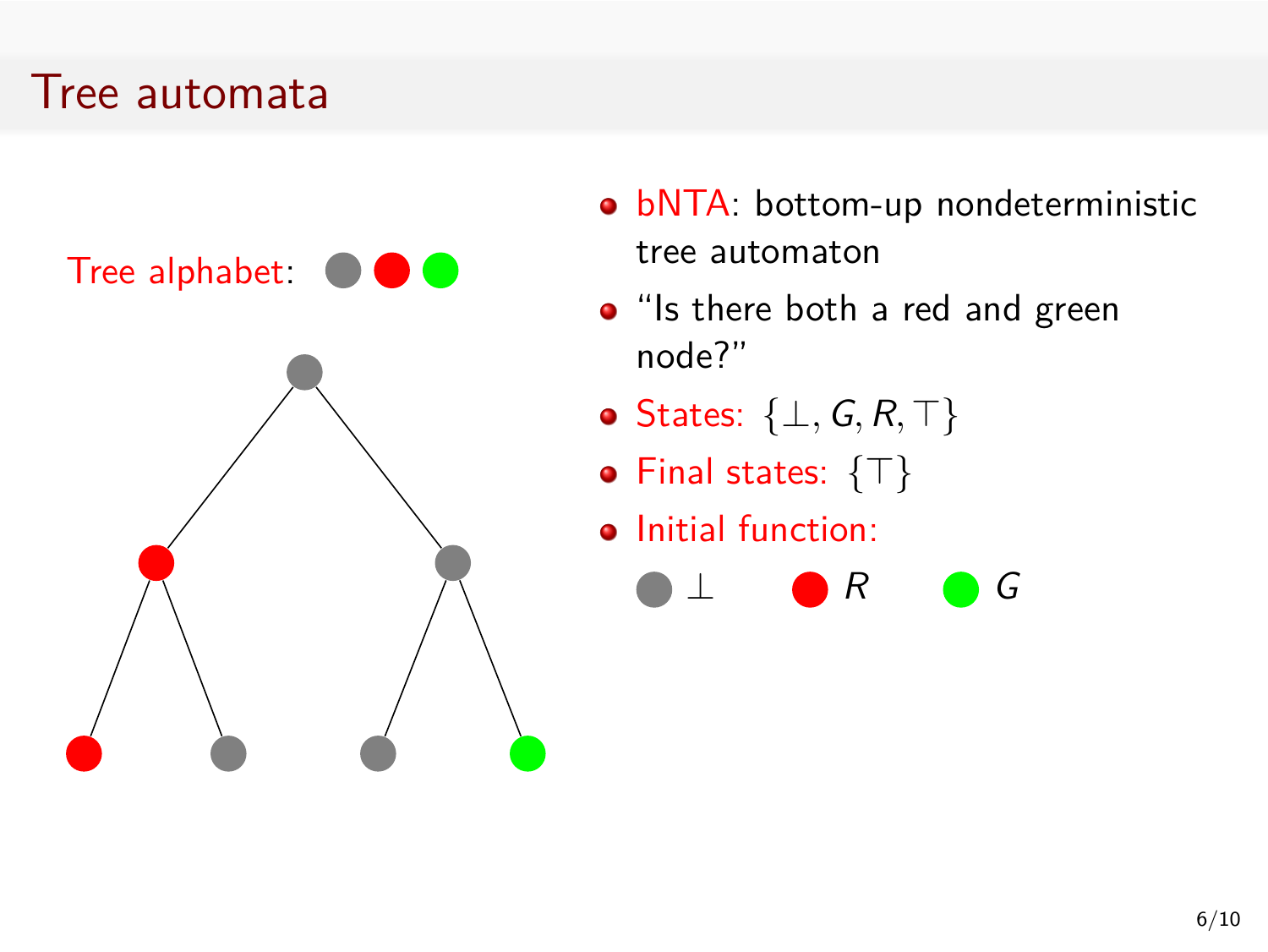# Tree automata

Tree alphabet: ● ● ●

- bNTA: bottom-up nondeterministic tree automaton
- “Is there both a red and green node?”
- States: $\{\bot, G, R, \top\}$
- Final states: $\{\top\}$
- Initial function:

  ● $\bot$  ● $R$  ● $G$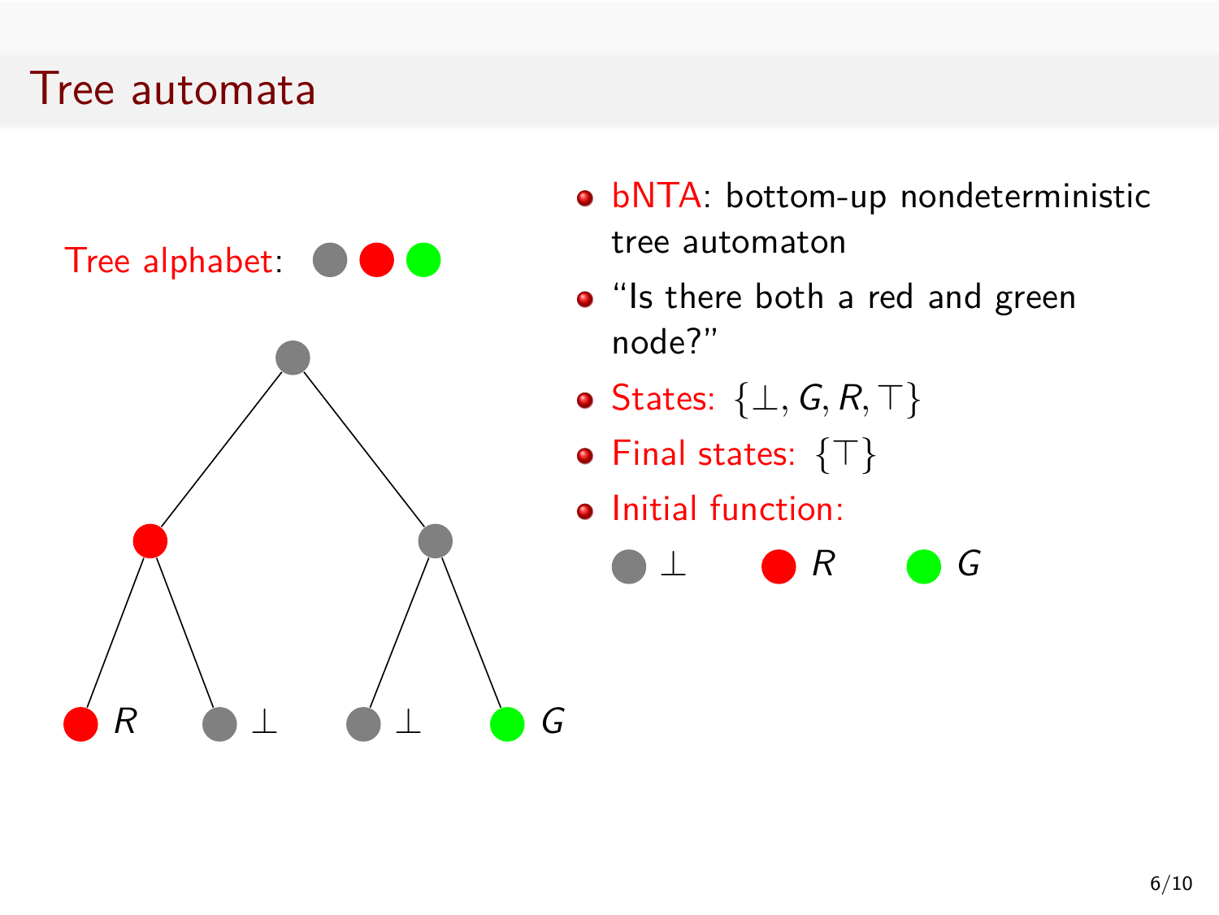# Tree automata

Tree alphabet: ● ● ●

- bNTA: bottom-up nondeterministic tree automaton
- "Is there both a red and green node?"
- States: $\{\bot, G, R, \top\}$
- Final states: $\{\top\}$
- Initial function:

  ● $\bot$   ● $R$   ● $G$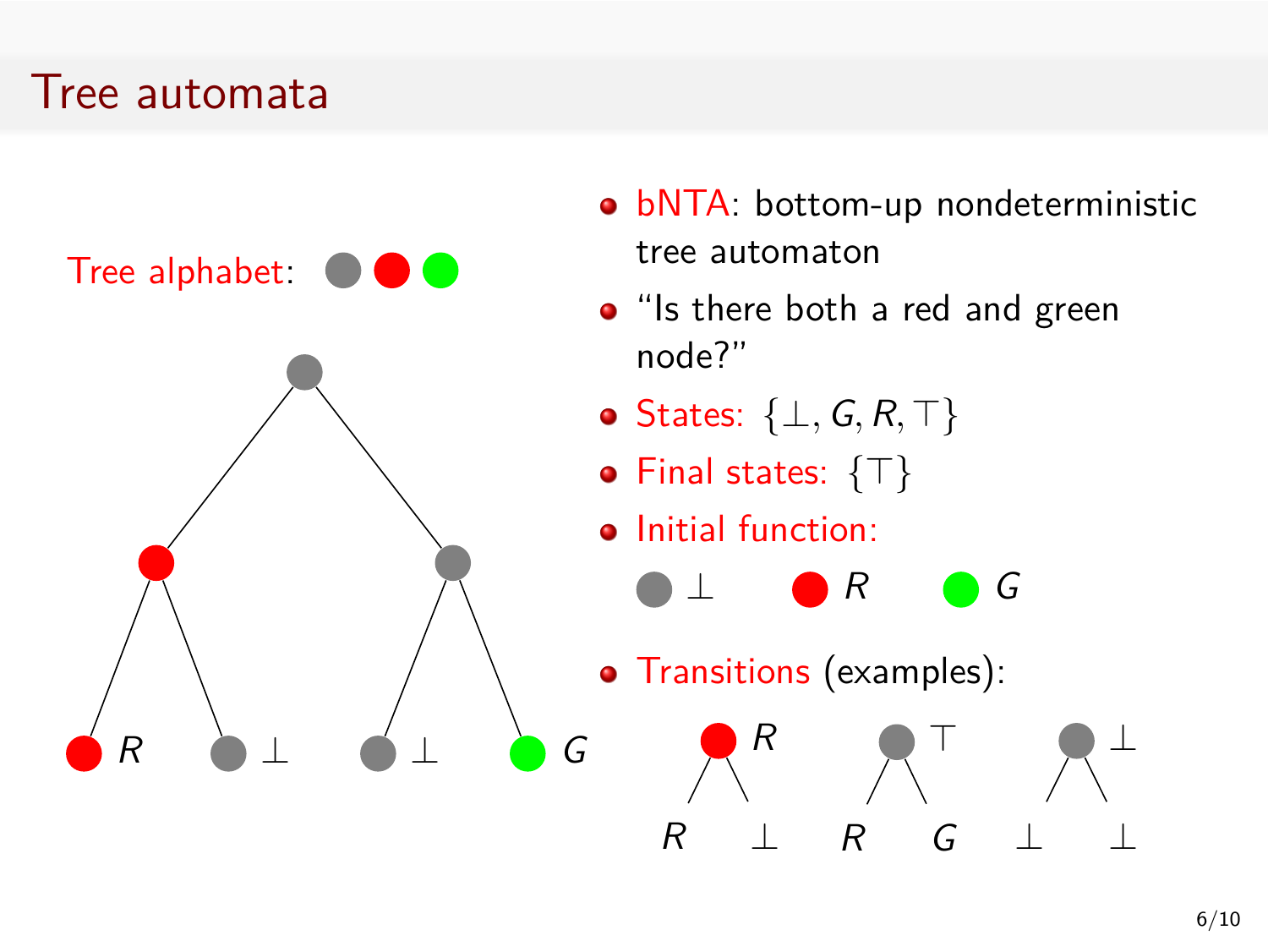# Tree automata

Tree alphabet: ● ● ●

- bNTA: bottom-up nondeterministic tree automaton
- "Is there both a red and green node?"
- States: $\{\bot, G, R, \top\}$
- Final states: $\{\top\}$
- Initial function:

  ● $\bot$ ● $R$ ● $G$

- Transitions (examples):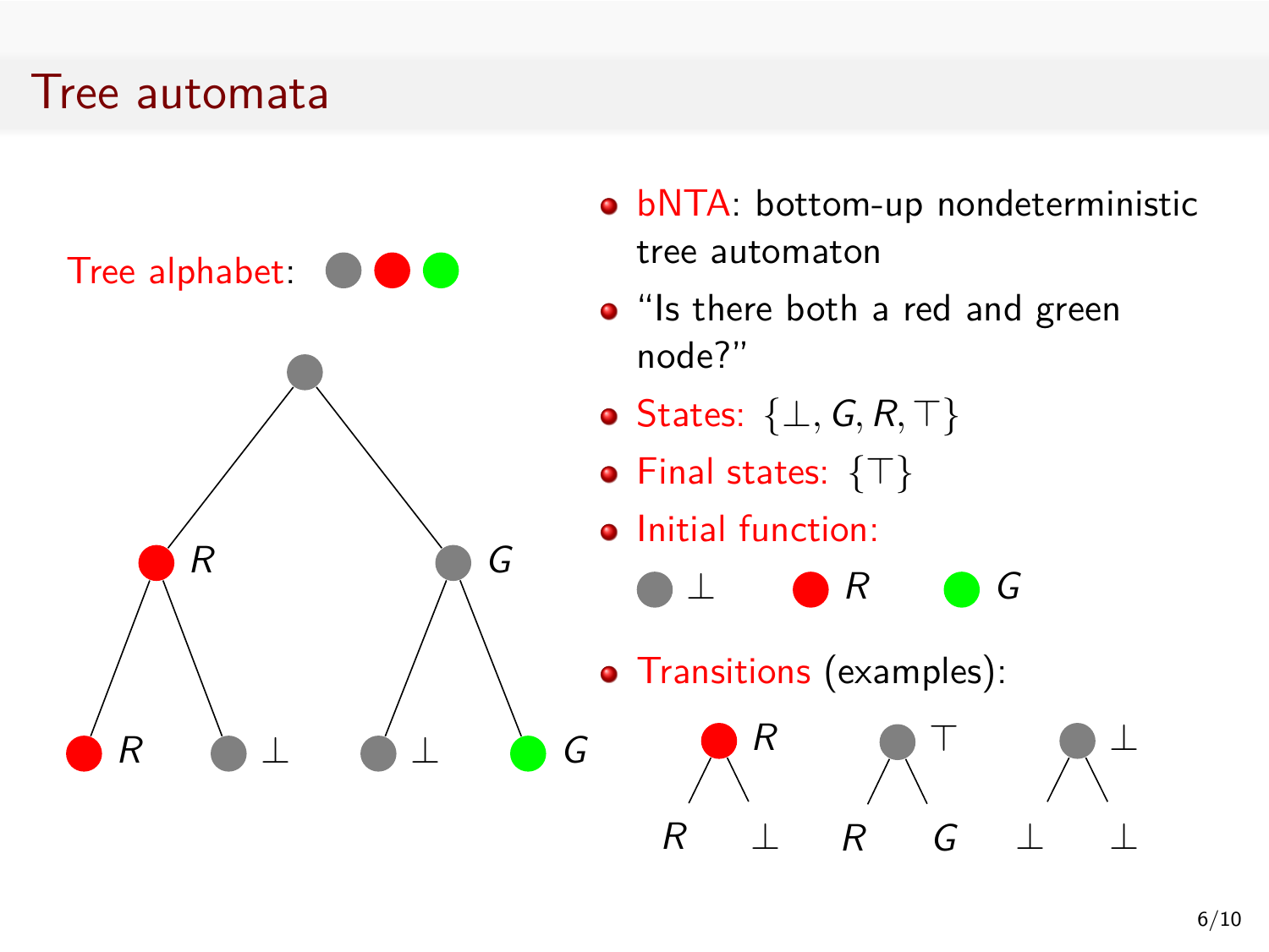# Tree automata

Tree alphabet:

- bNTA: bottom-up nondeterministic tree automaton
- "Is there both a red and green node?"
- States: $\{\bot, G, R, \top\}$
- Final states: $\{\top\}$
- Initial function:

  $\bot$ $R$ $G$

- Transitions (examples):

  $R$ / $R$ $\bot$ $\top$ / $R$ $G$ $\bot$ / $\bot$ $\bot$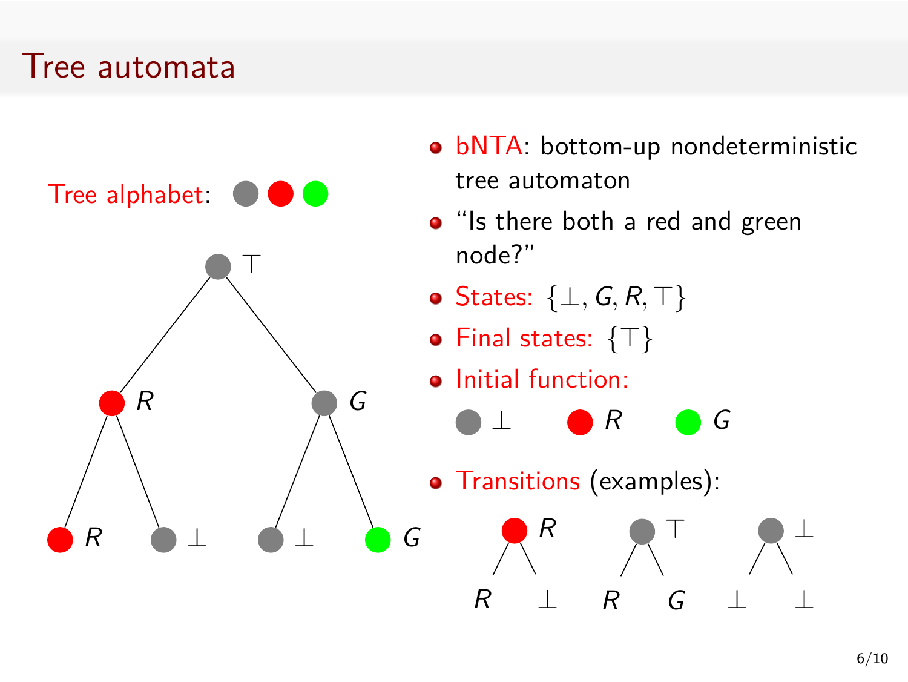# Tree automata

Tree alphabet: ● ● ●

- bNTA: bottom-up nondeterministic tree automaton
- "Is there both a red and green node?"
- States: $\{\bot, G, R, \top\}$
- Final states: $\{\top\}$
- Initial function:

  ● $\bot$ ● $R$ ● $G$

- Transitions (examples):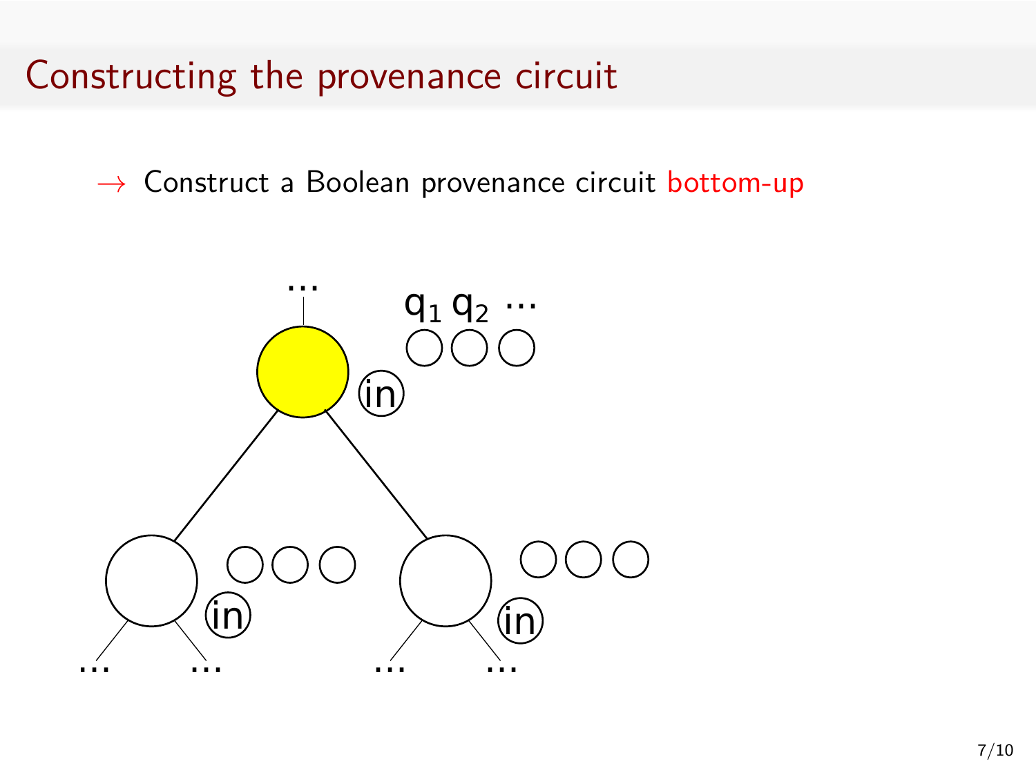# Constructing the provenance circuit

→ Construct a Boolean provenance circuit bottom-up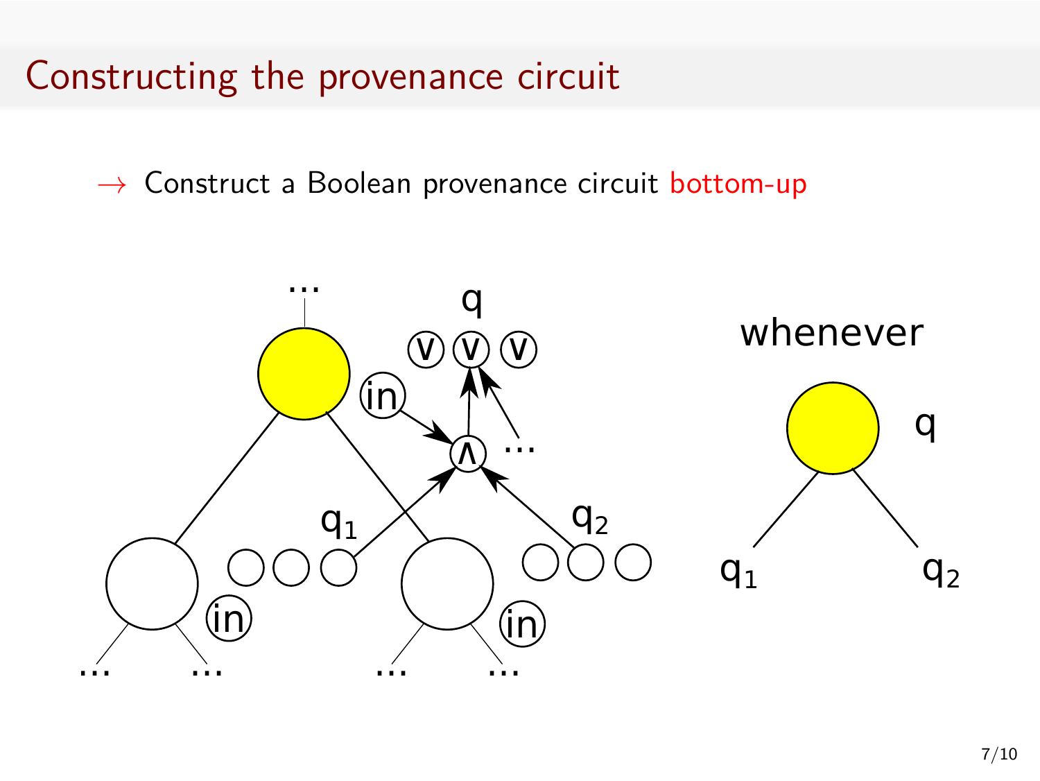# Constructing the provenance circuit

→ Construct a Boolean provenance circuit bottom-up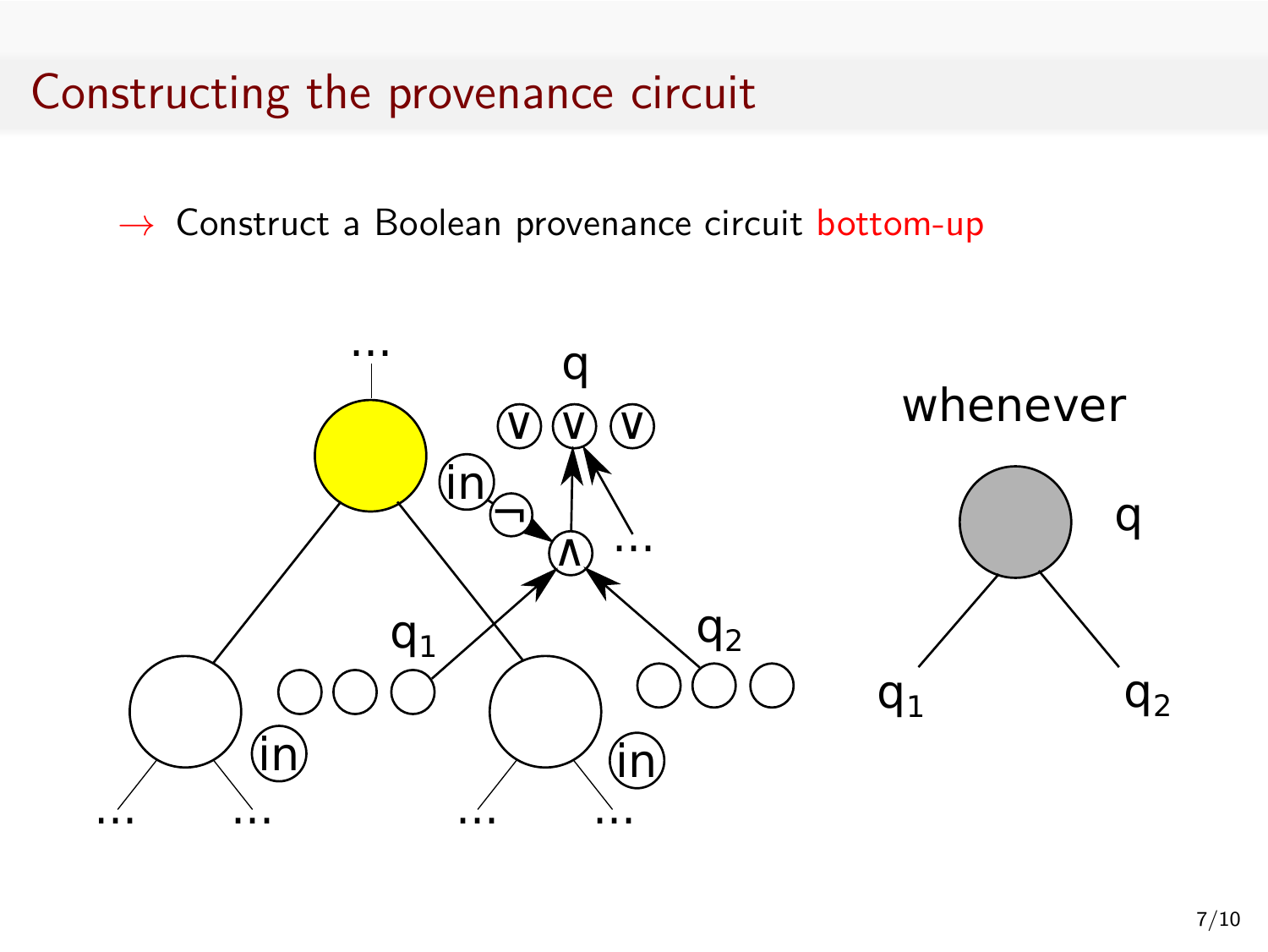# Constructing the provenance circuit

→ Construct a Boolean provenance circuit bottom-up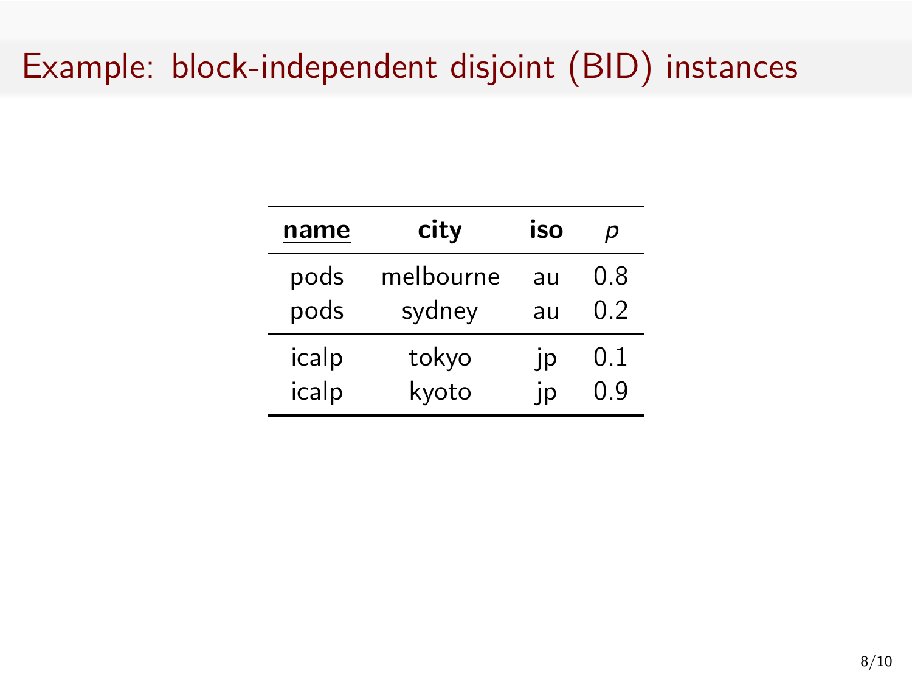# Example: block-independent disjoint (BID) instances

| <u>**name**</u> | **city** | **iso** | $p$ |
|---|---|---|---|
| pods | melbourne | au | 0.8 |
| pods | sydney | au | 0.2 |
| icalp | tokyo | jp | 0.1 |
| icalp | kyoto | jp | 0.9 |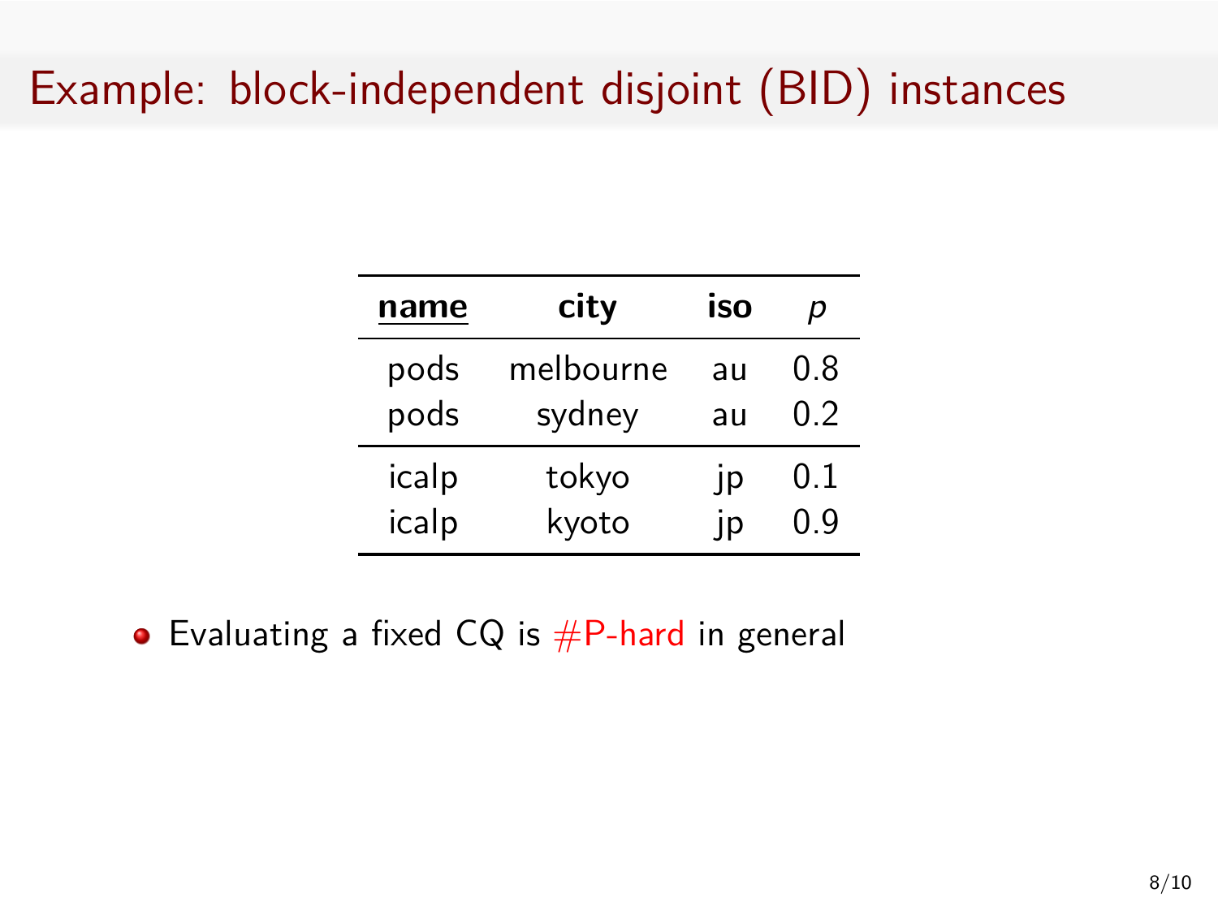# Example: block-independent disjoint (BID) instances

| name | city | iso | $p$ |
|---|---|---|---|
| pods | melbourne | au | 0.8 |
| pods | sydney | au | 0.2 |
| icalp | tokyo | jp | 0.1 |
| icalp | kyoto | jp | 0.9 |

- Evaluating a fixed CQ is #P-hard in general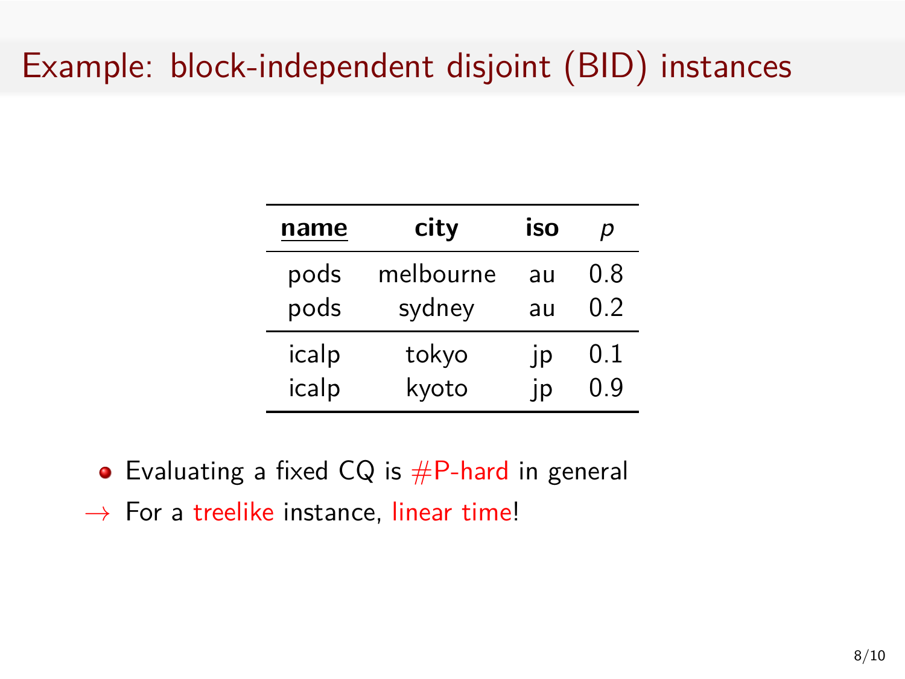# Example: block-independent disjoint (BID) instances

| name | city | iso | $p$ |
|---|---|---|---|
| pods | melbourne | au | 0.8 |
| pods | sydney | au | 0.2 |
| icalp | tokyo | jp | 0.1 |
| icalp | kyoto | jp | 0.9 |

- Evaluating a fixed CQ is #P-hard in general

→ For a treelike instance, linear time!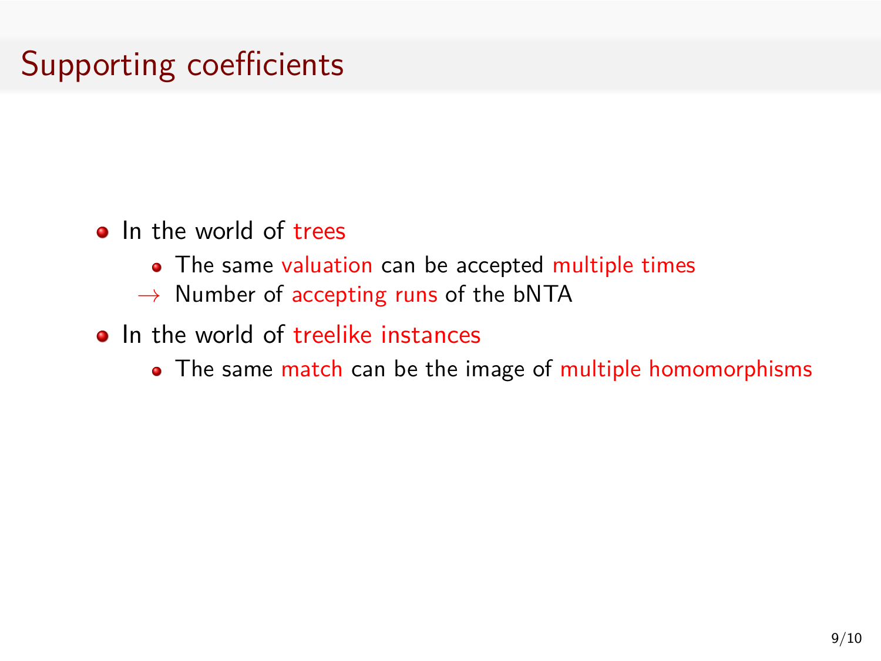# Supporting coefficients

- In the world of trees
  - The same valuation can be accepted multiple times
  - $\rightarrow$ Number of accepting runs of the bNTA
- In the world of treelike instances
  - The same match can be the image of multiple homomorphisms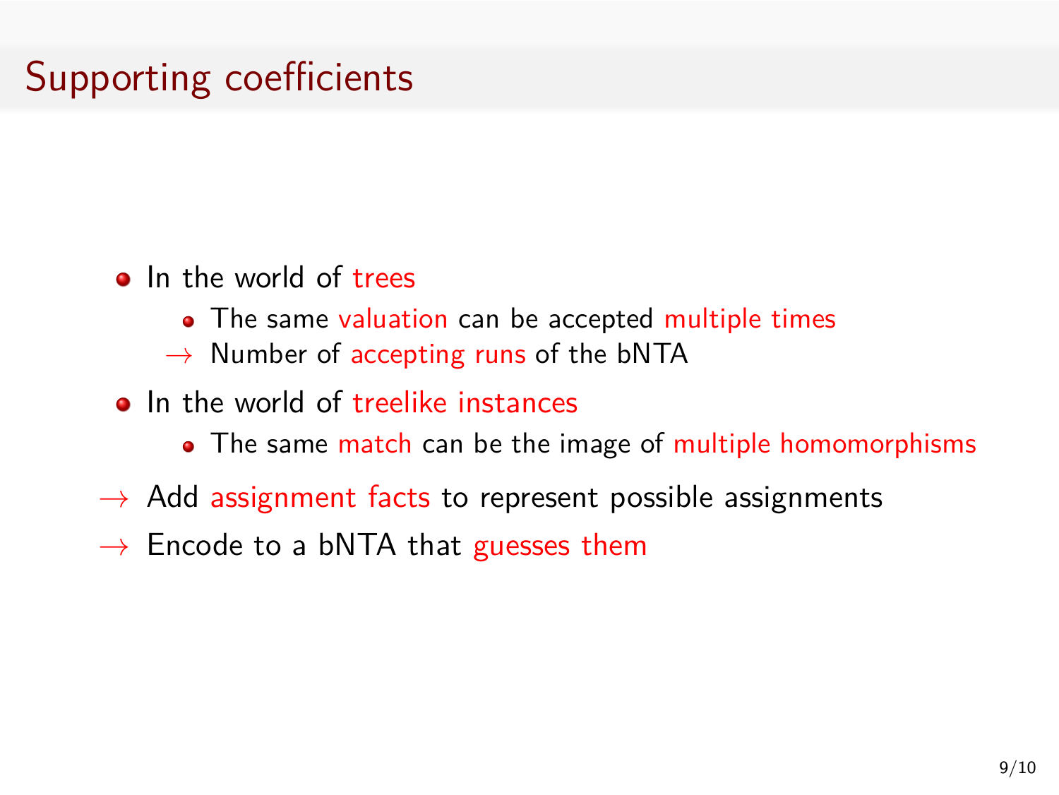# Supporting coefficients

- In the world of trees
  - The same valuation can be accepted multiple times
  - → Number of accepting runs of the bNTA
- In the world of treelike instances
  - The same match can be the image of multiple homomorphisms

→ Add assignment facts to represent possible assignments

→ Encode to a bNTA that guesses them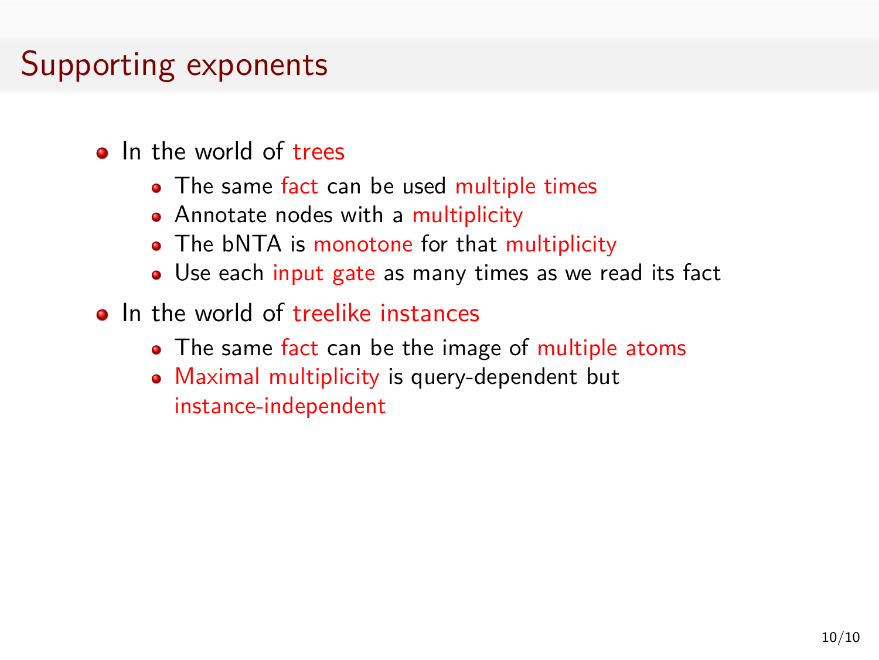# Supporting exponents

- In the world of trees
  - The same fact can be used multiple times
  - Annotate nodes with a multiplicity
  - The bNTA is monotone for that multiplicity
  - Use each input gate as many times as we read its fact
- In the world of treelike instances
  - The same fact can be the image of multiple atoms
  - Maximal multiplicity is query-dependent but instance-independent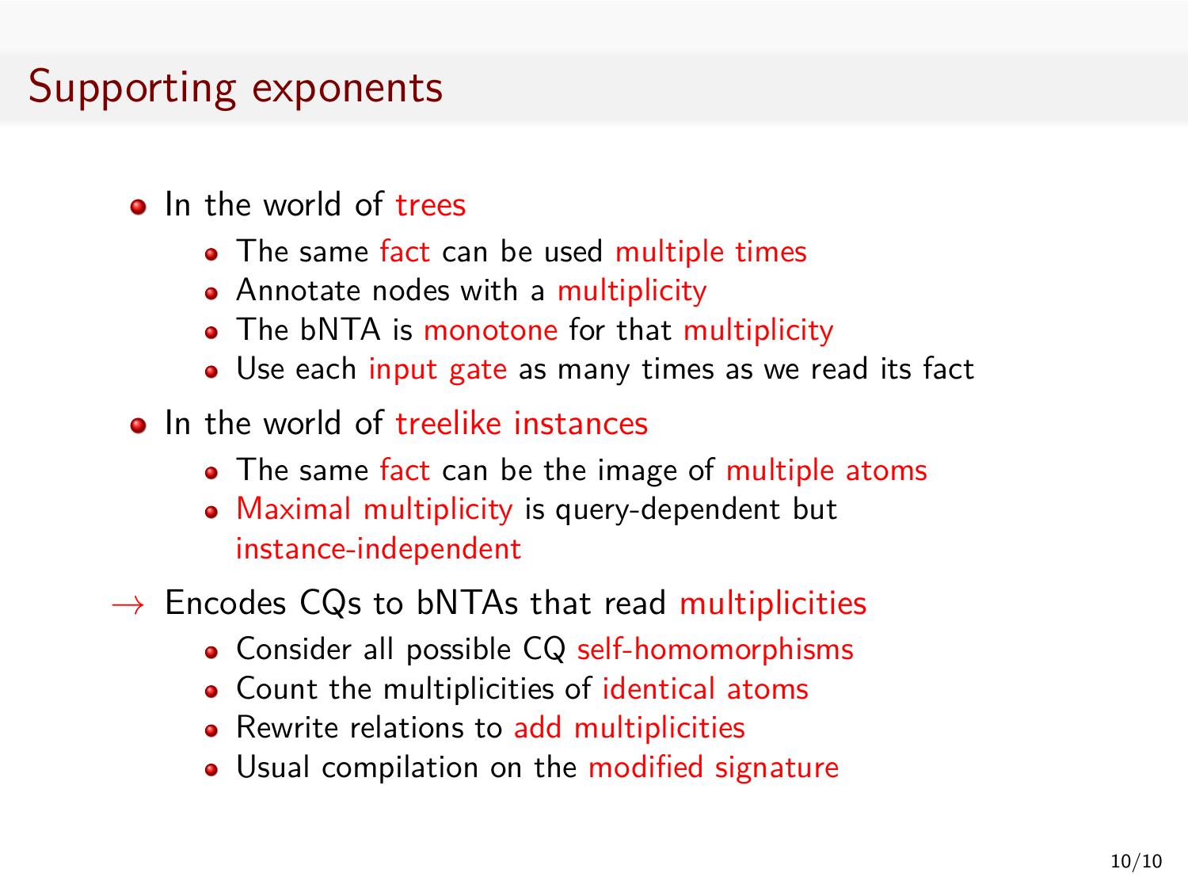# Supporting exponents

- In the world of trees
  - The same fact can be used multiple times
  - Annotate nodes with a multiplicity
  - The bNTA is monotone for that multiplicity
  - Use each input gate as many times as we read its fact
- In the world of treelike instances
  - The same fact can be the image of multiple atoms
  - Maximal multiplicity is query-dependent but instance-independent

→ Encodes CQs to bNTAs that read multiplicities

- Consider all possible CQ self-homomorphisms
- Count the multiplicities of identical atoms
- Rewrite relations to add multiplicities
- Usual compilation on the modified signature